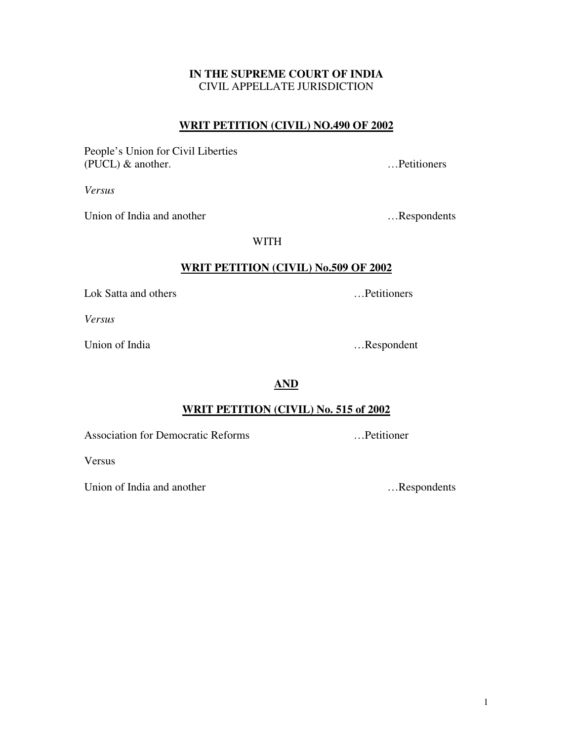**IN THE SUPREME COURT OF INDIA**
CIVIL APPELLATE JURISDICTION

**WRIT PETITION (CIVIL) NO.490 OF 2002**

People's Union for Civil Liberties
(PUCL) & another. …Petitioners

*Versus*

Union of India and another …Respondents

WITH

**WRIT PETITION (CIVIL) No.509 OF 2002**

Lok Satta and others …Petitioners

*Versus*

Union of India …Respondent

**AND**

**WRIT PETITION (CIVIL) No. 515 of 2002**

Association for Democratic Reforms …Petitioner

Versus

Union of India and another …Respondents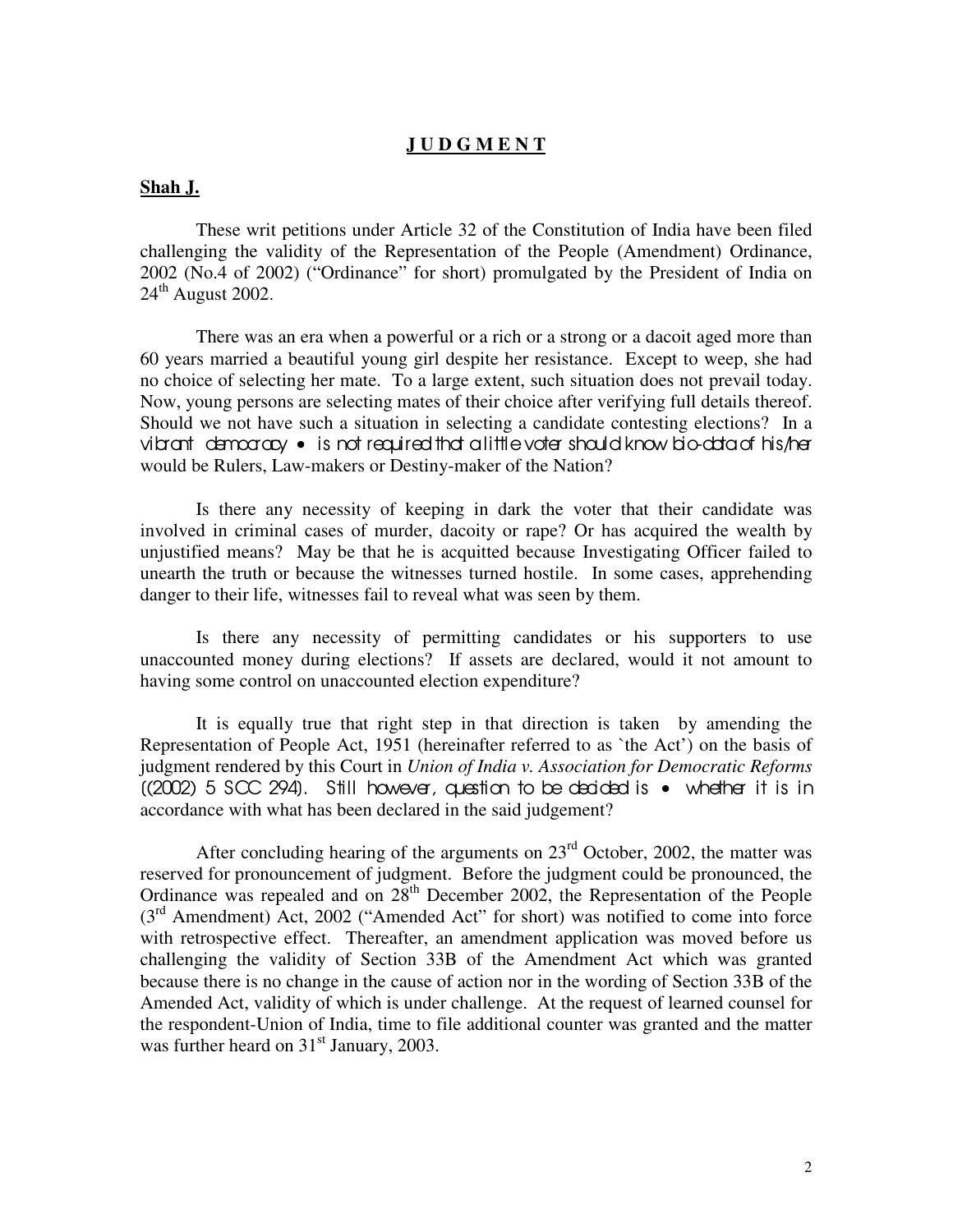## J U D G M E N T

**Shah J.**

These writ petitions under Article 32 of the Constitution of India have been filed challenging the validity of the Representation of the People (Amendment) Ordinance, 2002 (No.4 of 2002) ("Ordinance" for short) promulgated by the President of India on 24th August 2002.

There was an era when a powerful or a rich or a strong or a dacoit aged more than 60 years married a beautiful young girl despite her resistance. Except to weep, she had no choice of selecting her mate. To a large extent, such situation does not prevail today. Now, young persons are selecting mates of their choice after verifying full details thereof. Should we not have such a situation in selecting a candidate contesting elections? In a vibrant democracy • is not required that a little voter should know bio-data of his/her would be Rulers, Law-makers or Destiny-maker of the Nation?

Is there any necessity of keeping in dark the voter that their candidate was involved in criminal cases of murder, dacoity or rape? Or has acquired the wealth by unjustified means? May be that he is acquitted because Investigating Officer failed to unearth the truth or because the witnesses turned hostile. In some cases, apprehending danger to their life, witnesses fail to reveal what was seen by them.

Is there any necessity of permitting candidates or his supporters to use unaccounted money during elections? If assets are declared, would it not amount to having some control on unaccounted election expenditure?

It is equally true that right step in that direction is taken by amending the Representation of People Act, 1951 (hereinafter referred to as `the Act') on the basis of judgment rendered by this Court in *Union of India v. Association for Democratic Reforms* ((2002) 5 SCC 294). Still however, question to be decided is • whether it is in accordance with what has been declared in the said judgement?

After concluding hearing of the arguments on 23rd October, 2002, the matter was reserved for pronouncement of judgment. Before the judgment could be pronounced, the Ordinance was repealed and on 28th December 2002, the Representation of the People (3rd Amendment) Act, 2002 ("Amended Act" for short) was notified to come into force with retrospective effect. Thereafter, an amendment application was moved before us challenging the validity of Section 33B of the Amendment Act which was granted because there is no change in the cause of action nor in the wording of Section 33B of the Amended Act, validity of which is under challenge. At the request of learned counsel for the respondent-Union of India, time to file additional counter was granted and the matter was further heard on 31st January, 2003.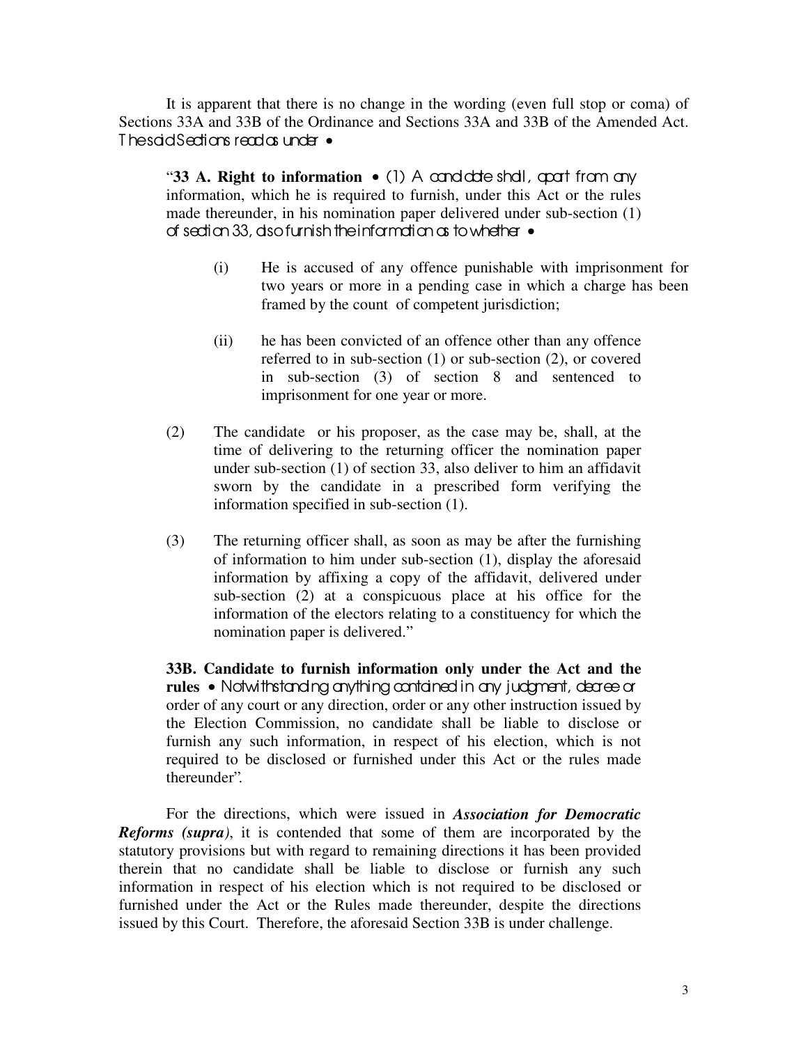It is apparent that there is no change in the wording (even full stop or coma) of Sections 33A and 33B of the Ordinance and Sections 33A and 33B of the Amended Act. The said Sections read as under –

> "**33 A. Right to information** – (1) A candidate shall, apart from any information, which he is required to furnish, under this Act or the rules made thereunder, in his nomination paper delivered under sub-section (1) of section 33, also furnish the information as to whether –
>
> (i) He is accused of any offence punishable with imprisonment for two years or more in a pending case in which a charge has been framed by the count of competent jurisdiction;
>
> (ii) he has been convicted of an offence other than any offence referred to in sub-section (1) or sub-section (2), or covered in sub-section (3) of section 8 and sentenced to imprisonment for one year or more.
>
> (2) The candidate or his proposer, as the case may be, shall, at the time of delivering to the returning officer the nomination paper under sub-section (1) of section 33, also deliver to him an affidavit sworn by the candidate in a prescribed form verifying the information specified in sub-section (1).
>
> (3) The returning officer shall, as soon as may be after the furnishing of information to him under sub-section (1), display the aforesaid information by affixing a copy of the affidavit, delivered under sub-section (2) at a conspicuous place at his office for the information of the electors relating to a constituency for which the nomination paper is delivered."
>
> **33B. Candidate to furnish information only under the Act and the rules** – Notwithstanding anything contained in any judgment, decree or order of any court or any direction, order or any other instruction issued by the Election Commission, no candidate shall be liable to disclose or furnish any such information, in respect of his election, which is not required to be disclosed or furnished under this Act or the rules made thereunder".

For the directions, which were issued in ***Association for Democratic Reforms (supra)***, it is contended that some of them are incorporated by the statutory provisions but with regard to remaining directions it has been provided therein that no candidate shall be liable to disclose or furnish any such information in respect of his election which is not required to be disclosed or furnished under the Act or the Rules made thereunder, despite the directions issued by this Court. Therefore, the aforesaid Section 33B is under challenge.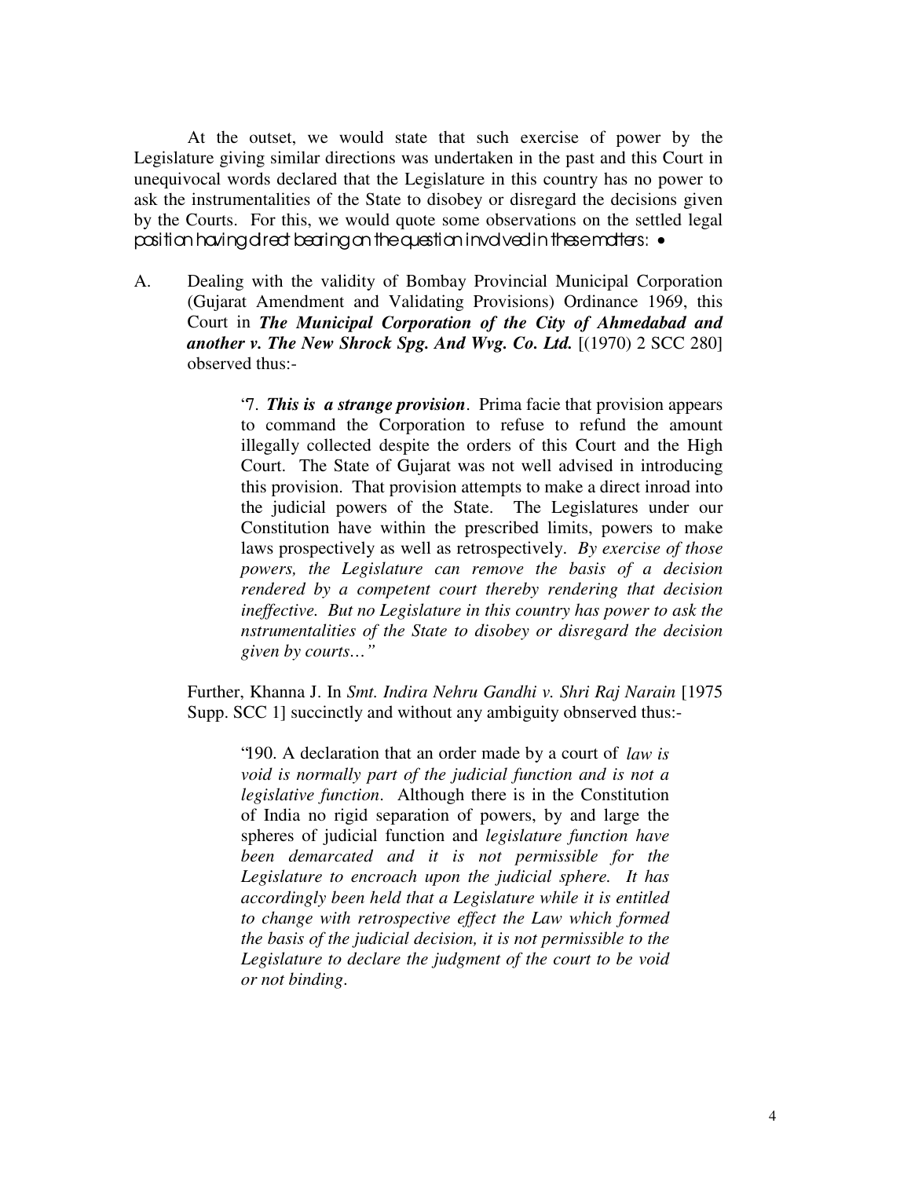At the outset, we would state that such exercise of power by the Legislature giving similar directions was undertaken in the past and this Court in unequivocal words declared that the Legislature in this country has no power to ask the instrumentalities of the State to disobey or disregard the decisions given by the Courts. For this, we would quote some observations on the settled legal position having direct bearing on the question involved in these matters: •

A. Dealing with the validity of Bombay Provincial Municipal Corporation (Gujarat Amendment and Validating Provisions) Ordinance 1969, this Court in ***The Municipal Corporation of the City of Ahmedabad and another v. The New Shrock Spg. And Wvg. Co. Ltd.*** [(1970) 2 SCC 280] observed thus:-

> '7. ***This is a strange provision***. Prima facie that provision appears to command the Corporation to refuse to refund the amount illegally collected despite the orders of this Court and the High Court. The State of Gujarat was not well advised in introducing this provision. That provision attempts to make a direct inroad into the judicial powers of the State. The Legislatures under our Constitution have within the prescribed limits, powers to make laws prospectively as well as retrospectively. *By exercise of those powers, the Legislature can remove the basis of a decision rendered by a competent court thereby rendering that decision ineffective. But no Legislature in this country has power to ask the nstrumentalities of the State to disobey or disregard the decision given by courts…"*

Further, Khanna J. In *Smt. Indira Nehru Gandhi v. Shri Raj Narain* [1975 Supp. SCC 1] succinctly and without any ambiguity obnserved thus:-

> "190. A declaration that an order made by a court of *law is void is normally part of the judicial function and is not a legislative function*. Although there is in the Constitution of India no rigid separation of powers, by and large the spheres of judicial function and *legislature function have been demarcated and it is not permissible for the Legislature to encroach upon the judicial sphere. It has accordingly been held that a Legislature while it is entitled to change with retrospective effect the Law which formed the basis of the judicial decision, it is not permissible to the Legislature to declare the judgment of the court to be void or not binding*.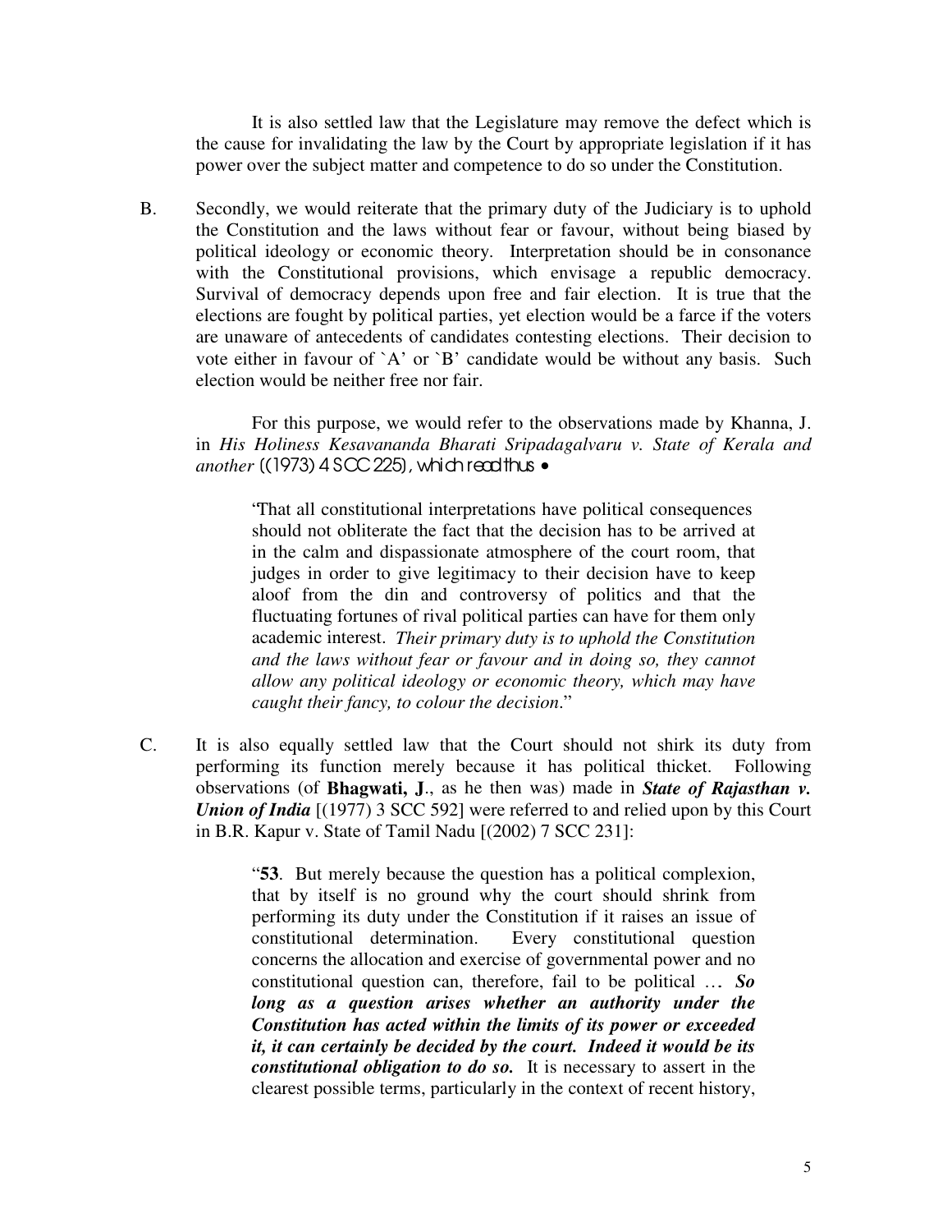It is also settled law that the Legislature may remove the defect which is the cause for invalidating the law by the Court by appropriate legislation if it has power over the subject matter and competence to do so under the Constitution.

B. Secondly, we would reiterate that the primary duty of the Judiciary is to uphold the Constitution and the laws without fear or favour, without being biased by political ideology or economic theory. Interpretation should be in consonance with the Constitutional provisions, which envisage a republic democracy. Survival of democracy depends upon free and fair election. It is true that the elections are fought by political parties, yet election would be a farce if the voters are unaware of antecedents of candidates contesting elections. Their decision to vote either in favour of `A' or `B' candidate would be without any basis. Such election would be neither free nor fair.

For this purpose, we would refer to the observations made by Khanna, J. in *His Holiness Kesavananda Bharati Sripadagalvaru v. State of Kerala and another* ((1973) 4 SCC 225), which read thus :

> "That all constitutional interpretations have political consequences should not obliterate the fact that the decision has to be arrived at in the calm and dispassionate atmosphere of the court room, that judges in order to give legitimacy to their decision have to keep aloof from the din and controversy of politics and that the fluctuating fortunes of rival political parties can have for them only academic interest. *Their primary duty is to uphold the Constitution and the laws without fear or favour and in doing so, they cannot allow any political ideology or economic theory, which may have caught their fancy, to colour the decision*."

C. It is also equally settled law that the Court should not shirk its duty from performing its function merely because it has political thicket. Following observations (of **Bhagwati, J**., as he then was) made in ***State of Rajasthan v. Union of India*** [(1977) 3 SCC 592] were referred to and relied upon by this Court in B.R. Kapur v. State of Tamil Nadu [(2002) 7 SCC 231]:

> "**53**. But merely because the question has a political complexion, that by itself is no ground why the court should shrink from performing its duty under the Constitution if it raises an issue of constitutional determination. Every constitutional question concerns the allocation and exercise of governmental power and no constitutional question can, therefore, fail to be political … ***So long as a question arises whether an authority under the Constitution has acted within the limits of its power or exceeded it, it can certainly be decided by the court. Indeed it would be its constitutional obligation to do so.*** It is necessary to assert in the clearest possible terms, particularly in the context of recent history,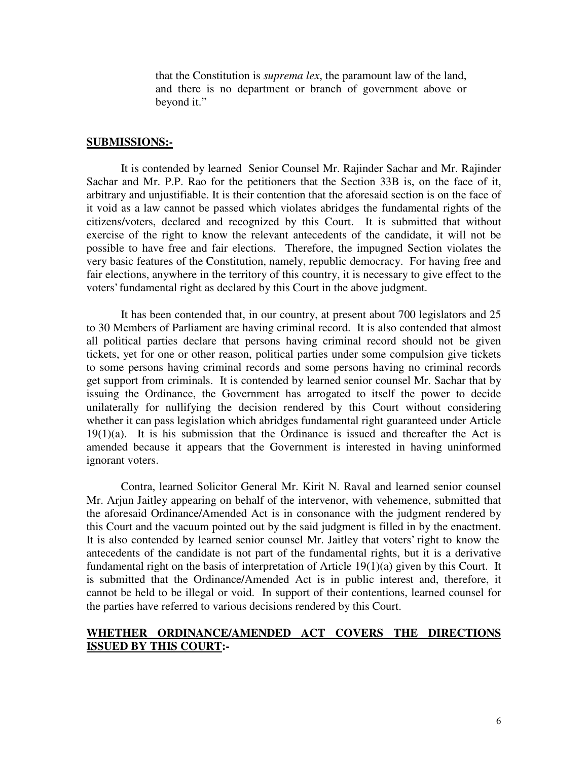that the Constitution is *suprema lex*, the paramount law of the land, and there is no department or branch of government above or beyond it."

**SUBMISSIONS:-**

It is contended by learned Senior Counsel Mr. Rajinder Sachar and Mr. Rajinder Sachar and Mr. P.P. Rao for the petitioners that the Section 33B is, on the face of it, arbitrary and unjustifiable. It is their contention that the aforesaid section is on the face of it void as a law cannot be passed which violates abridges the fundamental rights of the citizens/voters, declared and recognized by this Court. It is submitted that without exercise of the right to know the relevant antecedents of the candidate, it will not be possible to have free and fair elections. Therefore, the impugned Section violates the very basic features of the Constitution, namely, republic democracy. For having free and fair elections, anywhere in the territory of this country, it is necessary to give effect to the voters' fundamental right as declared by this Court in the above judgment.

It has been contended that, in our country, at present about 700 legislators and 25 to 30 Members of Parliament are having criminal record. It is also contended that almost all political parties declare that persons having criminal record should not be given tickets, yet for one or other reason, political parties under some compulsion give tickets to some persons having criminal records and some persons having no criminal records get support from criminals. It is contended by learned senior counsel Mr. Sachar that by issuing the Ordinance, the Government has arrogated to itself the power to decide unilaterally for nullifying the decision rendered by this Court without considering whether it can pass legislation which abridges fundamental right guaranteed under Article 19(1)(a). It is his submission that the Ordinance is issued and thereafter the Act is amended because it appears that the Government is interested in having uninformed ignorant voters.

Contra, learned Solicitor General Mr. Kirit N. Raval and learned senior counsel Mr. Arjun Jaitley appearing on behalf of the intervenor, with vehemence, submitted that the aforesaid Ordinance/Amended Act is in consonance with the judgment rendered by this Court and the vacuum pointed out by the said judgment is filled in by the enactment. It is also contended by learned senior counsel Mr. Jaitley that voters' right to know the antecedents of the candidate is not part of the fundamental rights, but it is a derivative fundamental right on the basis of interpretation of Article 19(1)(a) given by this Court. It is submitted that the Ordinance/Amended Act is in public interest and, therefore, it cannot be held to be illegal or void. In support of their contentions, learned counsel for the parties have referred to various decisions rendered by this Court.

**WHETHER ORDINANCE/AMENDED ACT COVERS THE DIRECTIONS ISSUED BY THIS COURT:-**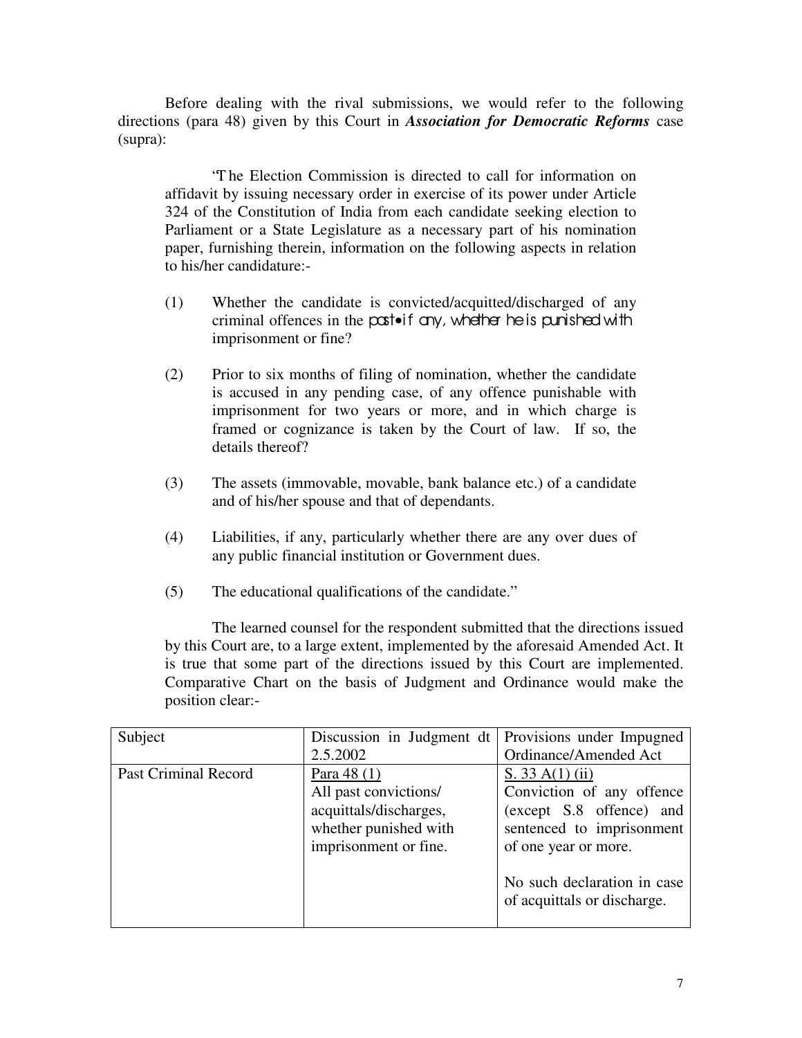Before dealing with the rival submissions, we would refer to the following directions (para 48) given by this Court in ***Association for Democratic Reforms*** case (supra):

> "The Election Commission is directed to call for information on affidavit by issuing necessary order in exercise of its power under Article 324 of the Constitution of India from each candidate seeking election to Parliament or a State Legislature as a necessary part of his nomination paper, furnishing therein, information on the following aspects in relation to his/her candidature:-
>
> (1) Whether the candidate is convicted/acquitted/discharged of any criminal offences in the past•if any, whether he is punished with imprisonment or fine?
>
> (2) Prior to six months of filing of nomination, whether the candidate is accused in any pending case, of any offence punishable with imprisonment for two years or more, and in which charge is framed or cognizance is taken by the Court of law. If so, the details thereof?
>
> (3) The assets (immovable, movable, bank balance etc.) of a candidate and of his/her spouse and that of dependants.
>
> (4) Liabilities, if any, particularly whether there are any over dues of any public financial institution or Government dues.
>
> (5) The educational qualifications of the candidate."

The learned counsel for the respondent submitted that the directions issued by this Court are, to a large extent, implemented by the aforesaid Amended Act. It is true that some part of the directions issued by this Court are implemented. Comparative Chart on the basis of Judgment and Ordinance would make the position clear:-

| Subject | Discussion in Judgment dt 2.5.2002 | Provisions under Impugned Ordinance/Amended Act |
|---|---|---|
| Past Criminal Record | Para 48 (1)<br>All past convictions/ acquittals/discharges, whether punished with imprisonment or fine. | S. 33 A(1) (ii)<br>Conviction of any offence (except S.8 offence) and sentenced to imprisonment of one year or more.<br><br>No such declaration in case of acquittals or discharge. |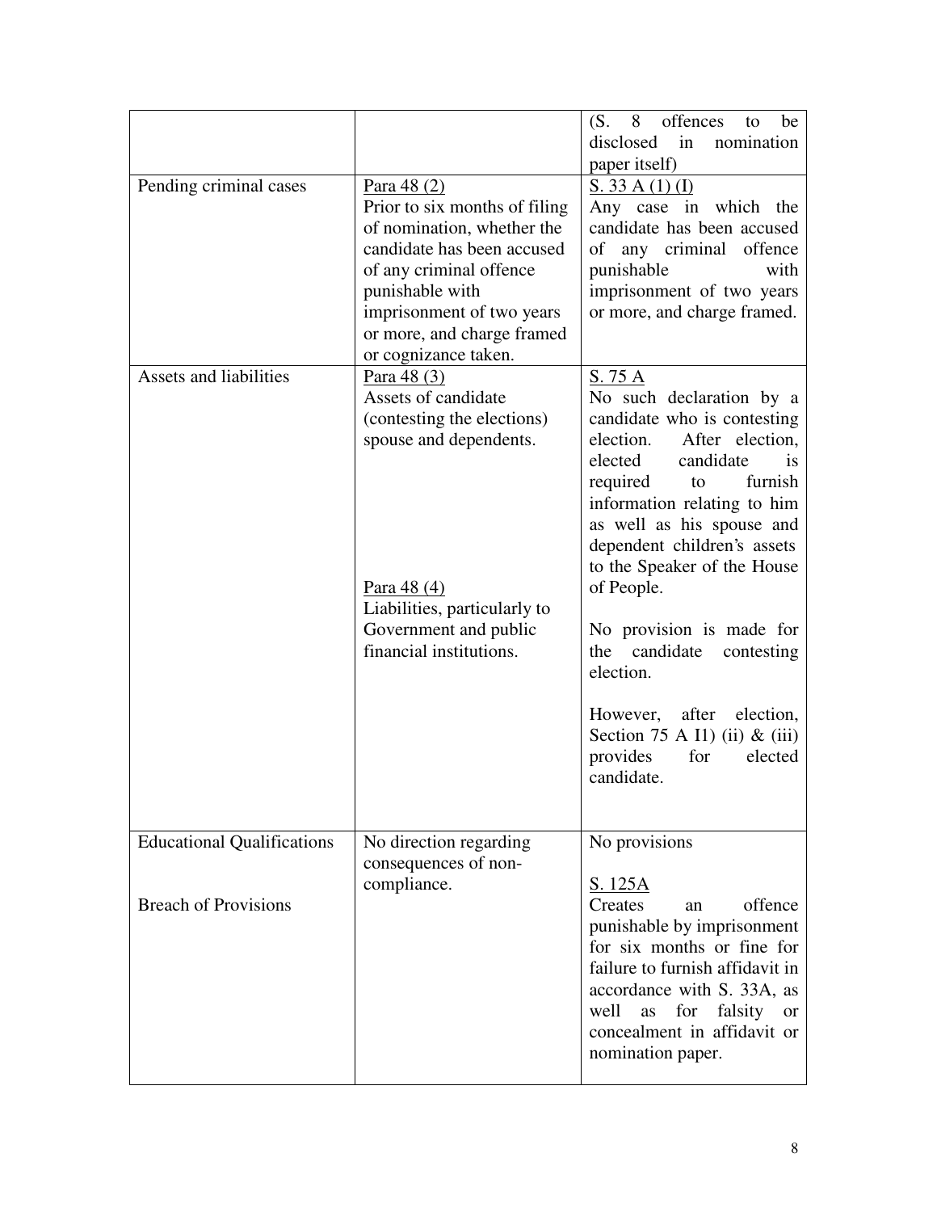| | | |
|---|---|---|
| | | (S. 8 offences to be disclosed in nomination paper itself) |
| Pending criminal cases | Para 48 (2)<br>Prior to six months of filing of nomination, whether the candidate has been accused of any criminal offence punishable with imprisonment of two years or more, and charge framed or cognizance taken. | S. 33 A (1) (I)<br>Any case in which the candidate has been accused of any criminal offence punishable with imprisonment of two years or more, and charge framed. |
| Assets and liabilities | Para 48 (3)<br>Assets of candidate (contesting the elections) spouse and dependents.<br><br>Para 48 (4)<br>Liabilities, particularly to Government and public financial institutions. | S. 75 A<br>No such declaration by a candidate who is contesting election. After election, elected candidate is required to furnish information relating to him as well as his spouse and dependent children's assets to the Speaker of the House of People.<br><br>No provision is made for the candidate contesting election.<br><br>However, after election, Section 75 A I1) (ii) & (iii) provides for elected candidate. |
| Educational Qualifications<br><br>Breach of Provisions | No direction regarding consequences of non-compliance. | No provisions<br><br>S. 125A<br>Creates an offence punishable by imprisonment for six months or fine for failure to furnish affidavit in accordance with S. 33A, as well as for falsity or concealment in affidavit or nomination paper. |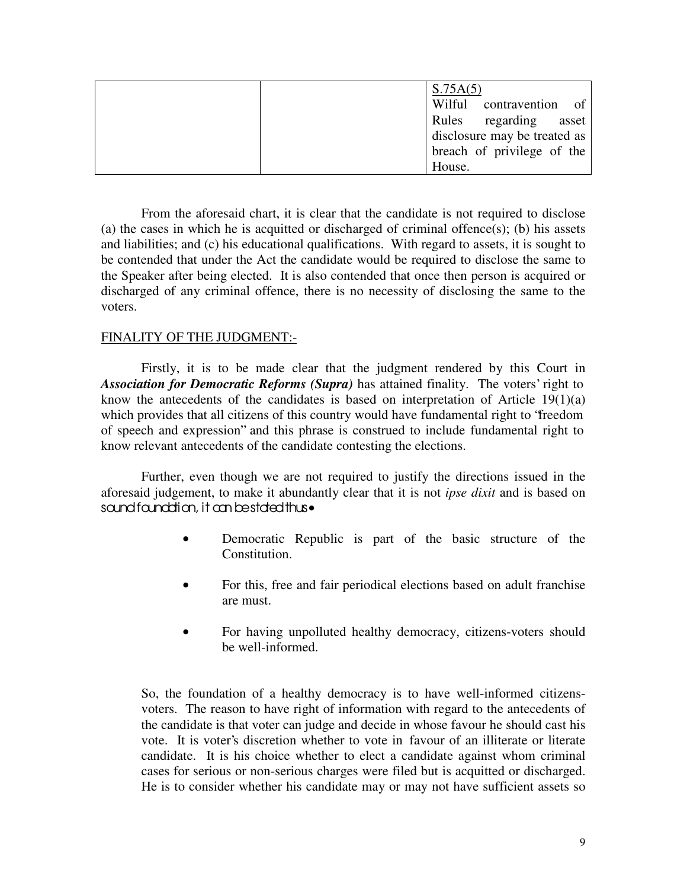| | | S.75A(5)<br>Wilful contravention of Rules regarding asset disclosure may be treated as breach of privilege of the House. |
|---|---|---|

From the aforesaid chart, it is clear that the candidate is not required to disclose (a) the cases in which he is acquitted or discharged of criminal offence(s); (b) his assets and liabilities; and (c) his educational qualifications. With regard to assets, it is sought to be contended that under the Act the candidate would be required to disclose the same to the Speaker after being elected. It is also contended that once then person is acquired or discharged of any criminal offence, there is no necessity of disclosing the same to the voters.

FINALITY OF THE JUDGMENT:-

Firstly, it is to be made clear that the judgment rendered by this Court in ***Association for Democratic Reforms (Supra)*** has attained finality. The voters' right to know the antecedents of the candidates is based on interpretation of Article 19(1)(a) which provides that all citizens of this country would have fundamental right to "freedom of speech and expression" and this phrase is construed to include fundamental right to know relevant antecedents of the candidate contesting the elections.

Further, even though we are not required to justify the directions issued in the aforesaid judgement, to make it abundantly clear that it is not *ipse dixit* and is based on sound foundation, it can be stated thus:

- Democratic Republic is part of the basic structure of the Constitution.
- For this, free and fair periodical elections based on adult franchise are must.
- For having unpolluted healthy democracy, citizens-voters should be well-informed.

So, the foundation of a healthy democracy is to have well-informed citizens-voters. The reason to have right of information with regard to the antecedents of the candidate is that voter can judge and decide in whose favour he should cast his vote. It is voter's discretion whether to vote in favour of an illiterate or literate candidate. It is his choice whether to elect a candidate against whom criminal cases for serious or non-serious charges were filed but is acquitted or discharged. He is to consider whether his candidate may or may not have sufficient assets so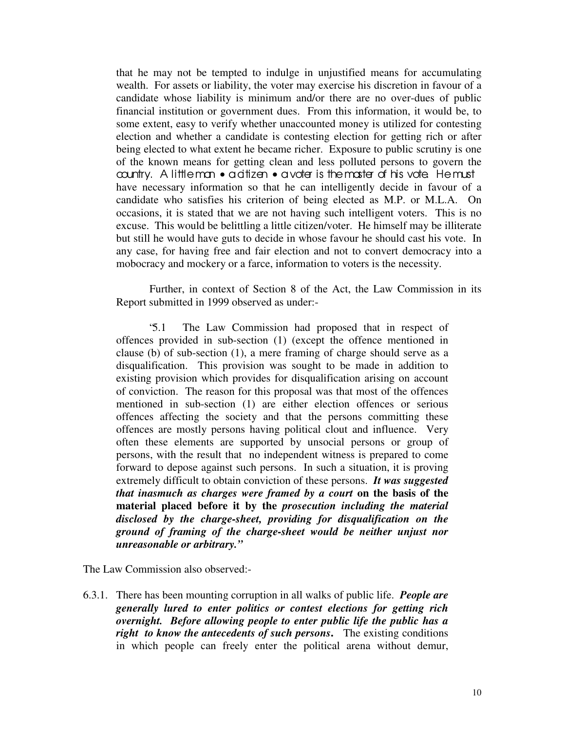that he may not be tempted to indulge in unjustified means for accumulating wealth. For assets or liability, the voter may exercise his discretion in favour of a candidate whose liability is minimum and/or there are no over-dues of public financial institution or government dues. From this information, it would be, to some extent, easy to verify whether unaccounted money is utilized for contesting election and whether a candidate is contesting election for getting rich or after being elected to what extent he became richer. Exposure to public scrutiny is one of the known means for getting clean and less polluted persons to govern the country. A little man • a citizen • a voter is the master of his vote. He must have necessary information so that he can intelligently decide in favour of a candidate who satisfies his criterion of being elected as M.P. or M.L.A. On occasions, it is stated that we are not having such intelligent voters. This is no excuse. This would be belittling a little citizen/voter. He himself may be illiterate but still he would have guts to decide in whose favour he should cast his vote. In any case, for having free and fair election and not to convert democracy into a mobocracy and mockery or a farce, information to voters is the necessity.

Further, in context of Section 8 of the Act, the Law Commission in its Report submitted in 1999 observed as under:-

'5.1 The Law Commission had proposed that in respect of offences provided in sub-section (1) (except the offence mentioned in clause (b) of sub-section (1), a mere framing of charge should serve as a disqualification. This provision was sought to be made in addition to existing provision which provides for disqualification arising on account of conviction. The reason for this proposal was that most of the offences mentioned in sub-section (1) are either election offences or serious offences affecting the society and that the persons committing these offences are mostly persons having political clout and influence. Very often these elements are supported by unsocial persons or group of persons, with the result that no independent witness is prepared to come forward to depose against such persons. In such a situation, it is proving extremely difficult to obtain conviction of these persons. ***It was suggested that inasmuch as charges were framed by a court*** **on the basis of the material placed before it by the** ***prosecution including the material disclosed by the charge-sheet, providing for disqualification on the ground of framing of the charge-sheet would be neither unjust nor unreasonable or arbitrary."***

The Law Commission also observed:-

6.3.1. There has been mounting corruption in all walks of public life. ***People are generally lured to enter politics or contest elections for getting rich overnight. Before allowing people to enter public life the public has a right to know the antecedents of such persons*****.** The existing conditions in which people can freely enter the political arena without demur,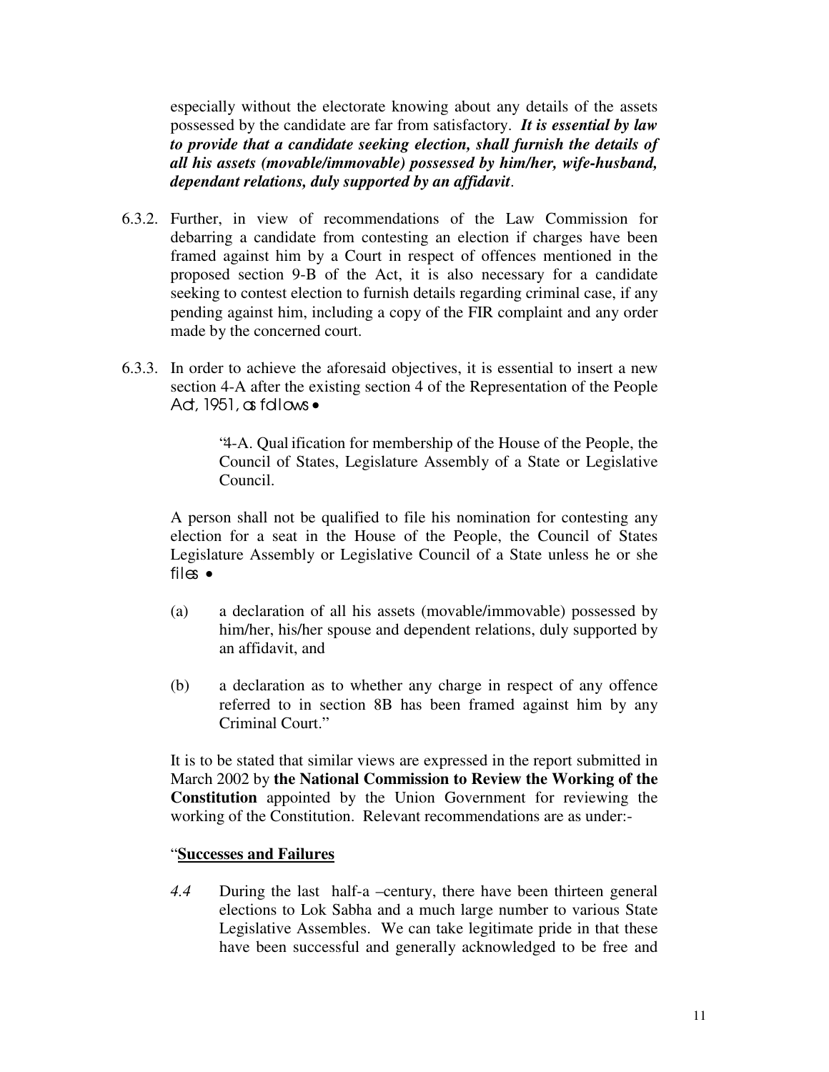especially without the electorate knowing about any details of the assets possessed by the candidate are far from satisfactory. ***It is essential by law to provide that a candidate seeking election, shall furnish the details of all his assets (movable/immovable) possessed by him/her, wife-husband, dependant relations, duly supported by an affidavit***.

6.3.2. Further, in view of recommendations of the Law Commission for debarring a candidate from contesting an election if charges have been framed against him by a Court in respect of offences mentioned in the proposed section 9-B of the Act, it is also necessary for a candidate seeking to contest election to furnish details regarding criminal case, if any pending against him, including a copy of the FIR complaint and any order made by the concerned court.

6.3.3. In order to achieve the aforesaid objectives, it is essential to insert a new section 4-A after the existing section 4 of the Representation of the People Act, 1951, as follows:-

> "4-A. Qualification for membership of the House of the People, the Council of States, Legislature Assembly of a State or Legislative Council.

A person shall not be qualified to file his nomination for contesting any election for a seat in the House of the People, the Council of States Legislature Assembly or Legislative Council of a State unless he or she files :-

(a) a declaration of all his assets (movable/immovable) possessed by him/her, his/her spouse and dependent relations, duly supported by an affidavit, and

(b) a declaration as to whether any charge in respect of any offence referred to in section 8B has been framed against him by any Criminal Court."

It is to be stated that similar views are expressed in the report submitted in March 2002 by **the National Commission to Review the Working of the Constitution** appointed by the Union Government for reviewing the working of the Constitution. Relevant recommendations are as under:-

"**<u>Successes and Failures</u>**

*4.4* During the last half-a –century, there have been thirteen general elections to Lok Sabha and a much large number to various State Legislative Assembles. We can take legitimate pride in that these have been successful and generally acknowledged to be free and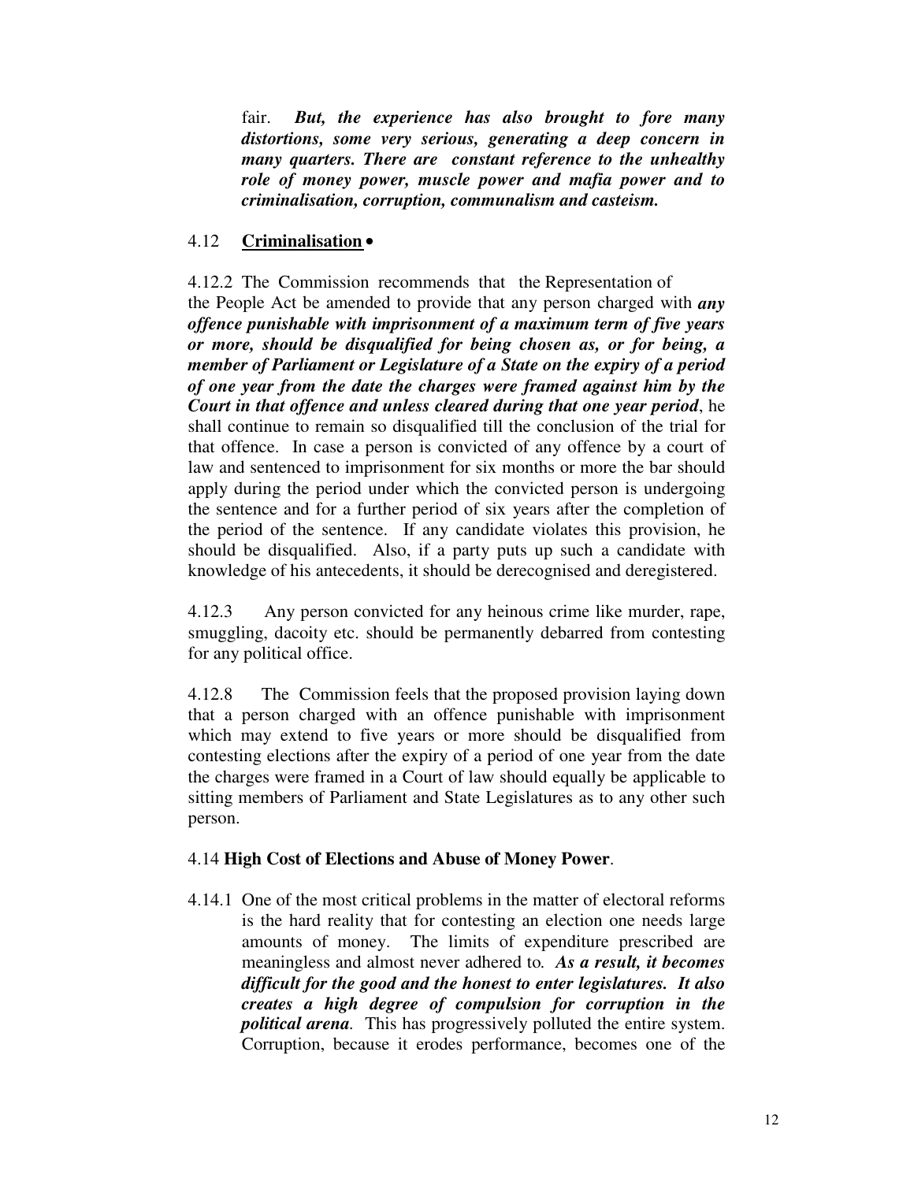fair. ***But, the experience has also brought to fore many distortions, some very serious, generating a deep concern in many quarters. There are constant reference to the unhealthy role of money power, muscle power and mafia power and to criminalisation, corruption, communalism and casteism.***

### 4.12 Criminalisation •

4.12.2 The Commission recommends that the Representation of the People Act be amended to provide that any person charged with ***any offence punishable with imprisonment of a maximum term of five years or more, should be disqualified for being chosen as, or for being, a member of Parliament or Legislature of a State on the expiry of a period of one year from the date the charges were framed against him by the Court in that offence and unless cleared during that one year period***, he shall continue to remain so disqualified till the conclusion of the trial for that offence. In case a person is convicted of any offence by a court of law and sentenced to imprisonment for six months or more the bar should apply during the period under which the convicted person is undergoing the sentence and for a further period of six years after the completion of the period of the sentence. If any candidate violates this provision, he should be disqualified. Also, if a party puts up such a candidate with knowledge of his antecedents, it should be derecognised and deregistered.

4.12.3 Any person convicted for any heinous crime like murder, rape, smuggling, dacoity etc. should be permanently debarred from contesting for any political office.

4.12.8 The Commission feels that the proposed provision laying down that a person charged with an offence punishable with imprisonment which may extend to five years or more should be disqualified from contesting elections after the expiry of a period of one year from the date the charges were framed in a Court of law should equally be applicable to sitting members of Parliament and State Legislatures as to any other such person.

### 4.14 High Cost of Elections and Abuse of Money Power.

4.14.1 One of the most critical problems in the matter of electoral reforms is the hard reality that for contesting an election one needs large amounts of money. The limits of expenditure prescribed are meaningless and almost never adhered to. ***As a result, it becomes difficult for the good and the honest to enter legislatures. It also creates a high degree of compulsion for corruption in the political arena.*** This has progressively polluted the entire system. Corruption, because it erodes performance, becomes one of the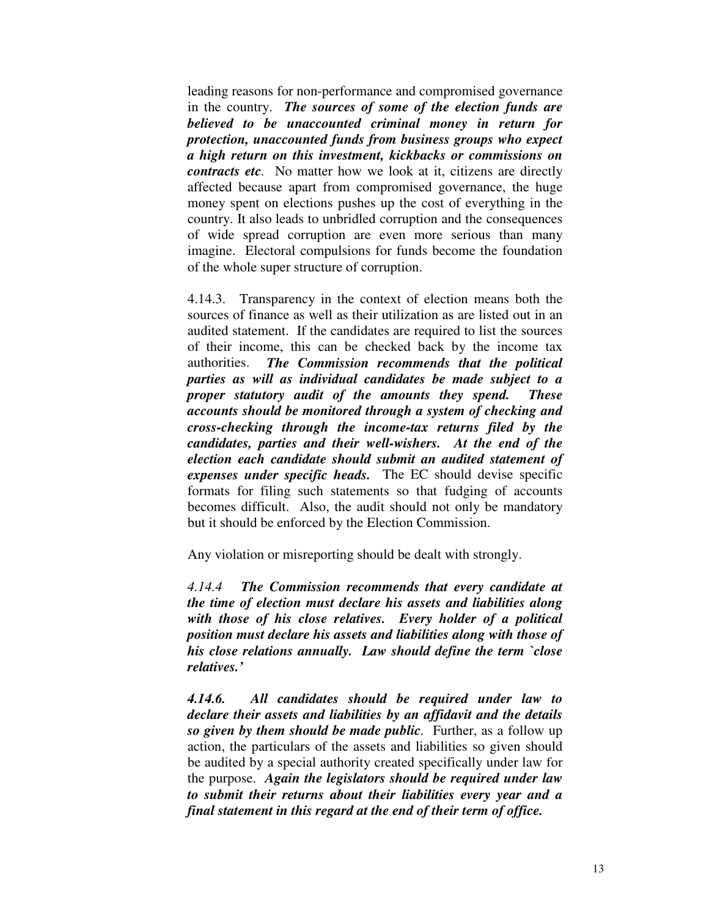leading reasons for non-performance and compromised governance in the country. ***The sources of some of the election funds are believed to be unaccounted criminal money in return for protection, unaccounted funds from business groups who expect a high return on this investment, kickbacks or commissions on contracts etc***. No matter how we look at it, citizens are directly affected because apart from compromised governance, the huge money spent on elections pushes up the cost of everything in the country. It also leads to unbridled corruption and the consequences of wide spread corruption are even more serious than many imagine. Electoral compulsions for funds become the foundation of the whole super structure of corruption.

4.14.3. Transparency in the context of election means both the sources of finance as well as their utilization as are listed out in an audited statement. If the candidates are required to list the sources of their income, this can be checked back by the income tax authorities. ***The Commission recommends that the political parties as will as individual candidates be made subject to a proper statutory audit of the amounts they spend. These accounts should be monitored through a system of checking and cross-checking through the income-tax returns filed by the candidates, parties and their well-wishers. At the end of the election each candidate should submit an audited statement of expenses under specific heads.*** The EC should devise specific formats for filing such statements so that fudging of accounts becomes difficult. Also, the audit should not only be mandatory but it should be enforced by the Election Commission.

Any violation or misreporting should be dealt with strongly.

*4.14.4* ***The Commission recommends that every candidate at the time of election must declare his assets and liabilities along with those of his close relatives. Every holder of a political position must declare his assets and liabilities along with those of his close relations annually. Law should define the term `close relatives.'***

***4.14.6. All candidates should be required under law to declare their assets and liabilities by an affidavit and the details so given by them should be made public***. Further, as a follow up action, the particulars of the assets and liabilities so given should be audited by a special authority created specifically under law for the purpose. ***Again the legislators should be required under law to submit their returns about their liabilities every year and a final statement in this regard at the end of their term of office.***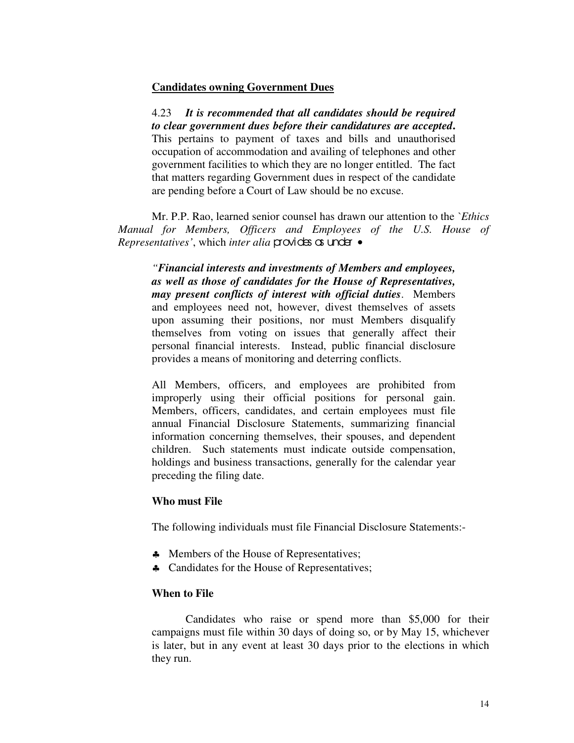**Candidates owning Government Dues**

> 4.23 ***It is recommended that all candidates should be required to clear government dues before their candidatures are accepted*.** This pertains to payment of taxes and bills and unauthorised occupation of accommodation and availing of telephones and other government facilities to which they are no longer entitled. The fact that matters regarding Government dues in respect of the candidate are pending before a Court of Law should be no excuse.

Mr. P.P. Rao, learned senior counsel has drawn our attention to the `*Ethics Manual for Members, Officers and Employees of the U.S. House of Representatives'*, which *inter alia* provides as under :

> *"**Financial interests and investments of Members and employees, as well as those of candidates for the House of Representatives, may present conflicts of interest with official duties**.* Members and employees need not, however, divest themselves of assets upon assuming their positions, nor must Members disqualify themselves from voting on issues that generally affect their personal financial interests. Instead, public financial disclosure provides a means of monitoring and deterring conflicts.
>
> All Members, officers, and employees are prohibited from improperly using their official positions for personal gain. Members, officers, candidates, and certain employees must file annual Financial Disclosure Statements, summarizing financial information concerning themselves, their spouses, and dependent children. Such statements must indicate outside compensation, holdings and business transactions, generally for the calendar year preceding the filing date.
>
> **Who must File**
>
> The following individuals must file Financial Disclosure Statements:-
>
> - Members of the House of Representatives;
> - Candidates for the House of Representatives;
>
> **When to File**
>
> Candidates who raise or spend more than $5,000 for their campaigns must file within 30 days of doing so, or by May 15, whichever is later, but in any event at least 30 days prior to the elections in which they run.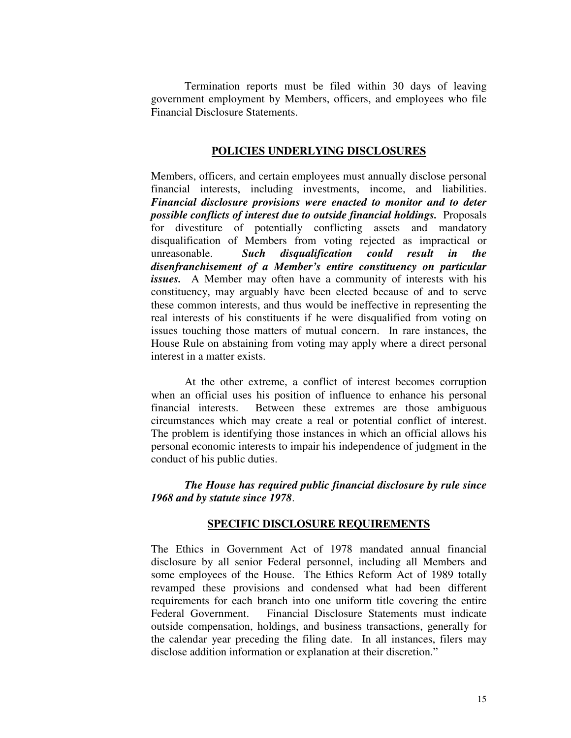Termination reports must be filed within 30 days of leaving government employment by Members, officers, and employees who file Financial Disclosure Statements.

## POLICIES UNDERLYING DISCLOSURES

Members, officers, and certain employees must annually disclose personal financial interests, including investments, income, and liabilities. ***Financial disclosure provisions were enacted to monitor and to deter possible conflicts of interest due to outside financial holdings.*** Proposals for divestiture of potentially conflicting assets and mandatory disqualification of Members from voting rejected as impractical or unreasonable. ***Such disqualification could result in the disenfranchisement of a Member's entire constituency on particular issues.*** A Member may often have a community of interests with his constituency, may arguably have been elected because of and to serve these common interests, and thus would be ineffective in representing the real interests of his constituents if he were disqualified from voting on issues touching those matters of mutual concern. In rare instances, the House Rule on abstaining from voting may apply where a direct personal interest in a matter exists.

At the other extreme, a conflict of interest becomes corruption when an official uses his position of influence to enhance his personal financial interests. Between these extremes are those ambiguous circumstances which may create a real or potential conflict of interest. The problem is identifying those instances in which an official allows his personal economic interests to impair his independence of judgment in the conduct of his public duties.

***The House has required public financial disclosure by rule since 1968 and by statute since 1978***.

## SPECIFIC DISCLOSURE REQUIREMENTS

The Ethics in Government Act of 1978 mandated annual financial disclosure by all senior Federal personnel, including all Members and some employees of the House. The Ethics Reform Act of 1989 totally revamped these provisions and condensed what had been different requirements for each branch into one uniform title covering the entire Federal Government. Financial Disclosure Statements must indicate outside compensation, holdings, and business transactions, generally for the calendar year preceding the filing date. In all instances, filers may disclose addition information or explanation at their discretion."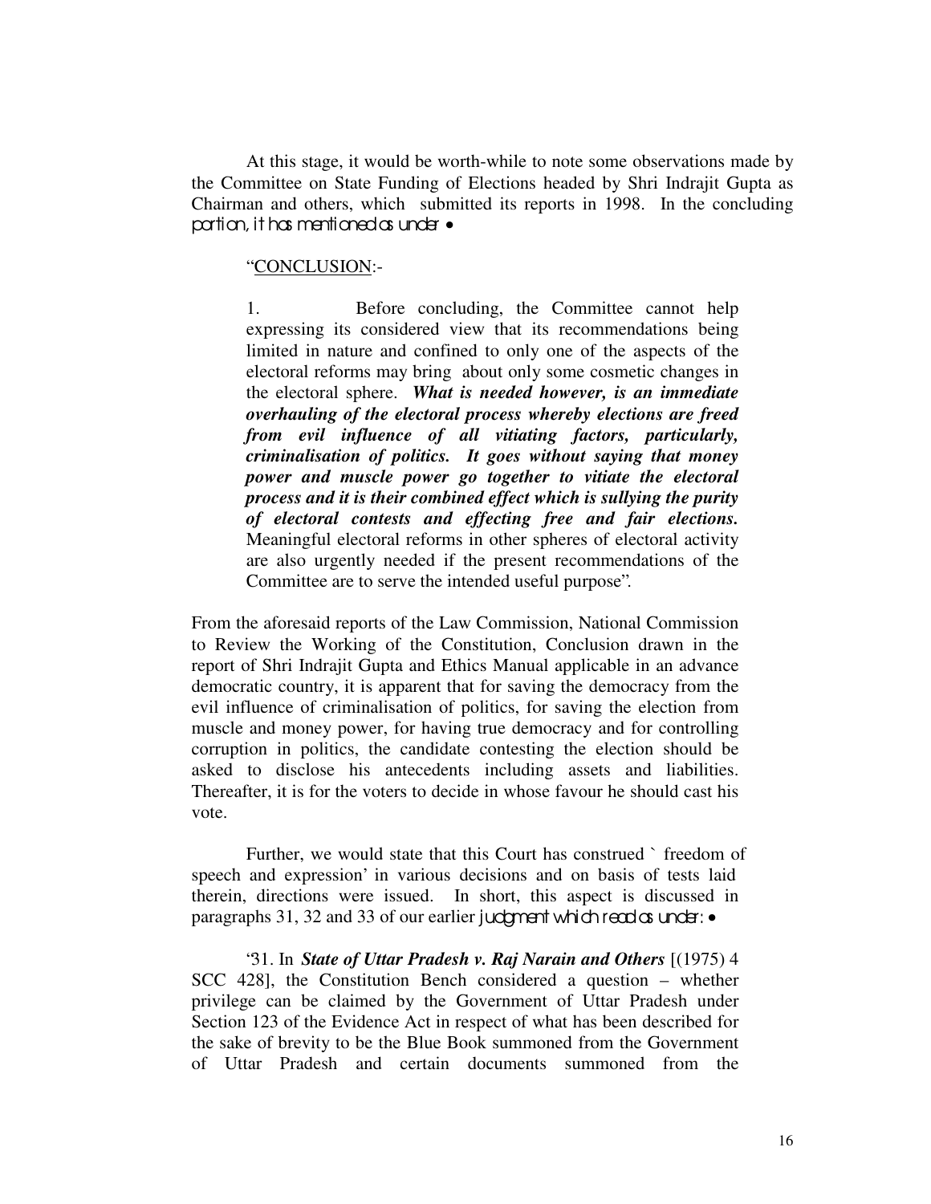At this stage, it would be worth-while to note some observations made by the Committee on State Funding of Elections headed by Shri Indrajit Gupta as Chairman and others, which submitted its reports in 1998. In the concluding portion, it has mentioned as under:-

> "<u>CONCLUSION</u>:-
>
> 1. Before concluding, the Committee cannot help expressing its considered view that its recommendations being limited in nature and confined to only one of the aspects of the electoral reforms may bring about only some cosmetic changes in the electoral sphere. ***What is needed however, is an immediate overhauling of the electoral process whereby elections are freed from evil influence of all vitiating factors, particularly, criminalisation of politics. It goes without saying that money power and muscle power go together to vitiate the electoral process and it is their combined effect which is sullying the purity of electoral contests and effecting free and fair elections.*** Meaningful electoral reforms in other spheres of electoral activity are also urgently needed if the present recommendations of the Committee are to serve the intended useful purpose".

From the aforesaid reports of the Law Commission, National Commission to Review the Working of the Constitution, Conclusion drawn in the report of Shri Indrajit Gupta and Ethics Manual applicable in an advance democratic country, it is apparent that for saving the democracy from the evil influence of criminalisation of politics, for saving the election from muscle and money power, for having true democracy and for controlling corruption in politics, the candidate contesting the election should be asked to disclose his antecedents including assets and liabilities. Thereafter, it is for the voters to decide in whose favour he should cast his vote.

Further, we would state that this Court has construed ` freedom of speech and expression' in various decisions and on basis of tests laid therein, directions were issued. In short, this aspect is discussed in paragraphs 31, 32 and 33 of our earlier judgment which read as under:-

> '31. In ***State of Uttar Pradesh v. Raj Narain and Others*** [(1975) 4 SCC 428], the Constitution Bench considered a question – whether privilege can be claimed by the Government of Uttar Pradesh under Section 123 of the Evidence Act in respect of what has been described for the sake of brevity to be the Blue Book summoned from the Government of Uttar Pradesh and certain documents summoned from the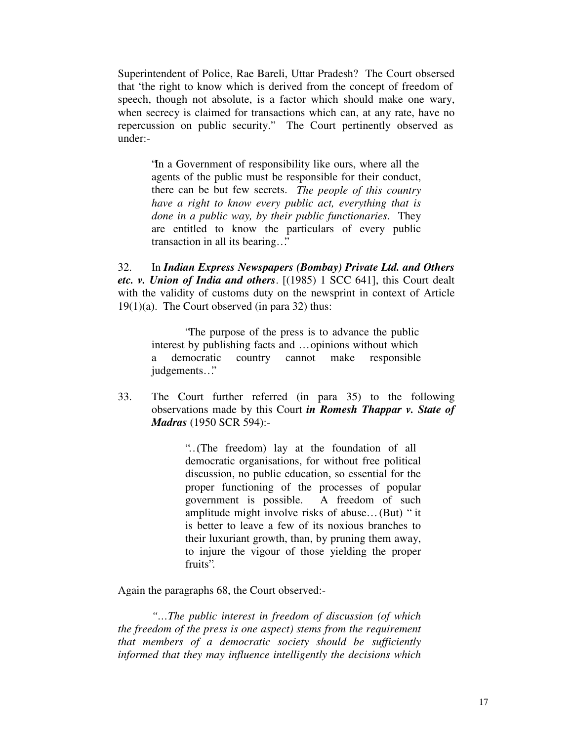Superintendent of Police, Rae Bareli, Uttar Pradesh? The Court obsersed that 'the right to know which is derived from the concept of freedom of speech, though not absolute, is a factor which should make one wary, when secrecy is claimed for transactions which can, at any rate, have no repercussion on public security." The Court pertinently observed as under:-

> 'In a Government of responsibility like ours, where all the agents of the public must be responsible for their conduct, there can be but few secrets. *The people of this country have a right to know every public act, everything that is done in a public way, by their public functionaries*. They are entitled to know the particulars of every public transaction in all its bearing…"

32. In ***Indian Express Newspapers (Bombay) Private Ltd. and Others etc. v. Union of India and others***. [(1985) 1 SCC 641], this Court dealt with the validity of customs duty on the newsprint in context of Article 19(1)(a). The Court observed (in para 32) thus:

> 'The purpose of the press is to advance the public interest by publishing facts and …opinions without which a democratic country cannot make responsible judgements…"

33. The Court further referred (in para 35) to the following observations made by this Court ***in Romesh Thappar v. State of Madras*** (1950 SCR 594):-

> "..(The freedom) lay at the foundation of all democratic organisations, for without free political discussion, no public education, so essential for the proper functioning of the processes of popular government is possible. A freedom of such amplitude might involve risks of abuse…(But) " it is better to leave a few of its noxious branches to their luxuriant growth, than, by pruning them away, to injure the vigour of those yielding the proper fruits".

Again the paragraphs 68, the Court observed:-

> *"…The public interest in freedom of discussion (of which the freedom of the press is one aspect) stems from the requirement that members of a democratic society should be sufficiently informed that they may influence intelligently the decisions which*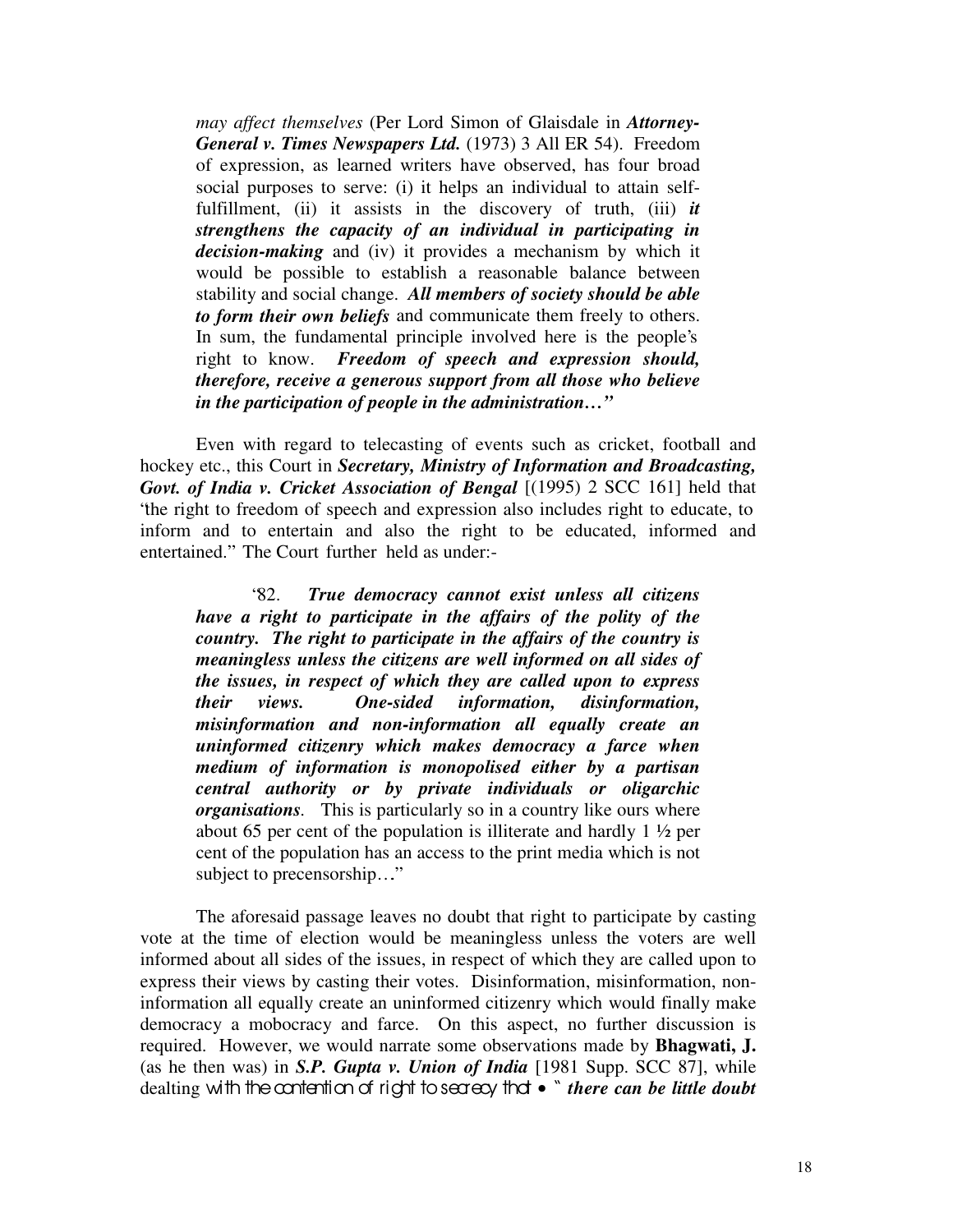> *may affect themselves* (Per Lord Simon of Glaisdale in ***Attorney-General v. Times Newspapers Ltd.*** (1973) 3 All ER 54). Freedom of expression, as learned writers have observed, has four broad social purposes to serve: (i) it helps an individual to attain self-fulfillment, (ii) it assists in the discovery of truth, (iii) ***it strengthens the capacity of an individual in participating in decision-making*** and (iv) it provides a mechanism by which it would be possible to establish a reasonable balance between stability and social change. ***All members of society should be able to form their own beliefs*** and communicate them freely to others. In sum, the fundamental principle involved here is the people's right to know. ***Freedom of speech and expression should, therefore, receive a generous support from all those who believe in the participation of people in the administration…"***

Even with regard to telecasting of events such as cricket, football and hockey etc., this Court in ***Secretary, Ministry of Information and Broadcasting, Govt. of India v. Cricket Association of Bengal*** [(1995) 2 SCC 161] held that 'the right to freedom of speech and expression also includes right to educate, to inform and to entertain and also the right to be educated, informed and entertained." The Court further held as under:-

> '82. ***True democracy cannot exist unless all citizens have a right to participate in the affairs of the polity of the country. The right to participate in the affairs of the country is meaningless unless the citizens are well informed on all sides of the issues, in respect of which they are called upon to express their views. One-sided information, disinformation, misinformation and non-information all equally create an uninformed citizenry which makes democracy a farce when medium of information is monopolised either by a partisan central authority or by private individuals or oligarchic organisations***. This is particularly so in a country like ours where about 65 per cent of the population is illiterate and hardly 1 ½ per cent of the population has an access to the print media which is not subject to precensorship…"

The aforesaid passage leaves no doubt that right to participate by casting vote at the time of election would be meaningless unless the voters are well informed about all sides of the issues, in respect of which they are called upon to express their views by casting their votes. Disinformation, misinformation, non-information all equally create an uninformed citizenry which would finally make democracy a mobocracy and farce. On this aspect, no further discussion is required. However, we would narrate some observations made by **Bhagwati, J.** (as he then was) in ***S.P. Gupta v. Union of India*** [1981 Supp. SCC 87], while dealing with the contention of right to secrecy that • " ***there can be little doubt***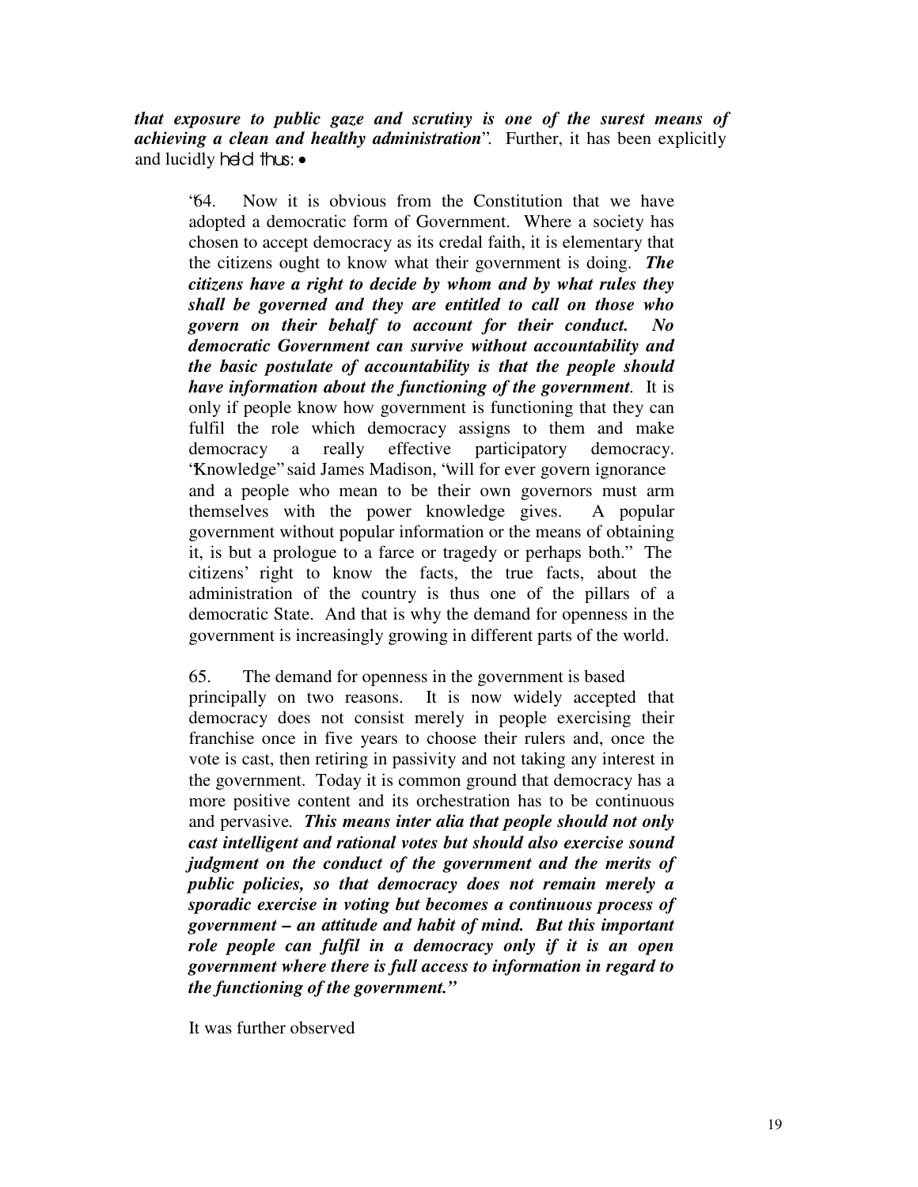***that exposure to public gaze and scrutiny is one of the surest means of achieving a clean and healthy administration***". Further, it has been explicitly and lucidly held thus: •

> "64. Now it is obvious from the Constitution that we have adopted a democratic form of Government. Where a society has chosen to accept democracy as its credal faith, it is elementary that the citizens ought to know what their government is doing. ***The citizens have a right to decide by whom and by what rules they shall be governed and they are entitled to call on those who govern on their behalf to account for their conduct. No democratic Government can survive without accountability and the basic postulate of accountability is that the people should have information about the functioning of the government***. It is only if people know how government is functioning that they can fulfil the role which democracy assigns to them and make democracy a really effective participatory democracy. "Knowledge" said James Madison, "will for ever govern ignorance and a people who mean to be their own governors must arm themselves with the power knowledge gives. A popular government without popular information or the means of obtaining it, is but a prologue to a farce or tragedy or perhaps both." The citizens' right to know the facts, the true facts, about the administration of the country is thus one of the pillars of a democratic State. And that is why the demand for openness in the government is increasingly growing in different parts of the world.
>
> 65. The demand for openness in the government is based principally on two reasons. It is now widely accepted that democracy does not consist merely in people exercising their franchise once in five years to choose their rulers and, once the vote is cast, then retiring in passivity and not taking any interest in the government. Today it is common ground that democracy has a more positive content and its orchestration has to be continuous and pervasive. ***This means inter alia that people should not only cast intelligent and rational votes but should also exercise sound judgment on the conduct of the government and the merits of public policies, so that democracy does not remain merely a sporadic exercise in voting but becomes a continuous process of government – an attitude and habit of mind. But this important role people can fulfil in a democracy only if it is an open government where there is full access to information in regard to the functioning of the government."***

It was further observed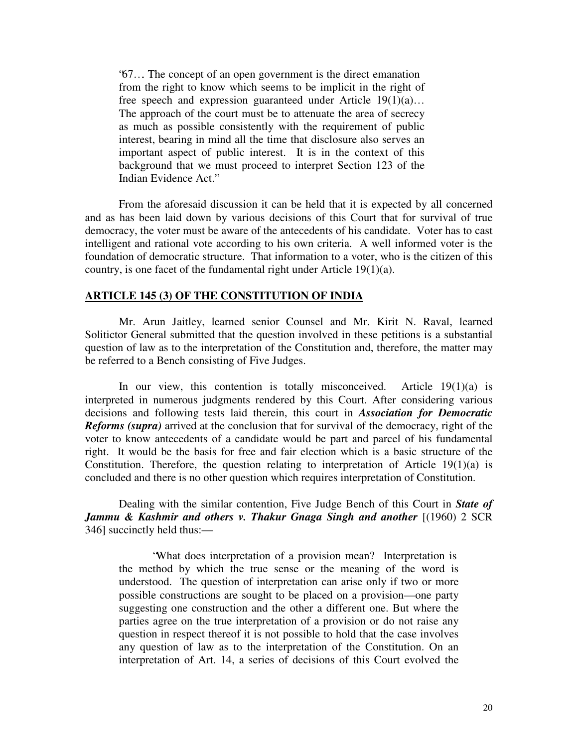> "67… The concept of an open government is the direct emanation from the right to know which seems to be implicit in the right of free speech and expression guaranteed under Article 19(1)(a)… The approach of the court must be to attenuate the area of secrecy as much as possible consistently with the requirement of public interest, bearing in mind all the time that disclosure also serves an important aspect of public interest. It is in the context of this background that we must proceed to interpret Section 123 of the Indian Evidence Act."

From the aforesaid discussion it can be held that it is expected by all concerned and as has been laid down by various decisions of this Court that for survival of true democracy, the voter must be aware of the antecedents of his candidate. Voter has to cast intelligent and rational vote according to his own criteria. A well informed voter is the foundation of democratic structure. That information to a voter, who is the citizen of this country, is one facet of the fundamental right under Article 19(1)(a).

## ARTICLE 145 (3) OF THE CONSTITUTION OF INDIA

Mr. Arun Jaitley, learned senior Counsel and Mr. Kirit N. Raval, learned Solitictor General submitted that the question involved in these petitions is a substantial question of law as to the interpretation of the Constitution and, therefore, the matter may be referred to a Bench consisting of Five Judges.

In our view, this contention is totally misconceived. Article 19(1)(a) is interpreted in numerous judgments rendered by this Court. After considering various decisions and following tests laid therein, this court in ***Association for Democratic Reforms (supra)*** arrived at the conclusion that for survival of the democracy, right of the voter to know antecedents of a candidate would be part and parcel of his fundamental right. It would be the basis for free and fair election which is a basic structure of the Constitution. Therefore, the question relating to interpretation of Article 19(1)(a) is concluded and there is no other question which requires interpretation of Constitution.

Dealing with the similar contention, Five Judge Bench of this Court in ***State of Jammu & Kashmir and others v. Thakur Gnaga Singh and another*** [(1960) 2 SCR 346] succinctly held thus:—

> "What does interpretation of a provision mean? Interpretation is the method by which the true sense or the meaning of the word is understood. The question of interpretation can arise only if two or more possible constructions are sought to be placed on a provision—one party suggesting one construction and the other a different one. But where the parties agree on the true interpretation of a provision or do not raise any question in respect thereof it is not possible to hold that the case involves any question of law as to the interpretation of the Constitution. On an interpretation of Art. 14, a series of decisions of this Court evolved the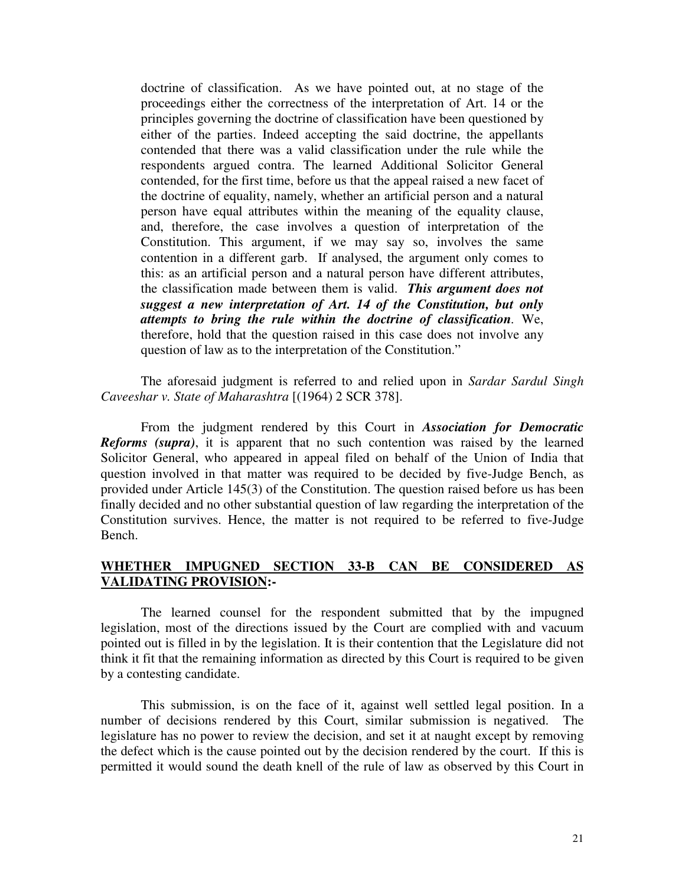> doctrine of classification. As we have pointed out, at no stage of the proceedings either the correctness of the interpretation of Art. 14 or the principles governing the doctrine of classification have been questioned by either of the parties. Indeed accepting the said doctrine, the appellants contended that there was a valid classification under the rule while the respondents argued contra. The learned Additional Solicitor General contended, for the first time, before us that the appeal raised a new facet of the doctrine of equality, namely, whether an artificial person and a natural person have equal attributes within the meaning of the equality clause, and, therefore, the case involves a question of interpretation of the Constitution. This argument, if we may say so, involves the same contention in a different garb. If analysed, the argument only comes to this: as an artificial person and a natural person have different attributes, the classification made between them is valid. ***This argument does not suggest a new interpretation of Art. 14 of the Constitution, but only attempts to bring the rule within the doctrine of classification***. We, therefore, hold that the question raised in this case does not involve any question of law as to the interpretation of the Constitution."

The aforesaid judgment is referred to and relied upon in *Sardar Sardul Singh Caveeshar v. State of Maharashtra* [(1964) 2 SCR 378].

From the judgment rendered by this Court in ***Association for Democratic Reforms (supra)***, it is apparent that no such contention was raised by the learned Solicitor General, who appeared in appeal filed on behalf of the Union of India that question involved in that matter was required to be decided by five-Judge Bench, as provided under Article 145(3) of the Constitution. The question raised before us has been finally decided and no other substantial question of law regarding the interpretation of the Constitution survives. Hence, the matter is not required to be referred to five-Judge Bench.

**<u>WHETHER IMPUGNED SECTION 33-B CAN BE CONSIDERED AS VALIDATING PROVISION</u>:-**

The learned counsel for the respondent submitted that by the impugned legislation, most of the directions issued by the Court are complied with and vacuum pointed out is filled in by the legislation. It is their contention that the Legislature did not think it fit that the remaining information as directed by this Court is required to be given by a contesting candidate.

This submission, is on the face of it, against well settled legal position. In a number of decisions rendered by this Court, similar submission is negatived. The legislature has no power to review the decision, and set it at naught except by removing the defect which is the cause pointed out by the decision rendered by the court. If this is permitted it would sound the death knell of the rule of law as observed by this Court in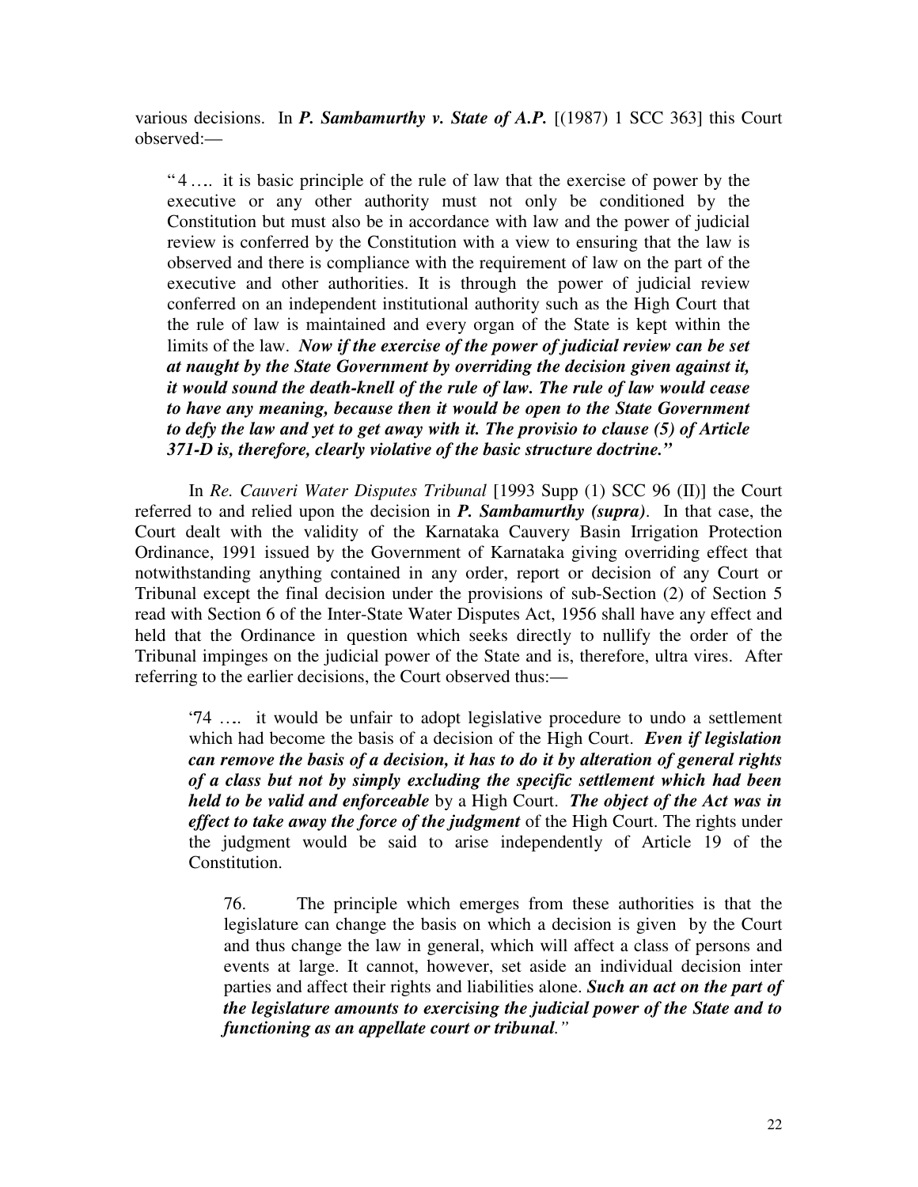various decisions. In ***P. Sambamurthy v. State of A.P.*** [(1987) 1 SCC 363] this Court observed:—

> "4 …. it is basic principle of the rule of law that the exercise of power by the executive or any other authority must not only be conditioned by the Constitution but must also be in accordance with law and the power of judicial review is conferred by the Constitution with a view to ensuring that the law is observed and there is compliance with the requirement of law on the part of the executive and other authorities. It is through the power of judicial review conferred on an independent institutional authority such as the High Court that the rule of law is maintained and every organ of the State is kept within the limits of the law. ***Now if the exercise of the power of judicial review can be set at naught by the State Government by overriding the decision given against it, it would sound the death-knell of the rule of law. The rule of law would cease to have any meaning, because then it would be open to the State Government to defy the law and yet to get away with it. The provisio to clause (5) of Article 371-D is, therefore, clearly violative of the basic structure doctrine."***

In *Re. Cauveri Water Disputes Tribunal* [1993 Supp (1) SCC 96 (II)] the Court referred to and relied upon the decision in ***P. Sambamurthy (supra)***. In that case, the Court dealt with the validity of the Karnataka Cauvery Basin Irrigation Protection Ordinance, 1991 issued by the Government of Karnataka giving overriding effect that notwithstanding anything contained in any order, report or decision of any Court or Tribunal except the final decision under the provisions of sub-Section (2) of Section 5 read with Section 6 of the Inter-State Water Disputes Act, 1956 shall have any effect and held that the Ordinance in question which seeks directly to nullify the order of the Tribunal impinges on the judicial power of the State and is, therefore, ultra vires. After referring to the earlier decisions, the Court observed thus:—

> '74 …. it would be unfair to adopt legislative procedure to undo a settlement which had become the basis of a decision of the High Court. ***Even if legislation can remove the basis of a decision, it has to do it by alteration of general rights of a class but not by simply excluding the specific settlement which had been held to be valid and enforceable*** by a High Court. ***The object of the Act was in effect to take away the force of the judgment*** of the High Court. The rights under the judgment would be said to arise independently of Article 19 of the Constitution.
>
> 76. The principle which emerges from these authorities is that the legislature can change the basis on which a decision is given by the Court and thus change the law in general, which will affect a class of persons and events at large. It cannot, however, set aside an individual decision inter parties and affect their rights and liabilities alone. ***Such an act on the part of the legislature amounts to exercising the judicial power of the State and to functioning as an appellate court or tribunal."***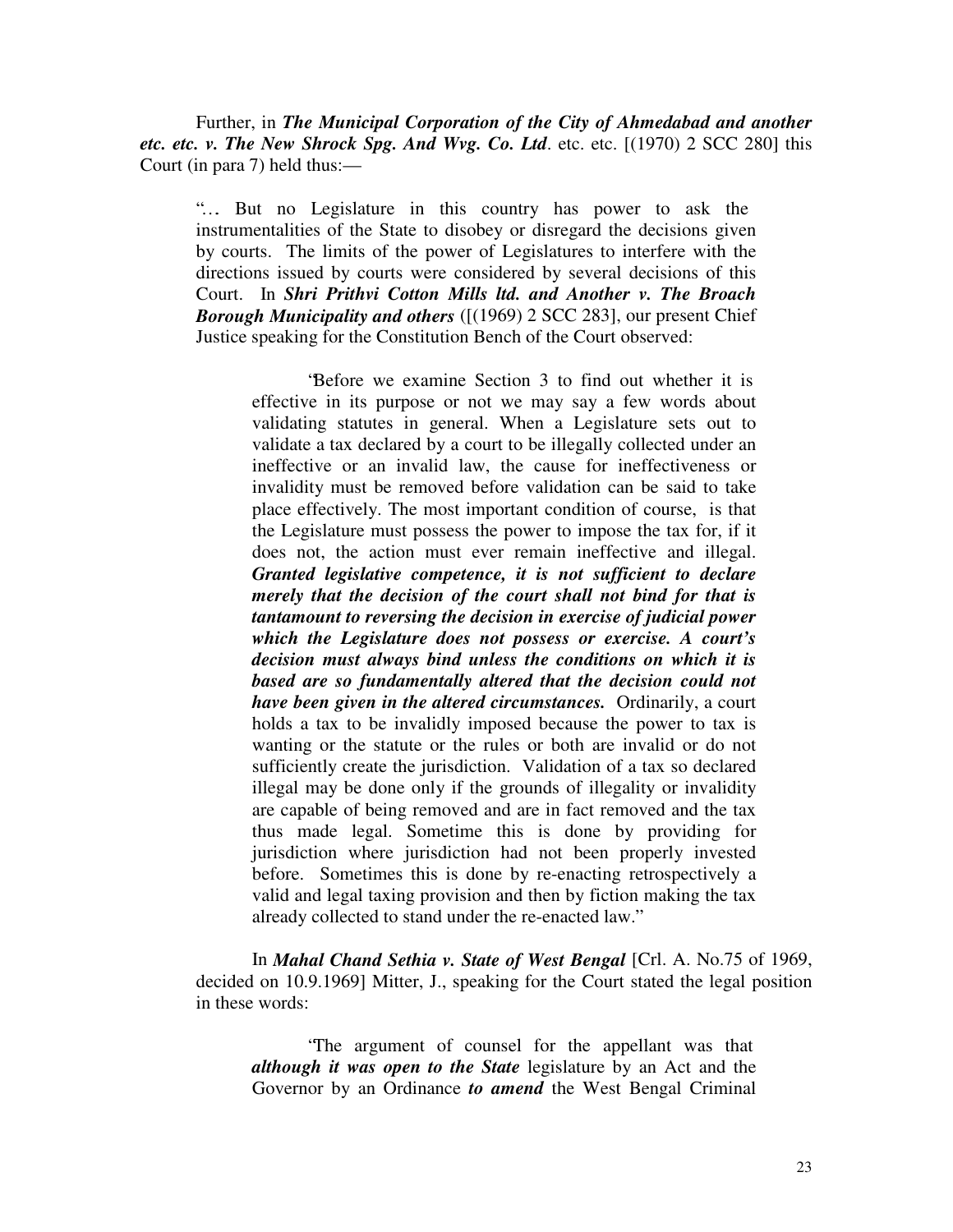Further, in ***The Municipal Corporation of the City of Ahmedabad and another etc. etc. v. The New Shrock Spg. And Wvg. Co. Ltd***. etc. etc. [(1970) 2 SCC 280] this Court (in para 7) held thus:—

> "… But no Legislature in this country has power to ask the instrumentalities of the State to disobey or disregard the decisions given by courts. The limits of the power of Legislatures to interfere with the directions issued by courts were considered by several decisions of this Court. In ***Shri Prithvi Cotton Mills ltd. and Another v. The Broach Borough Municipality and others*** ([(1969) 2 SCC 283], our present Chief Justice speaking for the Constitution Bench of the Court observed:
>
> > 'Before we examine Section 3 to find out whether it is effective in its purpose or not we may say a few words about validating statutes in general. When a Legislature sets out to validate a tax declared by a court to be illegally collected under an ineffective or an invalid law, the cause for ineffectiveness or invalidity must be removed before validation can be said to take place effectively. The most important condition of course, is that the Legislature must possess the power to impose the tax for, if it does not, the action must ever remain ineffective and illegal. ***Granted legislative competence, it is not sufficient to declare merely that the decision of the court shall not bind for that is tantamount to reversing the decision in exercise of judicial power which the Legislature does not possess or exercise. A court's decision must always bind unless the conditions on which it is based are so fundamentally altered that the decision could not have been given in the altered circumstances.*** Ordinarily, a court holds a tax to be invalidly imposed because the power to tax is wanting or the statute or the rules or both are invalid or do not sufficiently create the jurisdiction. Validation of a tax so declared illegal may be done only if the grounds of illegality or invalidity are capable of being removed and are in fact removed and the tax thus made legal. Sometime this is done by providing for jurisdiction where jurisdiction had not been properly invested before. Sometimes this is done by re-enacting retrospectively a valid and legal taxing provision and then by fiction making the tax already collected to stand under the re-enacted law."
>
> In ***Mahal Chand Sethia v. State of West Bengal*** [Crl. A. No.75 of 1969, decided on 10.9.1969] Mitter, J., speaking for the Court stated the legal position in these words:
>
> > 'The argument of counsel for the appellant was that ***although it was open to the State*** legislature by an Act and the Governor by an Ordinance ***to amend*** the West Bengal Criminal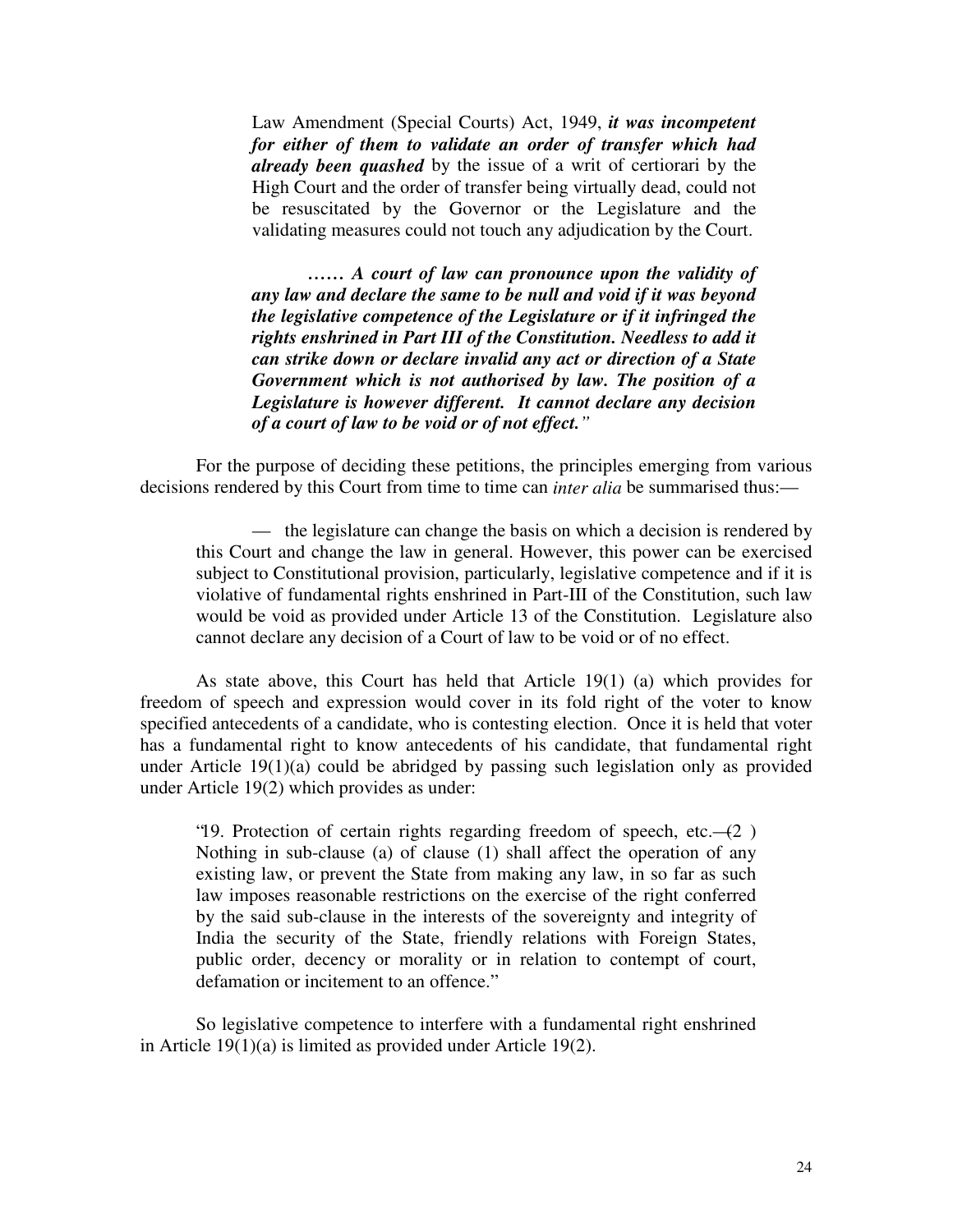> Law Amendment (Special Courts) Act, 1949, ***it was incompetent for either of them to validate an order of transfer which had already been quashed*** by the issue of a writ of certiorari by the High Court and the order of transfer being virtually dead, could not be resuscitated by the Governor or the Legislature and the validating measures could not touch any adjudication by the Court.
>
> ***…… A court of law can pronounce upon the validity of any law and declare the same to be null and void if it was beyond the legislative competence of the Legislature or if it infringed the rights enshrined in Part III of the Constitution. Needless to add it can strike down or declare invalid any act or direction of a State Government which is not authorised by law. The position of a Legislature is however different. It cannot declare any decision of a court of law to be void or of not effect."***

For the purpose of deciding these petitions, the principles emerging from various decisions rendered by this Court from time to time can *inter alia* be summarised thus:—

> — the legislature can change the basis on which a decision is rendered by this Court and change the law in general. However, this power can be exercised subject to Constitutional provision, particularly, legislative competence and if it is violative of fundamental rights enshrined in Part-III of the Constitution, such law would be void as provided under Article 13 of the Constitution. Legislature also cannot declare any decision of a Court of law to be void or of no effect.

As state above, this Court has held that Article 19(1) (a) which provides for freedom of speech and expression would cover in its fold right of the voter to know specified antecedents of a candidate, who is contesting election. Once it is held that voter has a fundamental right to know antecedents of his candidate, that fundamental right under Article 19(1)(a) could be abridged by passing such legislation only as provided under Article 19(2) which provides as under:

> "19. Protection of certain rights regarding freedom of speech, etc.—(2) Nothing in sub-clause (a) of clause (1) shall affect the operation of any existing law, or prevent the State from making any law, in so far as such law imposes reasonable restrictions on the exercise of the right conferred by the said sub-clause in the interests of the sovereignty and integrity of India the security of the State, friendly relations with Foreign States, public order, decency or morality or in relation to contempt of court, defamation or incitement to an offence."

So legislative competence to interfere with a fundamental right enshrined in Article 19(1)(a) is limited as provided under Article 19(2).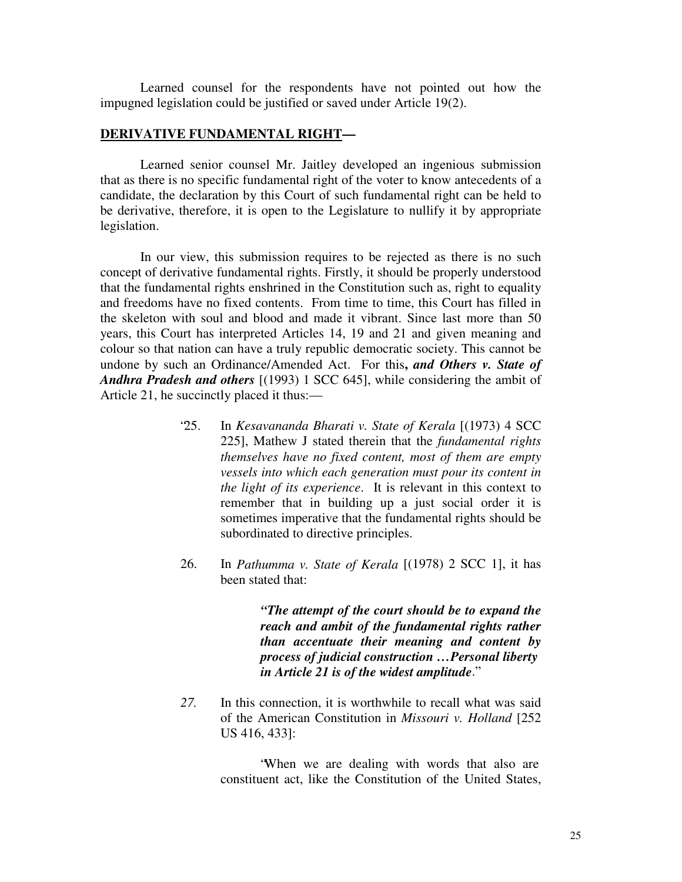Learned counsel for the respondents have not pointed out how the impugned legislation could be justified or saved under Article 19(2).

**DERIVATIVE FUNDAMENTAL RIGHT—**

Learned senior counsel Mr. Jaitley developed an ingenious submission that as there is no specific fundamental right of the voter to know antecedents of a candidate, the declaration by this Court of such fundamental right can be held to be derivative, therefore, it is open to the Legislature to nullify it by appropriate legislation.

In our view, this submission requires to be rejected as there is no such concept of derivative fundamental rights. Firstly, it should be properly understood that the fundamental rights enshrined in the Constitution such as, right to equality and freedoms have no fixed contents. From time to time, this Court has filled in the skeleton with soul and blood and made it vibrant. Since last more than 50 years, this Court has interpreted Articles 14, 19 and 21 and given meaning and colour so that nation can have a truly republic democratic society. This cannot be undone by such an Ordinance/Amended Act. For this**, *and Others v. State of Andhra Pradesh and others*** [(1993) 1 SCC 645], while considering the ambit of Article 21, he succinctly placed it thus:—

> '25. In *Kesavananda Bharati v. State of Kerala* [(1973) 4 SCC 225], Mathew J stated therein that the *fundamental rights themselves have no fixed content, most of them are empty vessels into which each generation must pour its content in the light of its experience*. It is relevant in this context to remember that in building up a just social order it is sometimes imperative that the fundamental rights should be subordinated to directive principles.
>
> 26. In *Pathumma v. State of Kerala* [(1978) 2 SCC 1], it has been stated that:
>
> > ***"The attempt of the court should be to expand the reach and ambit of the fundamental rights rather than accentuate their meaning and content by process of judicial construction …Personal liberty in Article 21 is of the widest amplitude*.**"
>
> *27.* In this connection, it is worthwhile to recall what was said of the American Constitution in *Missouri v. Holland* [252 US 416, 433]:
>
> > 'When we are dealing with words that also are constituent act, like the Constitution of the United States,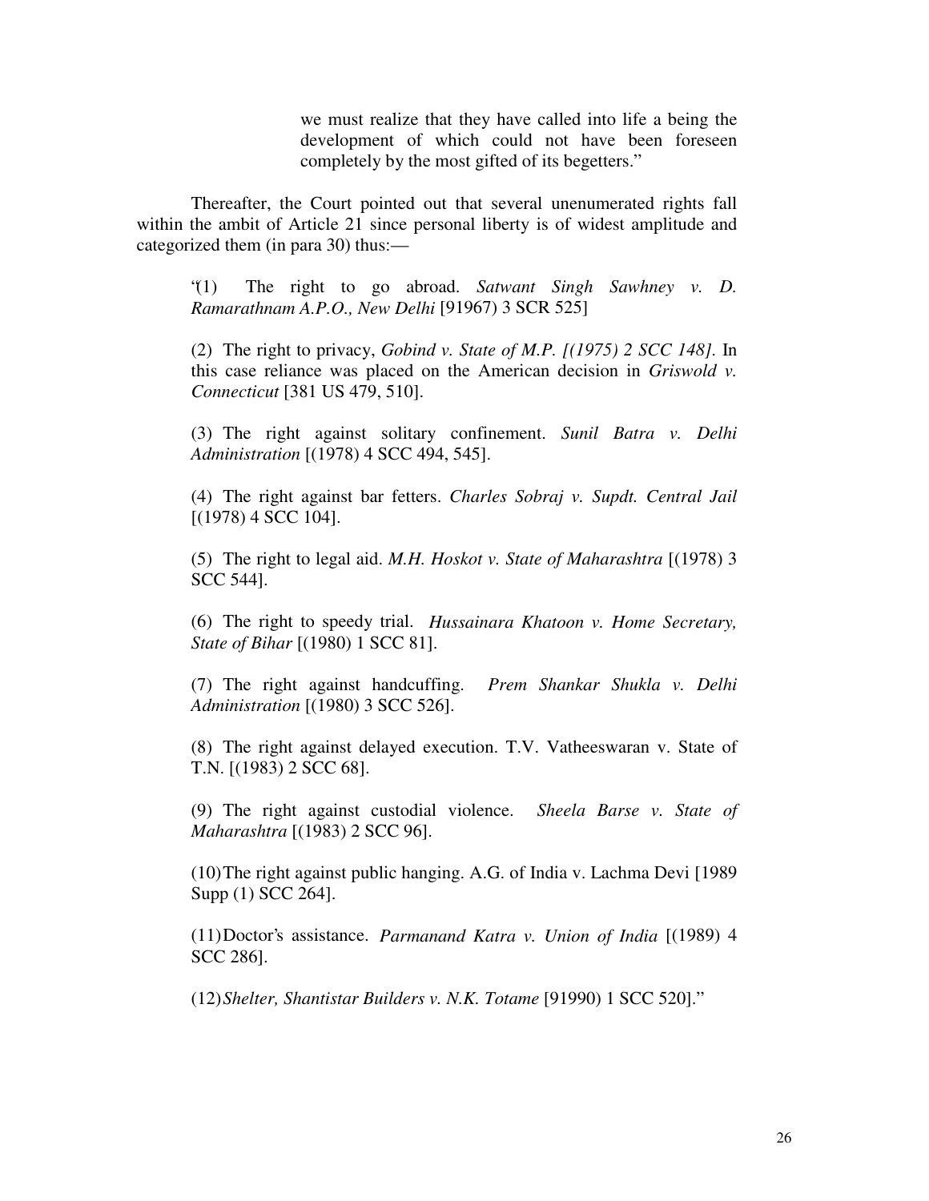> we must realize that they have called into life a being the development of which could not have been foreseen completely by the most gifted of its begetters."

Thereafter, the Court pointed out that several unenumerated rights fall within the ambit of Article 21 since personal liberty is of widest amplitude and categorized them (in para 30) thus:—

> '(1) The right to go abroad. *Satwant Singh Sawhney v. D. Ramarathnam A.P.O., New Delhi* [91967) 3 SCR 525]
>
> (2) The right to privacy, *Gobind v. State of M.P. [(1975) 2 SCC 148].* In this case reliance was placed on the American decision in *Griswold v. Connecticut* [381 US 479, 510].
>
> (3) The right against solitary confinement. *Sunil Batra v. Delhi Administration* [(1978) 4 SCC 494, 545].
>
> (4) The right against bar fetters. *Charles Sobraj v. Supdt. Central Jail* [(1978) 4 SCC 104].
>
> (5) The right to legal aid. *M.H. Hoskot v. State of Maharashtra* [(1978) 3 SCC 544].
>
> (6) The right to speedy trial. *Hussainara Khatoon v. Home Secretary, State of Bihar* [(1980) 1 SCC 81].
>
> (7) The right against handcuffing. *Prem Shankar Shukla v. Delhi Administration* [(1980) 3 SCC 526].
>
> (8) The right against delayed execution. T.V. Vatheeswaran v. State of T.N. [(1983) 2 SCC 68].
>
> (9) The right against custodial violence. *Sheela Barse v. State of Maharashtra* [(1983) 2 SCC 96].
>
> (10) The right against public hanging. A.G. of India v. Lachma Devi [1989 Supp (1) SCC 264].
>
> (11) Doctor's assistance. *Parmanand Katra v. Union of India* [(1989) 4 SCC 286].
>
> (12) *Shelter, Shantistar Builders v. N.K. Totame* [91990) 1 SCC 520]."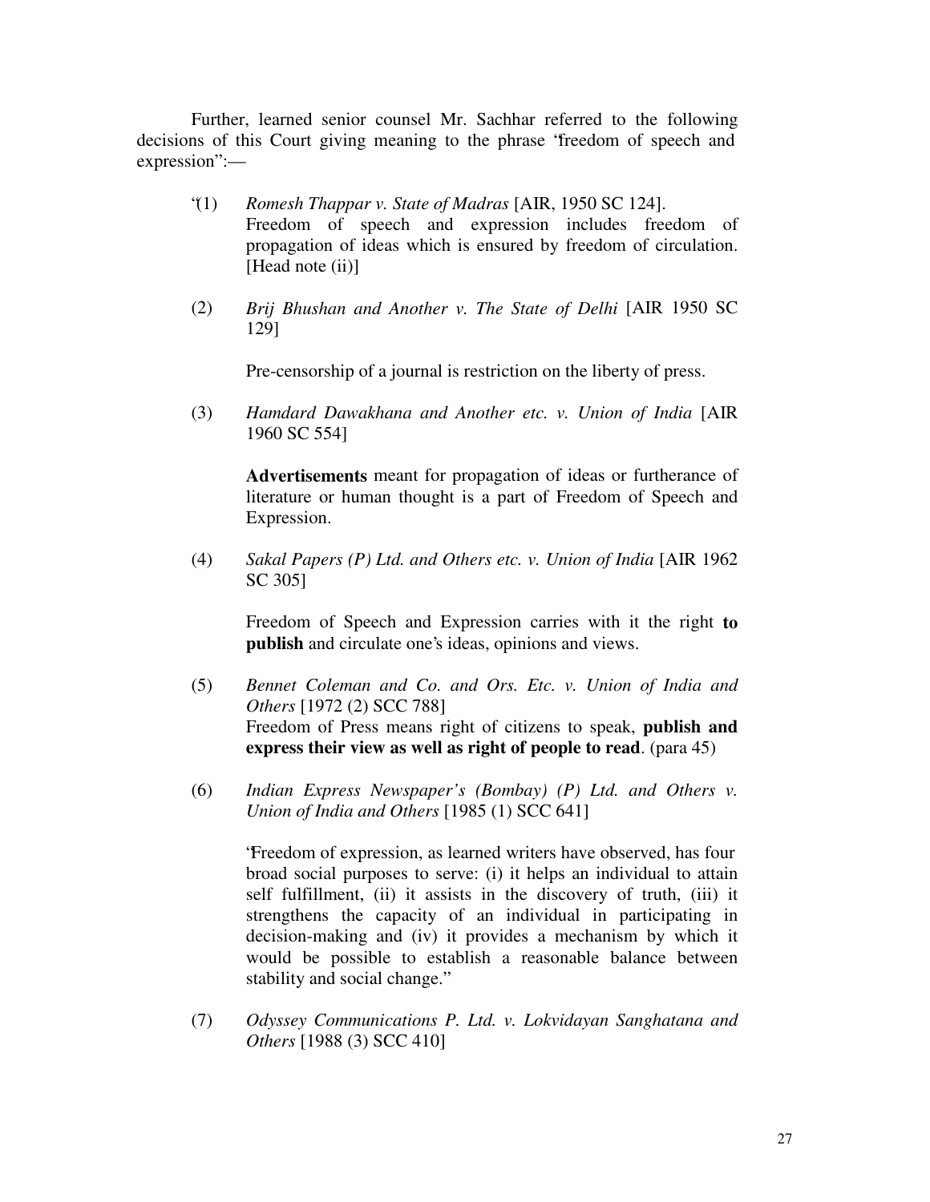Further, learned senior counsel Mr. Sachhar referred to the following decisions of this Court giving meaning to the phrase "freedom of speech and expression":—

"(1) *Romesh Thappar v. State of Madras* [AIR, 1950 SC 124].
Freedom of speech and expression includes freedom of propagation of ideas which is ensured by freedom of circulation. [Head note (ii)]

(2) *Brij Bhushan and Another v. The State of Delhi* [AIR 1950 SC 129]

Pre-censorship of a journal is restriction on the liberty of press.

(3) *Hamdard Dawakhana and Another etc. v. Union of India* [AIR 1960 SC 554]

**Advertisements** meant for propagation of ideas or furtherance of literature or human thought is a part of Freedom of Speech and Expression.

(4) *Sakal Papers (P) Ltd. and Others etc. v. Union of India* [AIR 1962 SC 305]

Freedom of Speech and Expression carries with it the right **to publish** and circulate one's ideas, opinions and views.

(5) *Bennet Coleman and Co. and Ors. Etc. v. Union of India and Others* [1972 (2) SCC 788]
Freedom of Press means right of citizens to speak, **publish and express their view as well as right of people to read**. (para 45)

(6) *Indian Express Newspaper's (Bombay) (P) Ltd. and Others v. Union of India and Others* [1985 (1) SCC 641]

"Freedom of expression, as learned writers have observed, has four broad social purposes to serve: (i) it helps an individual to attain self fulfillment, (ii) it assists in the discovery of truth, (iii) it strengthens the capacity of an individual in participating in decision-making and (iv) it provides a mechanism by which it would be possible to establish a reasonable balance between stability and social change."

(7) *Odyssey Communications P. Ltd. v. Lokvidayan Sanghatana and Others* [1988 (3) SCC 410]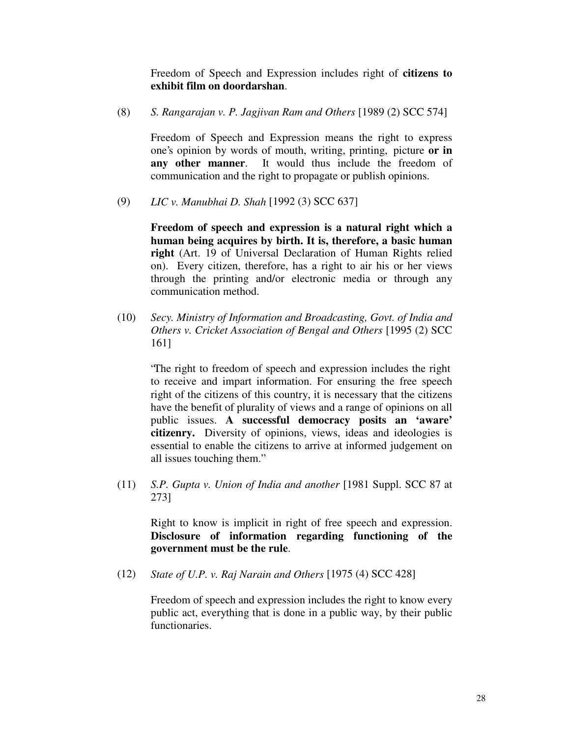Freedom of Speech and Expression includes right of **citizens to exhibit film on doordarshan**.

(8) *S. Rangarajan v. P. Jagjivan Ram and Others* [1989 (2) SCC 574]

Freedom of Speech and Expression means the right to express one's opinion by words of mouth, writing, printing, picture **or in any other manner**. It would thus include the freedom of communication and the right to propagate or publish opinions.

(9) *LIC v. Manubhai D. Shah* [1992 (3) SCC 637]

**Freedom of speech and expression is a natural right which a human being acquires by birth. It is, therefore, a basic human right** (Art. 19 of Universal Declaration of Human Rights relied on). Every citizen, therefore, has a right to air his or her views through the printing and/or electronic media or through any communication method.

(10) *Secy. Ministry of Information and Broadcasting, Govt. of India and Others v. Cricket Association of Bengal and Others* [1995 (2) SCC 161]

'The right to freedom of speech and expression includes the right to receive and impart information. For ensuring the free speech right of the citizens of this country, it is necessary that the citizens have the benefit of plurality of views and a range of opinions on all public issues. **A successful democracy posits an 'aware' citizenry.** Diversity of opinions, views, ideas and ideologies is essential to enable the citizens to arrive at informed judgement on all issues touching them."

(11) *S.P. Gupta v. Union of India and another* [1981 Suppl. SCC 87 at 273]

Right to know is implicit in right of free speech and expression. **Disclosure of information regarding functioning of the government must be the rule**.

(12) *State of U.P. v. Raj Narain and Others* [1975 (4) SCC 428]

Freedom of speech and expression includes the right to know every public act, everything that is done in a public way, by their public functionaries.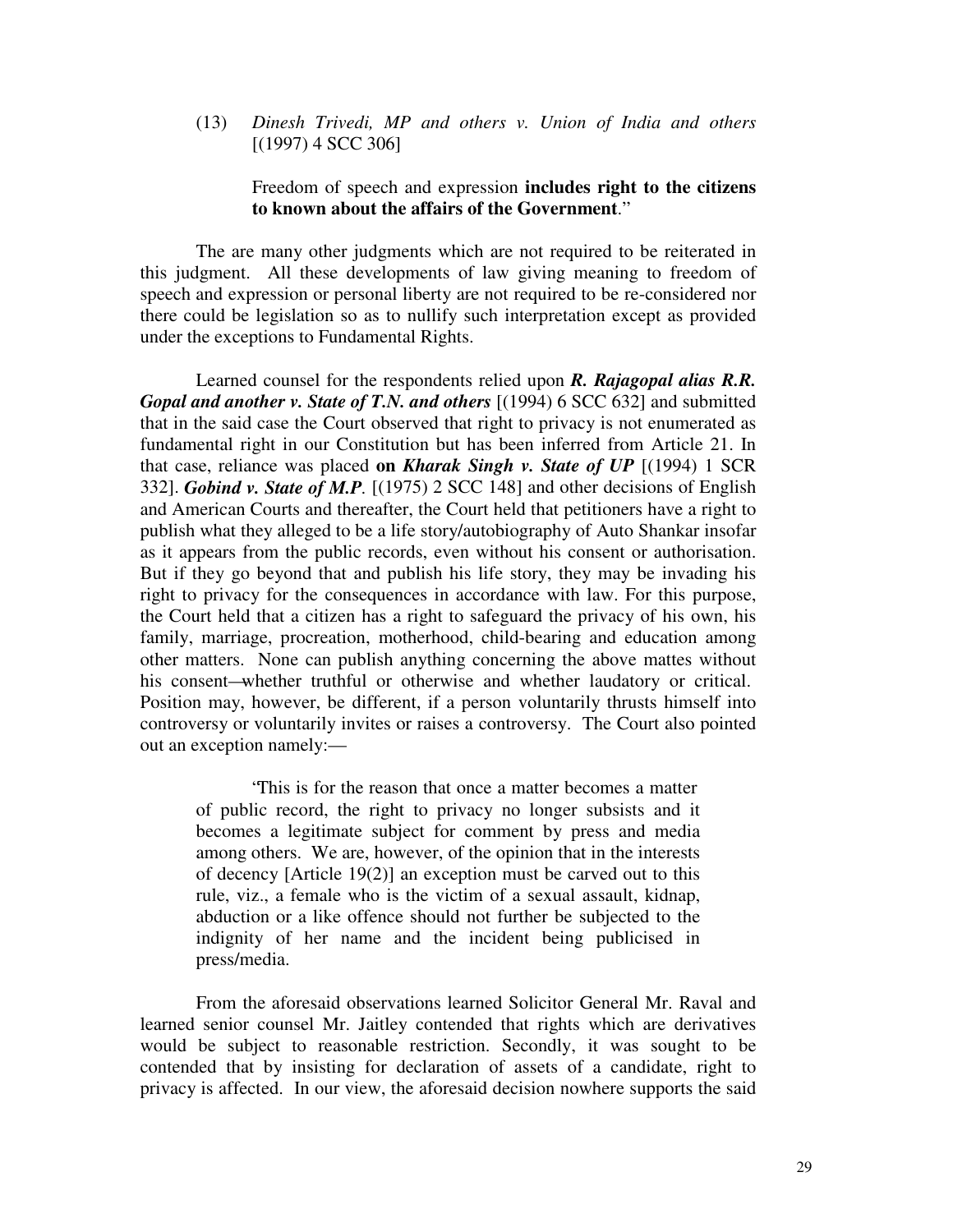(13) *Dinesh Trivedi, MP and others v. Union of India and others* [(1997) 4 SCC 306]

Freedom of speech and expression **includes right to the citizens to known about the affairs of the Government**."

The are many other judgments which are not required to be reiterated in this judgment. All these developments of law giving meaning to freedom of speech and expression or personal liberty are not required to be re-considered nor there could be legislation so as to nullify such interpretation except as provided under the exceptions to Fundamental Rights.

Learned counsel for the respondents relied upon ***R. Rajagopal alias R.R. Gopal and another v. State of T.N. and others*** [(1994) 6 SCC 632] and submitted that in the said case the Court observed that right to privacy is not enumerated as fundamental right in our Constitution but has been inferred from Article 21. In that case, reliance was placed **on *Kharak Singh v. State of UP*** [(1994) 1 SCR 332]. ***Gobind v. State of M.P.*** [(1975) 2 SCC 148] and other decisions of English and American Courts and thereafter, the Court held that petitioners have a right to publish what they alleged to be a life story/autobiography of Auto Shankar insofar as it appears from the public records, even without his consent or authorisation. But if they go beyond that and publish his life story, they may be invading his right to privacy for the consequences in accordance with law. For this purpose, the Court held that a citizen has a right to safeguard the privacy of his own, his family, marriage, procreation, motherhood, child-bearing and education among other matters. None can publish anything concerning the above mattes without his consent—whether truthful or otherwise and whether laudatory or critical. Position may, however, be different, if a person voluntarily thrusts himself into controversy or voluntarily invites or raises a controversy. The Court also pointed out an exception namely:—

> 'This is for the reason that once a matter becomes a matter of public record, the right to privacy no longer subsists and it becomes a legitimate subject for comment by press and media among others. We are, however, of the opinion that in the interests of decency [Article 19(2)] an exception must be carved out to this rule, viz., a female who is the victim of a sexual assault, kidnap, abduction or a like offence should not further be subjected to the indignity of her name and the incident being publicised in press/media.

From the aforesaid observations learned Solicitor General Mr. Raval and learned senior counsel Mr. Jaitley contended that rights which are derivatives would be subject to reasonable restriction. Secondly, it was sought to be contended that by insisting for declaration of assets of a candidate, right to privacy is affected. In our view, the aforesaid decision nowhere supports the said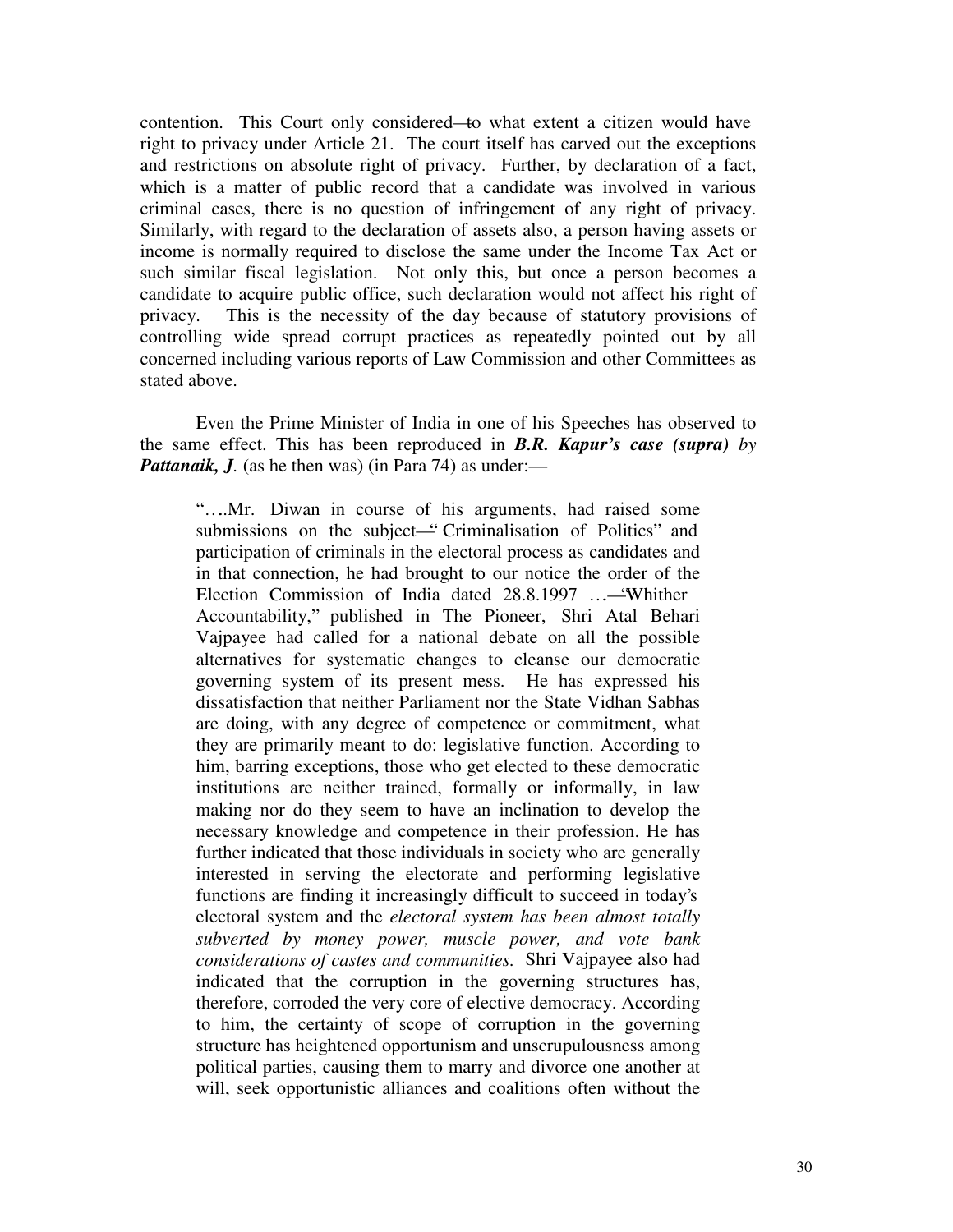contention. This Court only considered—to what extent a citizen would have right to privacy under Article 21. The court itself has carved out the exceptions and restrictions on absolute right of privacy. Further, by declaration of a fact, which is a matter of public record that a candidate was involved in various criminal cases, there is no question of infringement of any right of privacy. Similarly, with regard to the declaration of assets also, a person having assets or income is normally required to disclose the same under the Income Tax Act or such similar fiscal legislation. Not only this, but once a person becomes a candidate to acquire public office, such declaration would not affect his right of privacy. This is the necessity of the day because of statutory provisions of controlling wide spread corrupt practices as repeatedly pointed out by all concerned including various reports of Law Commission and other Committees as stated above.

Even the Prime Minister of India in one of his Speeches has observed to the same effect. This has been reproduced in ***B.R. Kapur's case (supra)*** *by* ***Pattanaik, J***. (as he then was) (in Para 74) as under:—

> "….Mr. Diwan in course of his arguments, had raised some submissions on the subject—" Criminalisation of Politics" and participation of criminals in the electoral process as candidates and in that connection, he had brought to our notice the order of the Election Commission of India dated 28.8.1997 …—"Whither Accountability," published in The Pioneer, Shri Atal Behari Vajpayee had called for a national debate on all the possible alternatives for systematic changes to cleanse our democratic governing system of its present mess. He has expressed his dissatisfaction that neither Parliament nor the State Vidhan Sabhas are doing, with any degree of competence or commitment, what they are primarily meant to do: legislative function. According to him, barring exceptions, those who get elected to these democratic institutions are neither trained, formally or informally, in law making nor do they seem to have an inclination to develop the necessary knowledge and competence in their profession. He has further indicated that those individuals in society who are generally interested in serving the electorate and performing legislative functions are finding it increasingly difficult to succeed in today's electoral system and the *electoral system has been almost totally subverted by money power, muscle power, and vote bank considerations of castes and communities.* Shri Vajpayee also had indicated that the corruption in the governing structures has, therefore, corroded the very core of elective democracy. According to him, the certainty of scope of corruption in the governing structure has heightened opportunism and unscrupulousness among political parties, causing them to marry and divorce one another at will, seek opportunistic alliances and coalitions often without the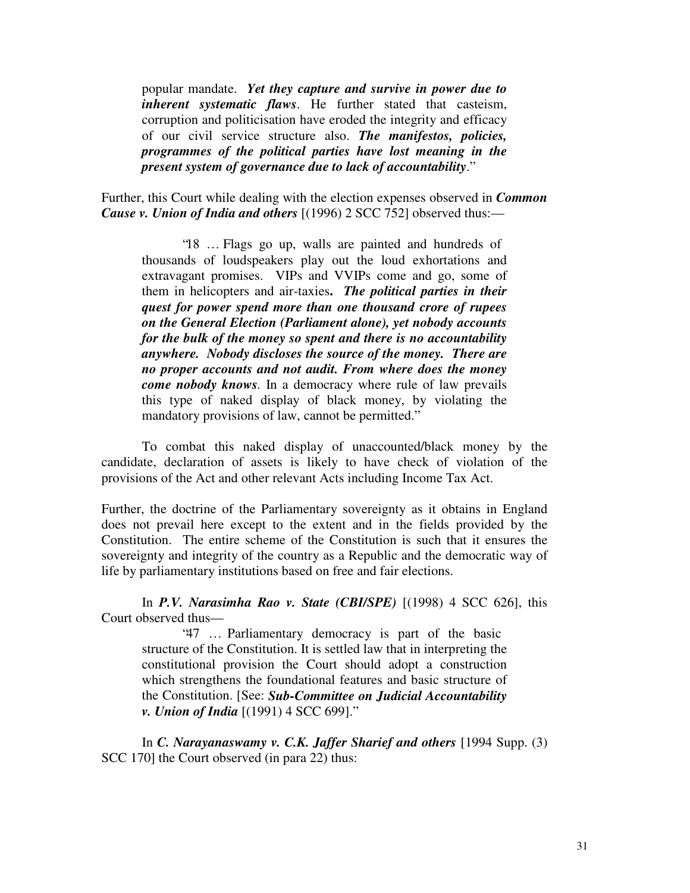> popular mandate. ***Yet they capture and survive in power due to inherent systematic flaws***. He further stated that casteism, corruption and politicisation have eroded the integrity and efficacy of our civil service structure also. ***The manifestos, policies, programmes of the political parties have lost meaning in the present system of governance due to lack of accountability***."

Further, this Court while dealing with the election expenses observed in ***Common Cause v. Union of India and others*** [(1996) 2 SCC 752] observed thus:—

> "18 … Flags go up, walls are painted and hundreds of thousands of loudspeakers play out the loud exhortations and extravagant promises. VIPs and VVIPs come and go, some of them in helicopters and air-taxies**.** ***The political parties in their quest for power spend more than one thousand crore of rupees on the General Election (Parliament alone), yet nobody accounts for the bulk of the money so spent and there is no accountability anywhere. Nobody discloses the source of the money. There are no proper accounts and not audit. From where does the money come nobody knows***. In a democracy where rule of law prevails this type of naked display of black money, by violating the mandatory provisions of law, cannot be permitted."

To combat this naked display of unaccounted/black money by the candidate, declaration of assets is likely to have check of violation of the provisions of the Act and other relevant Acts including Income Tax Act.

Further, the doctrine of the Parliamentary sovereignty as it obtains in England does not prevail here except to the extent and in the fields provided by the Constitution. The entire scheme of the Constitution is such that it ensures the sovereignty and integrity of the country as a Republic and the democratic way of life by parliamentary institutions based on free and fair elections.

In ***P.V. Narasimha Rao v. State (CBI/SPE)*** [(1998) 4 SCC 626], this Court observed thus—

> "47 … Parliamentary democracy is part of the basic structure of the Constitution. It is settled law that in interpreting the constitutional provision the Court should adopt a construction which strengthens the foundational features and basic structure of the Constitution. [See: ***Sub-Committee on Judicial Accountability v. Union of India*** [(1991) 4 SCC 699]."

In ***C. Narayanaswamy v. C.K. Jaffer Sharief and others*** [1994 Supp. (3) SCC 170] the Court observed (in para 22) thus: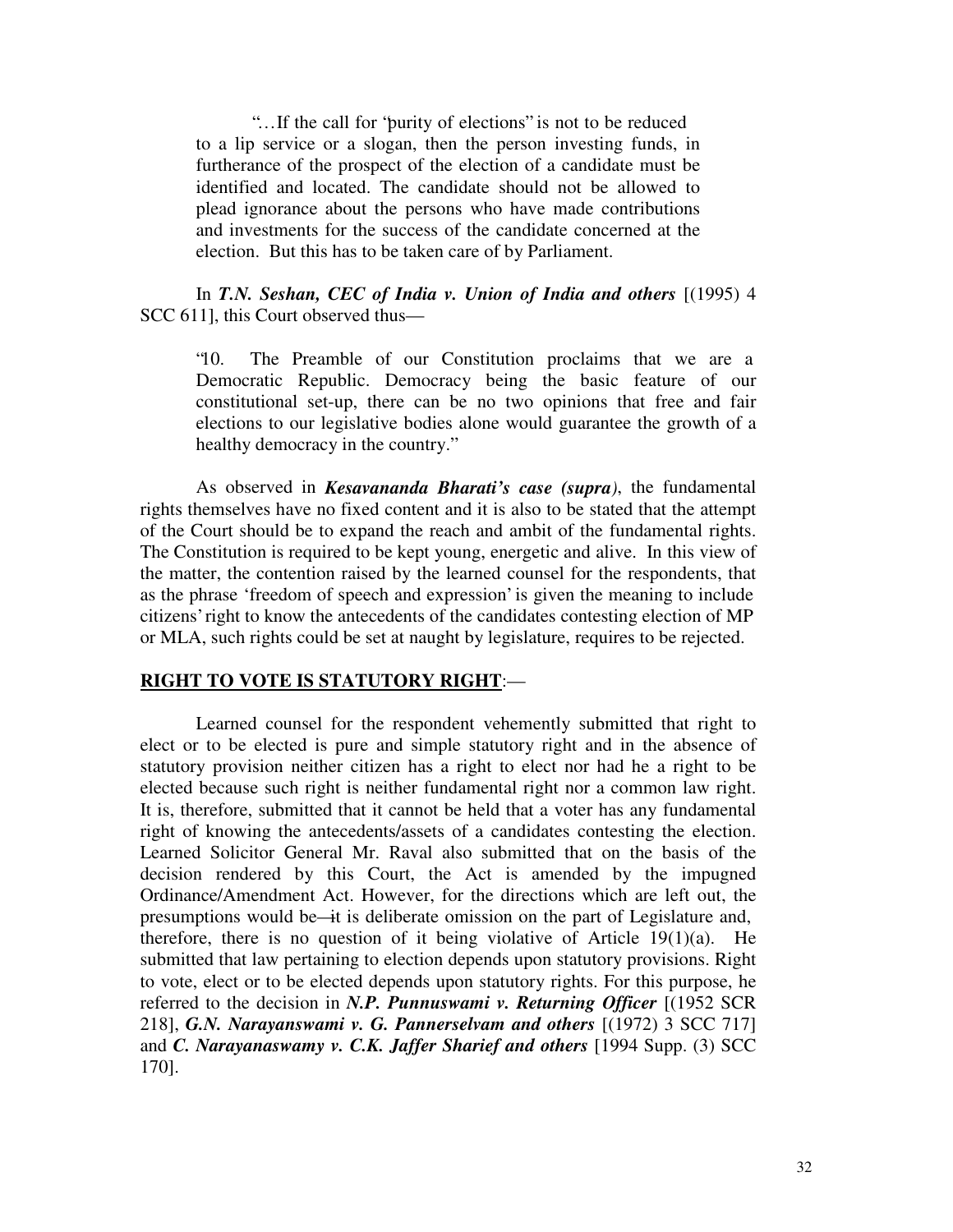> "…If the call for "purity of elections" is not to be reduced to a lip service or a slogan, then the person investing funds, in furtherance of the prospect of the election of a candidate must be identified and located. The candidate should not be allowed to plead ignorance about the persons who have made contributions and investments for the success of the candidate concerned at the election. But this has to be taken care of by Parliament.

In ***T.N. Seshan, CEC of India v. Union of India and others*** [(1995) 4 SCC 611], this Court observed thus—

> "10. The Preamble of our Constitution proclaims that we are a Democratic Republic. Democracy being the basic feature of our constitutional set-up, there can be no two opinions that free and fair elections to our legislative bodies alone would guarantee the growth of a healthy democracy in the country."

As observed in ***Kesavananda Bharati's case (supra)***, the fundamental rights themselves have no fixed content and it is also to be stated that the attempt of the Court should be to expand the reach and ambit of the fundamental rights. The Constitution is required to be kept young, energetic and alive. In this view of the matter, the contention raised by the learned counsel for the respondents, that as the phrase 'freedom of speech and expression' is given the meaning to include citizens' right to know the antecedents of the candidates contesting election of MP or MLA, such rights could be set at naught by legislature, requires to be rejected.

**RIGHT TO VOTE IS STATUTORY RIGHT**:—

Learned counsel for the respondent vehemently submitted that right to elect or to be elected is pure and simple statutory right and in the absence of statutory provision neither citizen has a right to elect nor had he a right to be elected because such right is neither fundamental right nor a common law right. It is, therefore, submitted that it cannot be held that a voter has any fundamental right of knowing the antecedents/assets of a candidates contesting the election. Learned Solicitor General Mr. Raval also submitted that on the basis of the decision rendered by this Court, the Act is amended by the impugned Ordinance/Amendment Act. However, for the directions which are left out, the presumptions would be—it is deliberate omission on the part of Legislature and, therefore, there is no question of it being violative of Article 19(1)(a). He submitted that law pertaining to election depends upon statutory provisions. Right to vote, elect or to be elected depends upon statutory rights. For this purpose, he referred to the decision in ***N.P. Punnuswami v. Returning Officer*** [(1952 SCR 218], ***G.N. Narayanswami v. G. Pannerselvam and others*** [(1972) 3 SCC 717] and ***C. Narayanaswamy v. C.K. Jaffer Sharief and others*** [1994 Supp. (3) SCC 170].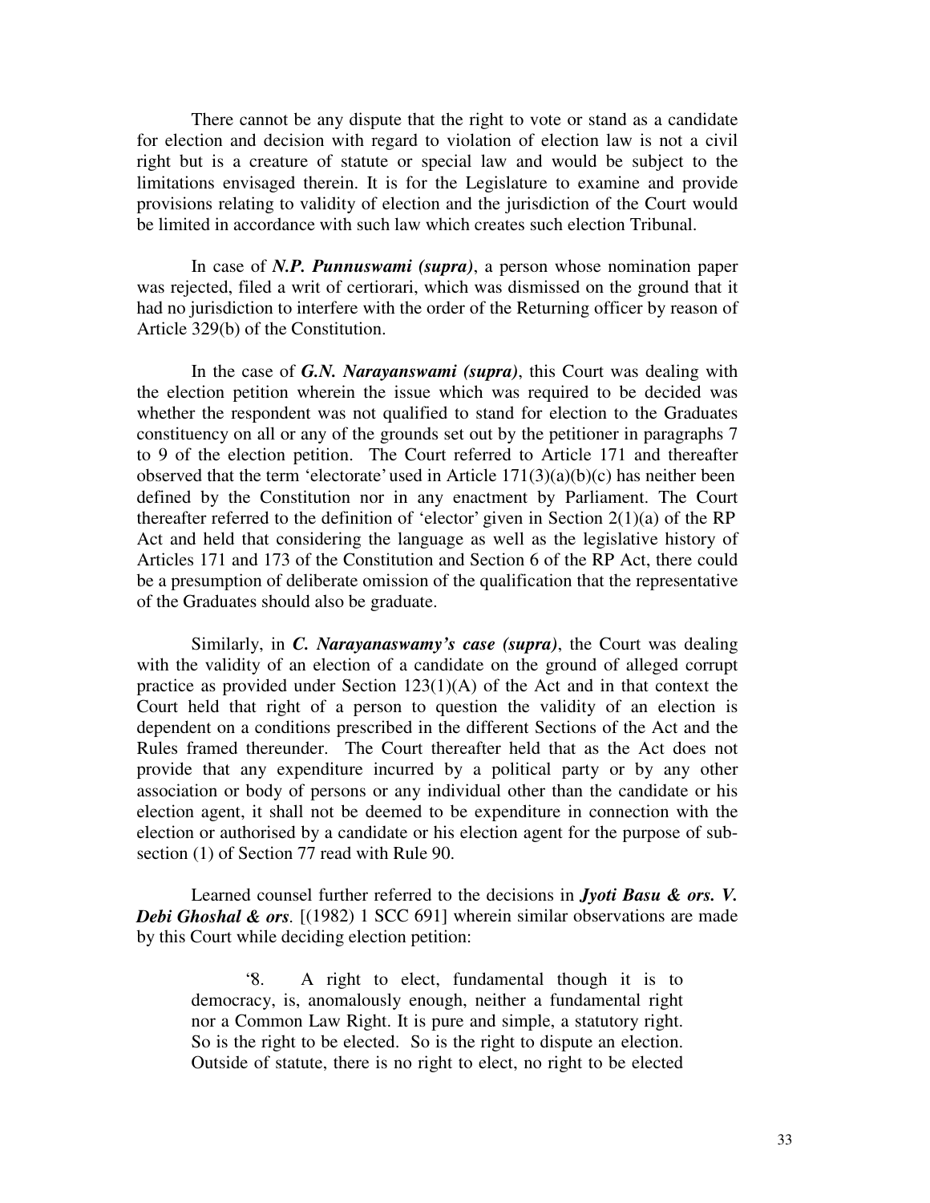There cannot be any dispute that the right to vote or stand as a candidate for election and decision with regard to violation of election law is not a civil right but is a creature of statute or special law and would be subject to the limitations envisaged therein. It is for the Legislature to examine and provide provisions relating to validity of election and the jurisdiction of the Court would be limited in accordance with such law which creates such election Tribunal.

In case of ***N.P. Punnuswami (supra)***, a person whose nomination paper was rejected, filed a writ of certiorari, which was dismissed on the ground that it had no jurisdiction to interfere with the order of the Returning officer by reason of Article 329(b) of the Constitution.

In the case of ***G.N. Narayanswami (supra)***, this Court was dealing with the election petition wherein the issue which was required to be decided was whether the respondent was not qualified to stand for election to the Graduates constituency on all or any of the grounds set out by the petitioner in paragraphs 7 to 9 of the election petition. The Court referred to Article 171 and thereafter observed that the term 'electorate' used in Article 171(3)(a)(b)(c) has neither been defined by the Constitution nor in any enactment by Parliament. The Court thereafter referred to the definition of 'elector' given in Section 2(1)(a) of the RP Act and held that considering the language as well as the legislative history of Articles 171 and 173 of the Constitution and Section 6 of the RP Act, there could be a presumption of deliberate omission of the qualification that the representative of the Graduates should also be graduate.

Similarly, in ***C. Narayanaswamy's case (supra)***, the Court was dealing with the validity of an election of a candidate on the ground of alleged corrupt practice as provided under Section 123(1)(A) of the Act and in that context the Court held that right of a person to question the validity of an election is dependent on a conditions prescribed in the different Sections of the Act and the Rules framed thereunder. The Court thereafter held that as the Act does not provide that any expenditure incurred by a political party or by any other association or body of persons or any individual other than the candidate or his election agent, it shall not be deemed to be expenditure in connection with the election or authorised by a candidate or his election agent for the purpose of sub-section (1) of Section 77 read with Rule 90.

Learned counsel further referred to the decisions in ***Jyoti Basu & ors. V. Debi Ghoshal & ors***. [(1982) 1 SCC 691] wherein similar observations are made by this Court while deciding election petition:

> '8. A right to elect, fundamental though it is to democracy, is, anomalously enough, neither a fundamental right nor a Common Law Right. It is pure and simple, a statutory right. So is the right to be elected. So is the right to dispute an election. Outside of statute, there is no right to elect, no right to be elected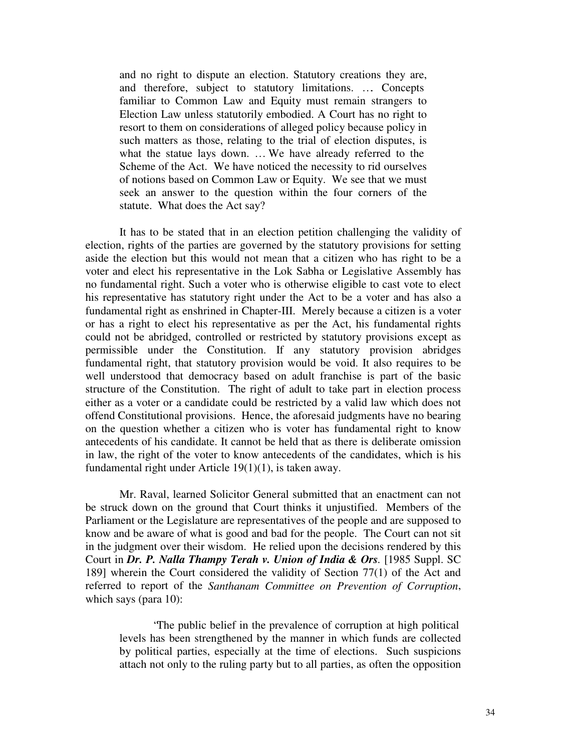> and no right to dispute an election. Statutory creations they are, and therefore, subject to statutory limitations. … Concepts familiar to Common Law and Equity must remain strangers to Election Law unless statutorily embodied. A Court has no right to resort to them on considerations of alleged policy because policy in such matters as those, relating to the trial of election disputes, is what the statue lays down. … We have already referred to the Scheme of the Act. We have noticed the necessity to rid ourselves of notions based on Common Law or Equity. We see that we must seek an answer to the question within the four corners of the statute. What does the Act say?

It has to be stated that in an election petition challenging the validity of election, rights of the parties are governed by the statutory provisions for setting aside the election but this would not mean that a citizen who has right to be a voter and elect his representative in the Lok Sabha or Legislative Assembly has no fundamental right. Such a voter who is otherwise eligible to cast vote to elect his representative has statutory right under the Act to be a voter and has also a fundamental right as enshrined in Chapter-III. Merely because a citizen is a voter or has a right to elect his representative as per the Act, his fundamental rights could not be abridged, controlled or restricted by statutory provisions except as permissible under the Constitution. If any statutory provision abridges fundamental right, that statutory provision would be void. It also requires to be well understood that democracy based on adult franchise is part of the basic structure of the Constitution. The right of adult to take part in election process either as a voter or a candidate could be restricted by a valid law which does not offend Constitutional provisions. Hence, the aforesaid judgments have no bearing on the question whether a citizen who is voter has fundamental right to know antecedents of his candidate. It cannot be held that as there is deliberate omission in law, the right of the voter to know antecedents of the candidates, which is his fundamental right under Article 19(1)(1), is taken away.

Mr. Raval, learned Solicitor General submitted that an enactment can not be struck down on the ground that Court thinks it unjustified. Members of the Parliament or the Legislature are representatives of the people and are supposed to know and be aware of what is good and bad for the people. The Court can not sit in the judgment over their wisdom. He relied upon the decisions rendered by this Court in ***Dr. P. Nalla Thampy Terah v. Union of India & Ors***. [1985 Suppl. SC 189] wherein the Court considered the validity of Section 77(1) of the Act and referred to report of the *Santhanam Committee on Prevention of Corruption*, which says (para 10):

> 'The public belief in the prevalence of corruption at high political levels has been strengthened by the manner in which funds are collected by political parties, especially at the time of elections. Such suspicions attach not only to the ruling party but to all parties, as often the opposition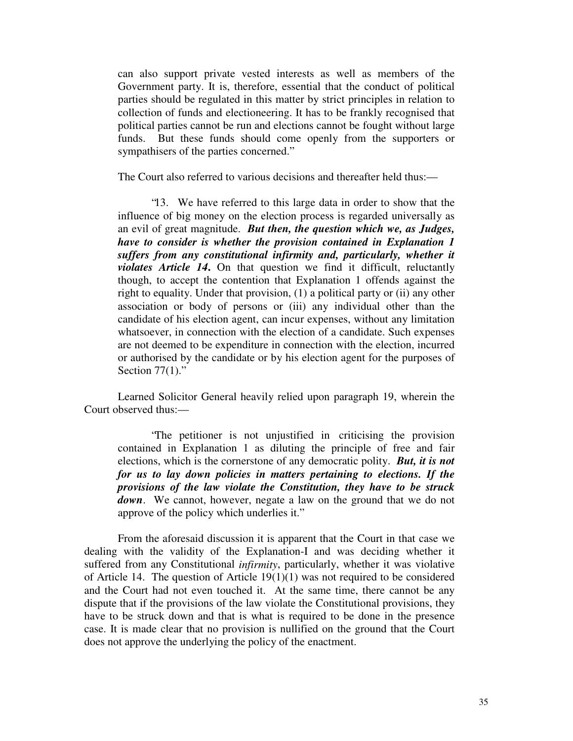> can also support private vested interests as well as members of the Government party. It is, therefore, essential that the conduct of political parties should be regulated in this matter by strict principles in relation to collection of funds and electioneering. It has to be frankly recognised that political parties cannot be run and elections cannot be fought without large funds. But these funds should come openly from the supporters or sympathisers of the parties concerned."

The Court also referred to various decisions and thereafter held thus:—

> "13. We have referred to this large data in order to show that the influence of big money on the election process is regarded universally as an evil of great magnitude. ***But then, the question which we, as Judges, have to consider is whether the provision contained in Explanation 1 suffers from any constitutional infirmity and, particularly, whether it violates Article 14.*** On that question we find it difficult, reluctantly though, to accept the contention that Explanation 1 offends against the right to equality. Under that provision, (1) a political party or (ii) any other association or body of persons or (iii) any individual other than the candidate of his election agent, can incur expenses, without any limitation whatsoever, in connection with the election of a candidate. Such expenses are not deemed to be expenditure in connection with the election, incurred or authorised by the candidate or by his election agent for the purposes of Section 77(1)."

Learned Solicitor General heavily relied upon paragraph 19, wherein the Court observed thus:—

> "The petitioner is not unjustified in criticising the provision contained in Explanation 1 as diluting the principle of free and fair elections, which is the cornerstone of any democratic polity. ***But, it is not for us to lay down policies in matters pertaining to elections. If the provisions of the law violate the Constitution, they have to be struck down***. We cannot, however, negate a law on the ground that we do not approve of the policy which underlies it."

From the aforesaid discussion it is apparent that the Court in that case we dealing with the validity of the Explanation-I and was deciding whether it suffered from any Constitutional *infirmity*, particularly, whether it was violative of Article 14. The question of Article 19(1)(1) was not required to be considered and the Court had not even touched it. At the same time, there cannot be any dispute that if the provisions of the law violate the Constitutional provisions, they have to be struck down and that is what is required to be done in the presence case. It is made clear that no provision is nullified on the ground that the Court does not approve the underlying the policy of the enactment.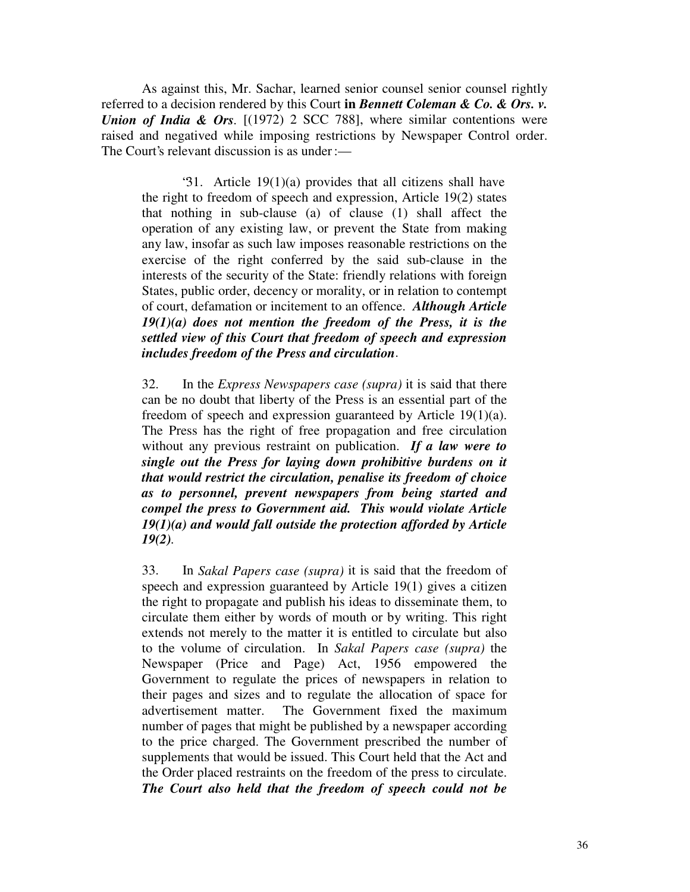As against this, Mr. Sachar, learned senior counsel senior counsel rightly referred to a decision rendered by this Court **in *Bennett Coleman & Co. & Ors. v. Union of India & Ors*.** [(1972) 2 SCC 788], where similar contentions were raised and negatived while imposing restrictions by Newspaper Control order. The Court's relevant discussion is as under :—

> '31. Article 19(1)(a) provides that all citizens shall have the right to freedom of speech and expression, Article 19(2) states that nothing in sub-clause (a) of clause (1) shall affect the operation of any existing law, or prevent the State from making any law, insofar as such law imposes reasonable restrictions on the exercise of the right conferred by the said sub-clause in the interests of the security of the State: friendly relations with foreign States, public order, decency or morality, or in relation to contempt of court, defamation or incitement to an offence. ***Although Article 19(1)(a) does not mention the freedom of the Press, it is the settled view of this Court that freedom of speech and expression includes freedom of the Press and circulation***.
>
> 32. In the *Express Newspapers case (supra)* it is said that there can be no doubt that liberty of the Press is an essential part of the freedom of speech and expression guaranteed by Article 19(1)(a). The Press has the right of free propagation and free circulation without any previous restraint on publication. ***If a law were to single out the Press for laying down prohibitive burdens on it that would restrict the circulation, penalise its freedom of choice as to personnel, prevent newspapers from being started and compel the press to Government aid. This would violate Article 19(1)(a) and would fall outside the protection afforded by Article 19(2).***
>
> 33. In *Sakal Papers case (supra)* it is said that the freedom of speech and expression guaranteed by Article 19(1) gives a citizen the right to propagate and publish his ideas to disseminate them, to circulate them either by words of mouth or by writing. This right extends not merely to the matter it is entitled to circulate but also to the volume of circulation. In *Sakal Papers case (supra)* the Newspaper (Price and Page) Act, 1956 empowered the Government to regulate the prices of newspapers in relation to their pages and sizes and to regulate the allocation of space for advertisement matter. The Government fixed the maximum number of pages that might be published by a newspaper according to the price charged. The Government prescribed the number of supplements that would be issued. This Court held that the Act and the Order placed restraints on the freedom of the press to circulate. ***The Court also held that the freedom of speech could not be***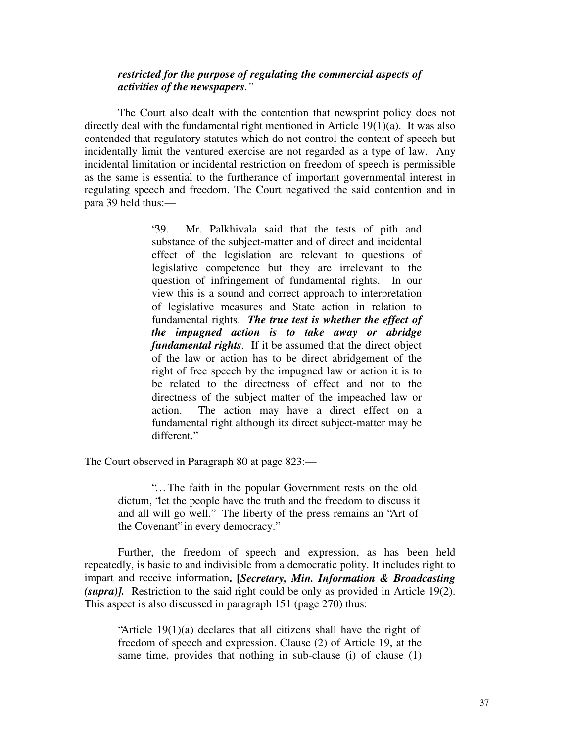> ***restricted for the purpose of regulating the commercial aspects of activities of the newspapers.***"

The Court also dealt with the contention that newsprint policy does not directly deal with the fundamental right mentioned in Article 19(1)(a). It was also contended that regulatory statutes which do not control the content of speech but incidentally limit the ventured exercise are not regarded as a type of law. Any incidental limitation or incidental restriction on freedom of speech is permissible as the same is essential to the furtherance of important governmental interest in regulating speech and freedom. The Court negatived the said contention and in para 39 held thus:—

> '39. Mr. Palkhivala said that the tests of pith and substance of the subject-matter and of direct and incidental effect of the legislation are relevant to questions of legislative competence but they are irrelevant to the question of infringement of fundamental rights. In our view this is a sound and correct approach to interpretation of legislative measures and State action in relation to fundamental rights. ***The true test is whether the effect of the impugned action is to take away or abridge fundamental rights***. If it be assumed that the direct object of the law or action has to be direct abridgement of the right of free speech by the impugned law or action it is to be related to the directness of effect and not to the directness of the subject matter of the impeached law or action. The action may have a direct effect on a fundamental right although its direct subject-matter may be different."

The Court observed in Paragraph 80 at page 823:—

> "…The faith in the popular Government rests on the old dictum, 'let the people have the truth and the freedom to discuss it and all will go well." The liberty of the press remains an "Art of the Covenant" in every democracy."

Further, the freedom of speech and expression, as has been held repeatedly, is basic to and indivisible from a democratic polity. It includes right to impart and receive information**. [*Secretary, Min. Information & Broadcasting (supra)].*** Restriction to the said right could be only as provided in Article 19(2). This aspect is also discussed in paragraph 151 (page 270) thus:

> "Article 19(1)(a) declares that all citizens shall have the right of freedom of speech and expression. Clause (2) of Article 19, at the same time, provides that nothing in sub-clause (i) of clause (1)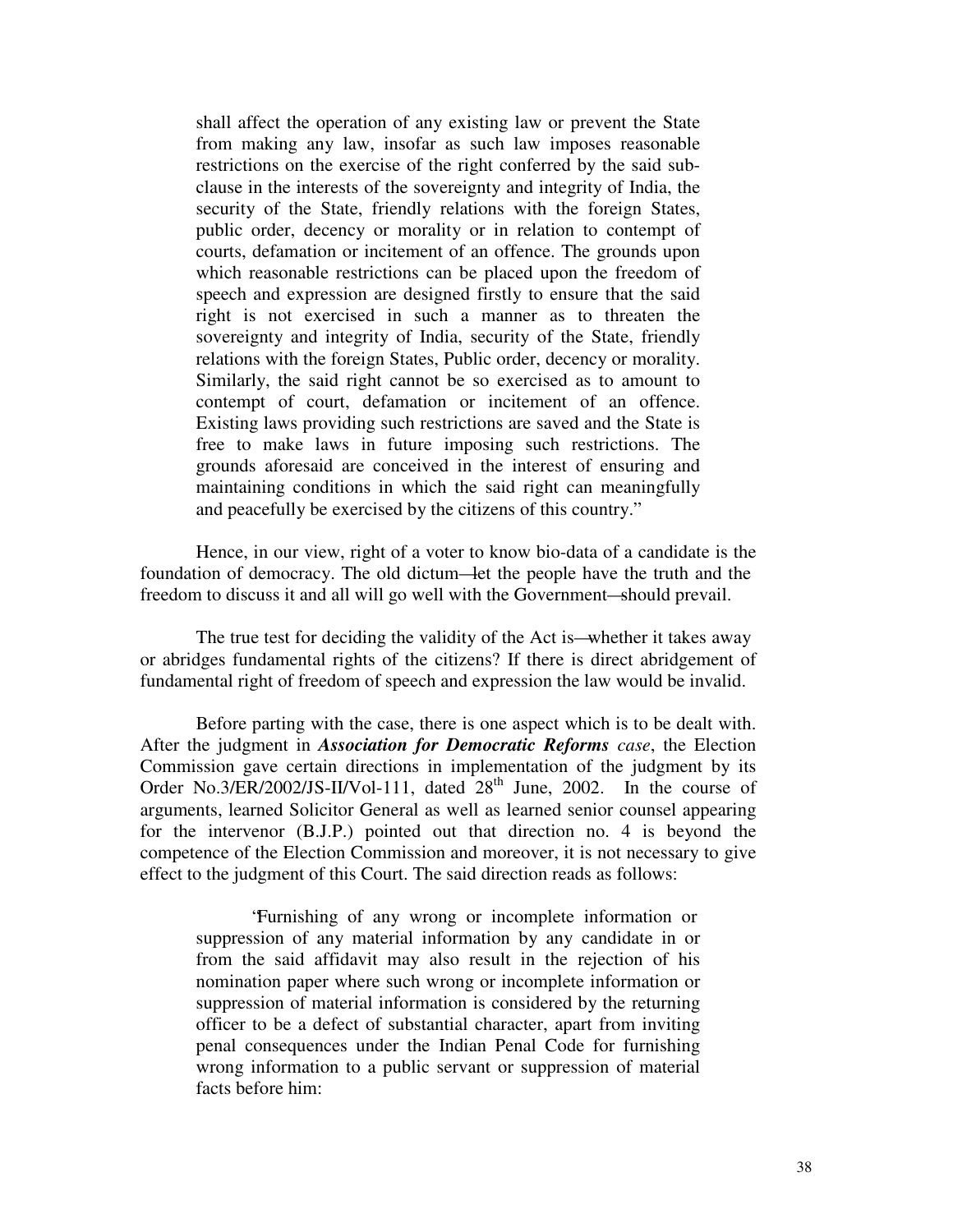> shall affect the operation of any existing law or prevent the State from making any law, insofar as such law imposes reasonable restrictions on the exercise of the right conferred by the said sub-clause in the interests of the sovereignty and integrity of India, the security of the State, friendly relations with the foreign States, public order, decency or morality or in relation to contempt of courts, defamation or incitement of an offence. The grounds upon which reasonable restrictions can be placed upon the freedom of speech and expression are designed firstly to ensure that the said right is not exercised in such a manner as to threaten the sovereignty and integrity of India, security of the State, friendly relations with the foreign States, Public order, decency or morality. Similarly, the said right cannot be so exercised as to amount to contempt of court, defamation or incitement of an offence. Existing laws providing such restrictions are saved and the State is free to make laws in future imposing such restrictions. The grounds aforesaid are conceived in the interest of ensuring and maintaining conditions in which the said right can meaningfully and peacefully be exercised by the citizens of this country."

Hence, in our view, right of a voter to know bio-data of a candidate is the foundation of democracy. The old dictum—let the people have the truth and the freedom to discuss it and all will go well with the Government—should prevail.

The true test for deciding the validity of the Act is—whether it takes away or abridges fundamental rights of the citizens? If there is direct abridgement of fundamental right of freedom of speech and expression the law would be invalid.

Before parting with the case, there is one aspect which is to be dealt with. After the judgment in ***Association for Democratic Reforms*** *case*, the Election Commission gave certain directions in implementation of the judgment by its Order No.3/ER/2002/JS-II/Vol-111, dated 28th June, 2002. In the course of arguments, learned Solicitor General as well as learned senior counsel appearing for the intervenor (B.J.P.) pointed out that direction no. 4 is beyond the competence of the Election Commission and moreover, it is not necessary to give effect to the judgment of this Court. The said direction reads as follows:

> "Furnishing of any wrong or incomplete information or suppression of any material information by any candidate in or from the said affidavit may also result in the rejection of his nomination paper where such wrong or incomplete information or suppression of material information is considered by the returning officer to be a defect of substantial character, apart from inviting penal consequences under the Indian Penal Code for furnishing wrong information to a public servant or suppression of material facts before him: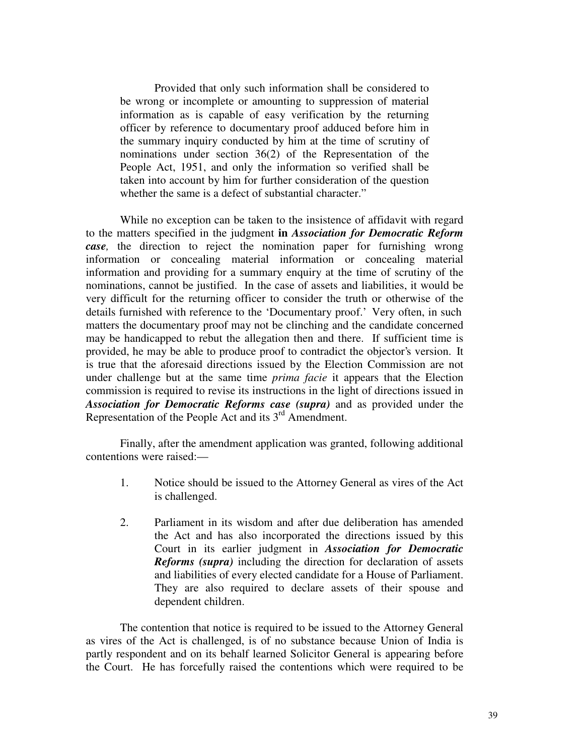> Provided that only such information shall be considered to be wrong or incomplete or amounting to suppression of material information as is capable of easy verification by the returning officer by reference to documentary proof adduced before him in the summary inquiry conducted by him at the time of scrutiny of nominations under section 36(2) of the Representation of the People Act, 1951, and only the information so verified shall be taken into account by him for further consideration of the question whether the same is a defect of substantial character."

While no exception can be taken to the insistence of affidavit with regard to the matters specified in the judgment **in** ***Association for Democratic Reform case,*** the direction to reject the nomination paper for furnishing wrong information or concealing material information or concealing material information and providing for a summary enquiry at the time of scrutiny of the nominations, cannot be justified. In the case of assets and liabilities, it would be very difficult for the returning officer to consider the truth or otherwise of the details furnished with reference to the 'Documentary proof.' Very often, in such matters the documentary proof may not be clinching and the candidate concerned may be handicapped to rebut the allegation then and there. If sufficient time is provided, he may be able to produce proof to contradict the objector's version. It is true that the aforesaid directions issued by the Election Commission are not under challenge but at the same time *prima facie* it appears that the Election commission is required to revise its instructions in the light of directions issued in ***Association for Democratic Reforms case (supra)*** and as provided under the Representation of the People Act and its 3rd Amendment.

Finally, after the amendment application was granted, following additional contentions were raised:—

1. Notice should be issued to the Attorney General as vires of the Act is challenged.

2. Parliament in its wisdom and after due deliberation has amended the Act and has also incorporated the directions issued by this Court in its earlier judgment in ***Association for Democratic Reforms (supra)*** including the direction for declaration of assets and liabilities of every elected candidate for a House of Parliament. They are also required to declare assets of their spouse and dependent children.

The contention that notice is required to be issued to the Attorney General as vires of the Act is challenged, is of no substance because Union of India is partly respondent and on its behalf learned Solicitor General is appearing before the Court. He has forcefully raised the contentions which were required to be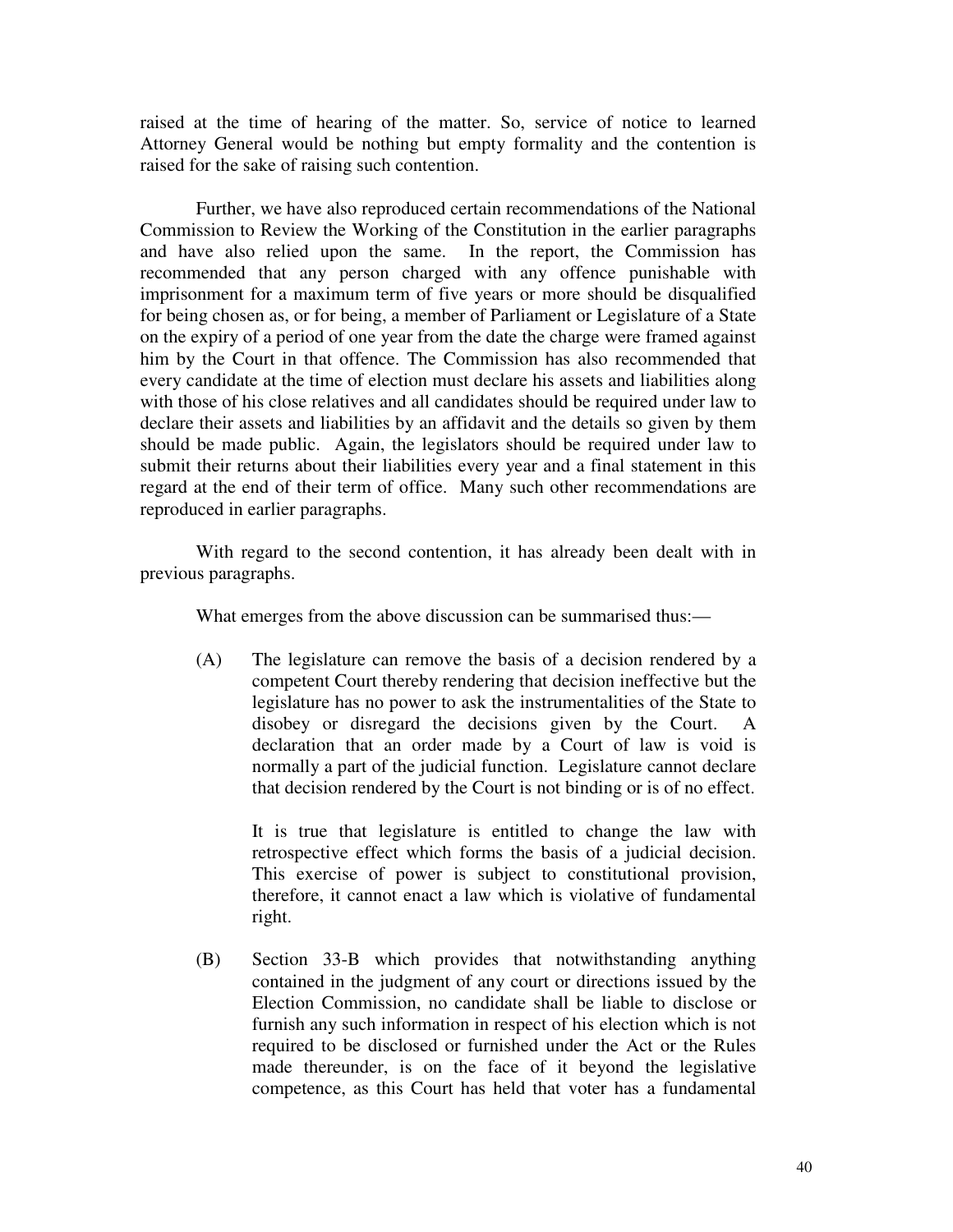raised at the time of hearing of the matter. So, service of notice to learned Attorney General would be nothing but empty formality and the contention is raised for the sake of raising such contention.

Further, we have also reproduced certain recommendations of the National Commission to Review the Working of the Constitution in the earlier paragraphs and have also relied upon the same. In the report, the Commission has recommended that any person charged with any offence punishable with imprisonment for a maximum term of five years or more should be disqualified for being chosen as, or for being, a member of Parliament or Legislature of a State on the expiry of a period of one year from the date the charge were framed against him by the Court in that offence. The Commission has also recommended that every candidate at the time of election must declare his assets and liabilities along with those of his close relatives and all candidates should be required under law to declare their assets and liabilities by an affidavit and the details so given by them should be made public. Again, the legislators should be required under law to submit their returns about their liabilities every year and a final statement in this regard at the end of their term of office. Many such other recommendations are reproduced in earlier paragraphs.

With regard to the second contention, it has already been dealt with in previous paragraphs.

What emerges from the above discussion can be summarised thus:—

(A) The legislature can remove the basis of a decision rendered by a competent Court thereby rendering that decision ineffective but the legislature has no power to ask the instrumentalities of the State to disobey or disregard the decisions given by the Court. A declaration that an order made by a Court of law is void is normally a part of the judicial function. Legislature cannot declare that decision rendered by the Court is not binding or is of no effect.

It is true that legislature is entitled to change the law with retrospective effect which forms the basis of a judicial decision. This exercise of power is subject to constitutional provision, therefore, it cannot enact a law which is violative of fundamental right.

(B) Section 33-B which provides that notwithstanding anything contained in the judgment of any court or directions issued by the Election Commission, no candidate shall be liable to disclose or furnish any such information in respect of his election which is not required to be disclosed or furnished under the Act or the Rules made thereunder, is on the face of it beyond the legislative competence, as this Court has held that voter has a fundamental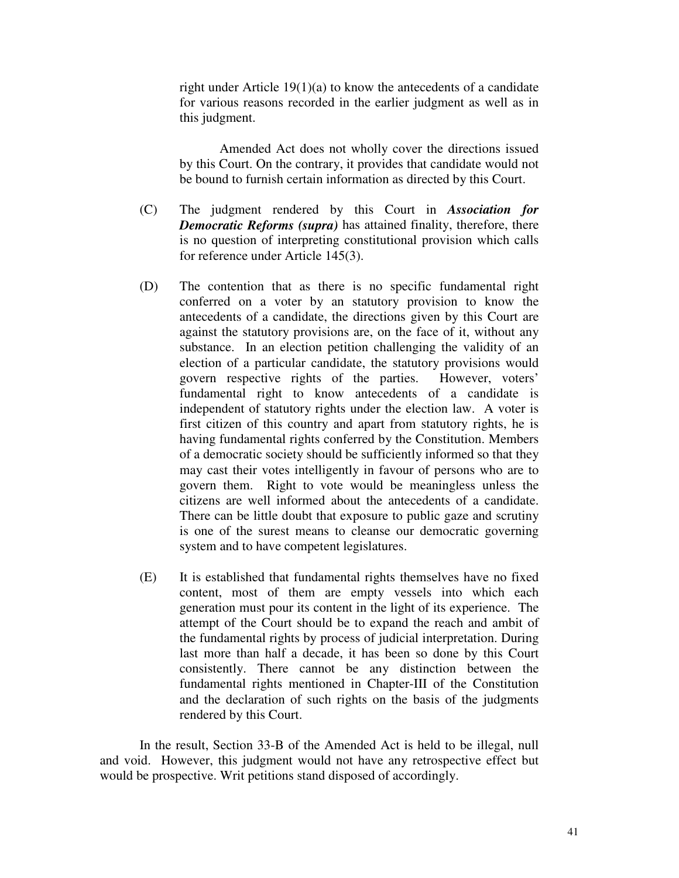right under Article 19(1)(a) to know the antecedents of a candidate for various reasons recorded in the earlier judgment as well as in this judgment.

Amended Act does not wholly cover the directions issued by this Court. On the contrary, it provides that candidate would not be bound to furnish certain information as directed by this Court.

(C) The judgment rendered by this Court in ***Association for Democratic Reforms (supra)*** has attained finality, therefore, there is no question of interpreting constitutional provision which calls for reference under Article 145(3).

(D) The contention that as there is no specific fundamental right conferred on a voter by an statutory provision to know the antecedents of a candidate, the directions given by this Court are against the statutory provisions are, on the face of it, without any substance. In an election petition challenging the validity of an election of a particular candidate, the statutory provisions would govern respective rights of the parties. However, voters' fundamental right to know antecedents of a candidate is independent of statutory rights under the election law. A voter is first citizen of this country and apart from statutory rights, he is having fundamental rights conferred by the Constitution. Members of a democratic society should be sufficiently informed so that they may cast their votes intelligently in favour of persons who are to govern them. Right to vote would be meaningless unless the citizens are well informed about the antecedents of a candidate. There can be little doubt that exposure to public gaze and scrutiny is one of the surest means to cleanse our democratic governing system and to have competent legislatures.

(E) It is established that fundamental rights themselves have no fixed content, most of them are empty vessels into which each generation must pour its content in the light of its experience. The attempt of the Court should be to expand the reach and ambit of the fundamental rights by process of judicial interpretation. During last more than half a decade, it has been so done by this Court consistently. There cannot be any distinction between the fundamental rights mentioned in Chapter-III of the Constitution and the declaration of such rights on the basis of the judgments rendered by this Court.

In the result, Section 33-B of the Amended Act is held to be illegal, null and void. However, this judgment would not have any retrospective effect but would be prospective. Writ petitions stand disposed of accordingly.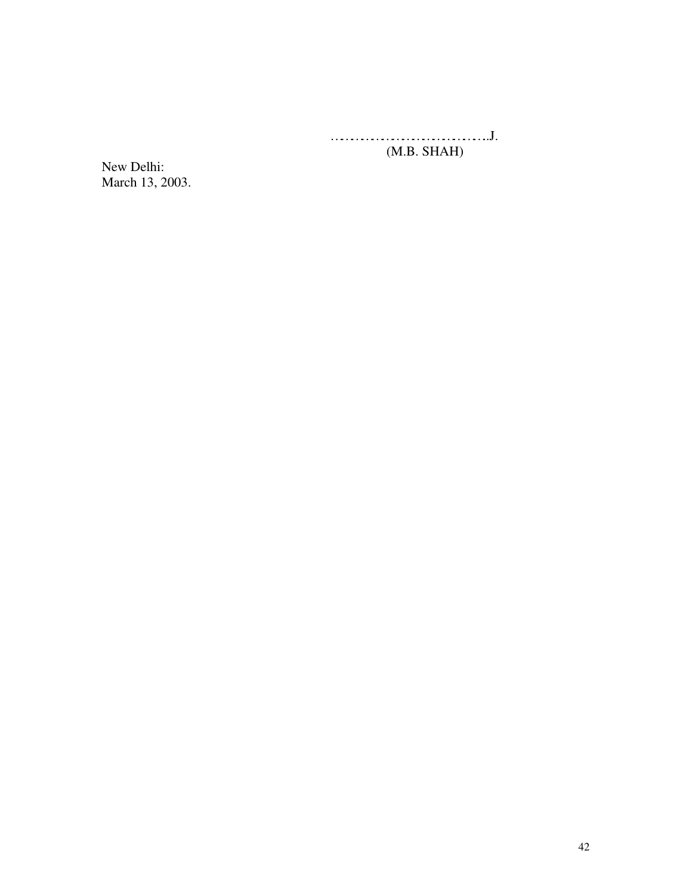……………………………..J.
(M.B. SHAH)

New Delhi:
March 13, 2003.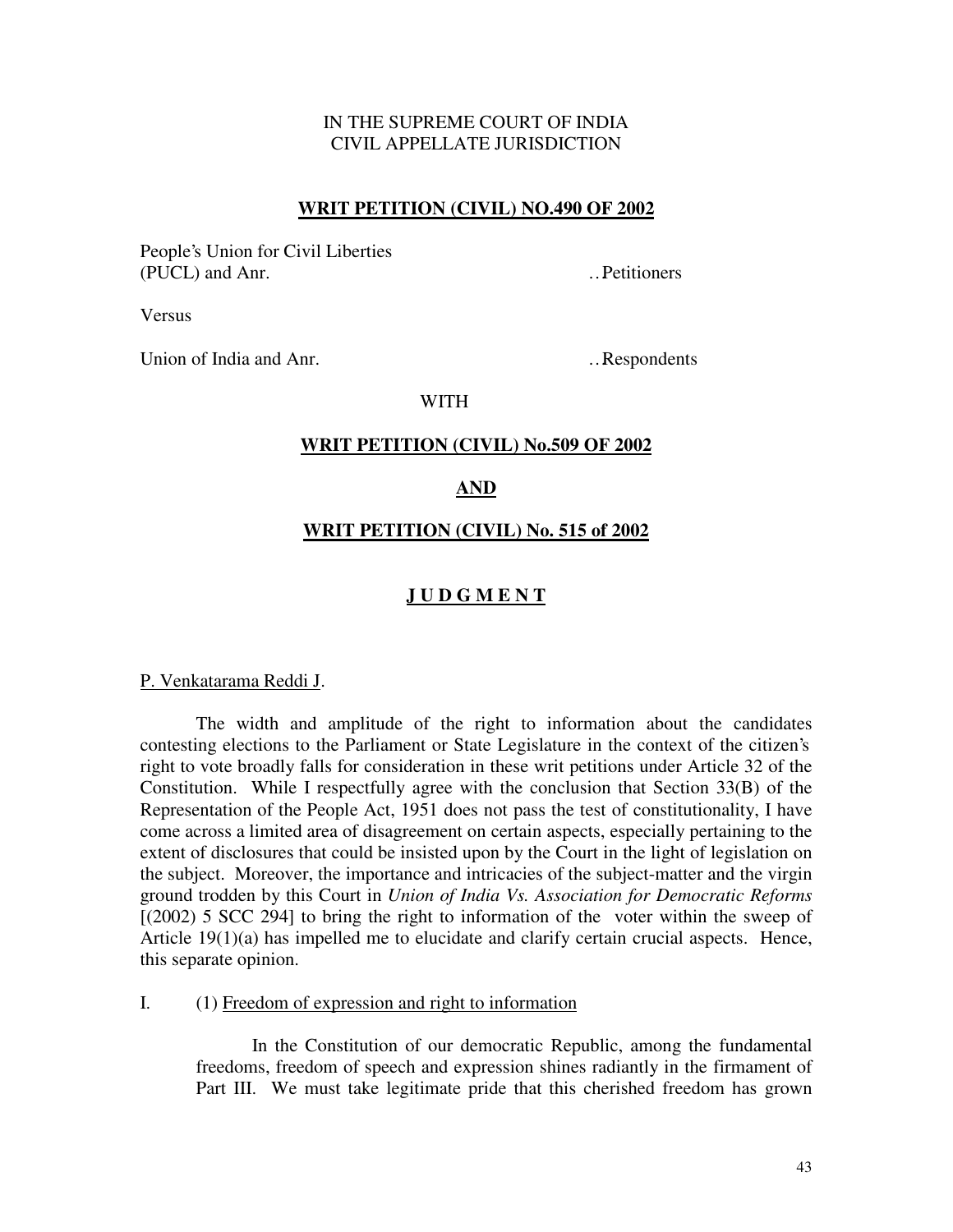IN THE SUPREME COURT OF INDIA
CIVIL APPELLATE JURISDICTION

**WRIT PETITION (CIVIL) NO.490 OF 2002**

People's Union for Civil Liberties
(PUCL) and Anr. ..Petitioners

Versus

Union of India and Anr. ..Respondents

WITH

**WRIT PETITION (CIVIL) No.509 OF 2002**

**AND**

**WRIT PETITION (CIVIL) No. 515 of 2002**

**J U D G M E N T**

P. Venkatarama Reddi J.

The width and amplitude of the right to information about the candidates contesting elections to the Parliament or State Legislature in the context of the citizen's right to vote broadly falls for consideration in these writ petitions under Article 32 of the Constitution. While I respectfully agree with the conclusion that Section 33(B) of the Representation of the People Act, 1951 does not pass the test of constitutionality, I have come across a limited area of disagreement on certain aspects, especially pertaining to the extent of disclosures that could be insisted upon by the Court in the light of legislation on the subject. Moreover, the importance and intricacies of the subject-matter and the virgin ground trodden by this Court in *Union of India Vs. Association for Democratic Reforms* [(2002) 5 SCC 294] to bring the right to information of the voter within the sweep of Article 19(1)(a) has impelled me to elucidate and clarify certain crucial aspects. Hence, this separate opinion.

I. (1) Freedom of expression and right to information

In the Constitution of our democratic Republic, among the fundamental freedoms, freedom of speech and expression shines radiantly in the firmament of Part III. We must take legitimate pride that this cherished freedom has grown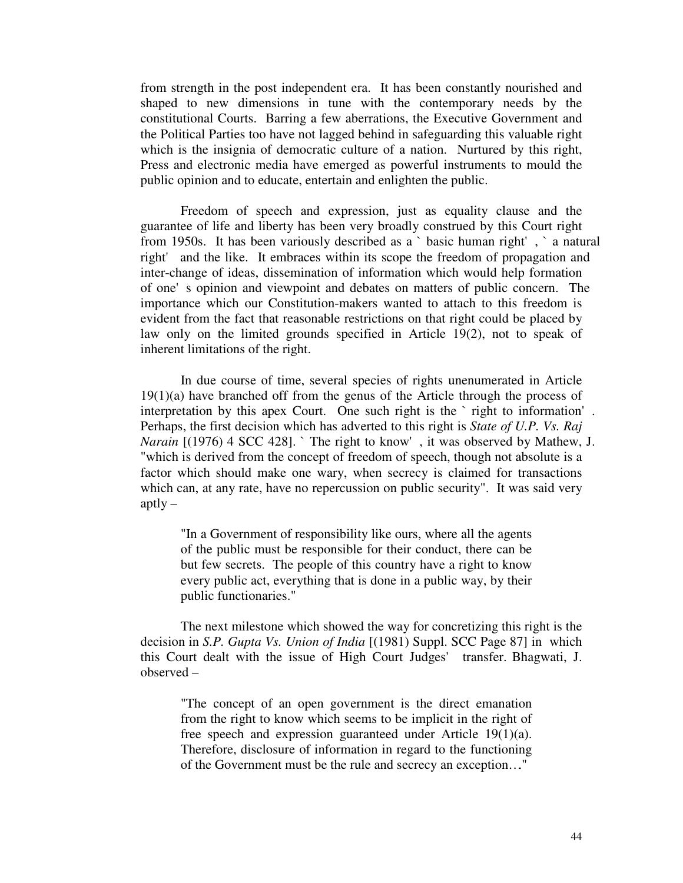from strength in the post independent era. It has been constantly nourished and shaped to new dimensions in tune with the contemporary needs by the constitutional Courts. Barring a few aberrations, the Executive Government and the Political Parties too have not lagged behind in safeguarding this valuable right which is the insignia of democratic culture of a nation. Nurtured by this right, Press and electronic media have emerged as powerful instruments to mould the public opinion and to educate, entertain and enlighten the public.

Freedom of speech and expression, just as equality clause and the guarantee of life and liberty has been very broadly construed by this Court right from 1950s. It has been variously described as a ` basic human right' , ` a natural right' and the like. It embraces within its scope the freedom of propagation and inter-change of ideas, dissemination of information which would help formation of one' s opinion and viewpoint and debates on matters of public concern. The importance which our Constitution-makers wanted to attach to this freedom is evident from the fact that reasonable restrictions on that right could be placed by law only on the limited grounds specified in Article 19(2), not to speak of inherent limitations of the right.

In due course of time, several species of rights unenumerated in Article 19(1)(a) have branched off from the genus of the Article through the process of interpretation by this apex Court. One such right is the ` right to information' . Perhaps, the first decision which has adverted to this right is *State of U.P. Vs. Raj Narain* [(1976) 4 SCC 428]. ` The right to know' , it was observed by Mathew, J. "which is derived from the concept of freedom of speech, though not absolute is a factor which should make one wary, when secrecy is claimed for transactions which can, at any rate, have no repercussion on public security". It was said very aptly –

> "In a Government of responsibility like ours, where all the agents of the public must be responsible for their conduct, there can be but few secrets. The people of this country have a right to know every public act, everything that is done in a public way, by their public functionaries."

The next milestone which showed the way for concretizing this right is the decision in *S.P. Gupta Vs. Union of India* [(1981) Suppl. SCC Page 87] in which this Court dealt with the issue of High Court Judges' transfer. Bhagwati, J. observed –

> "The concept of an open government is the direct emanation from the right to know which seems to be implicit in the right of free speech and expression guaranteed under Article 19(1)(a). Therefore, disclosure of information in regard to the functioning of the Government must be the rule and secrecy an exception…"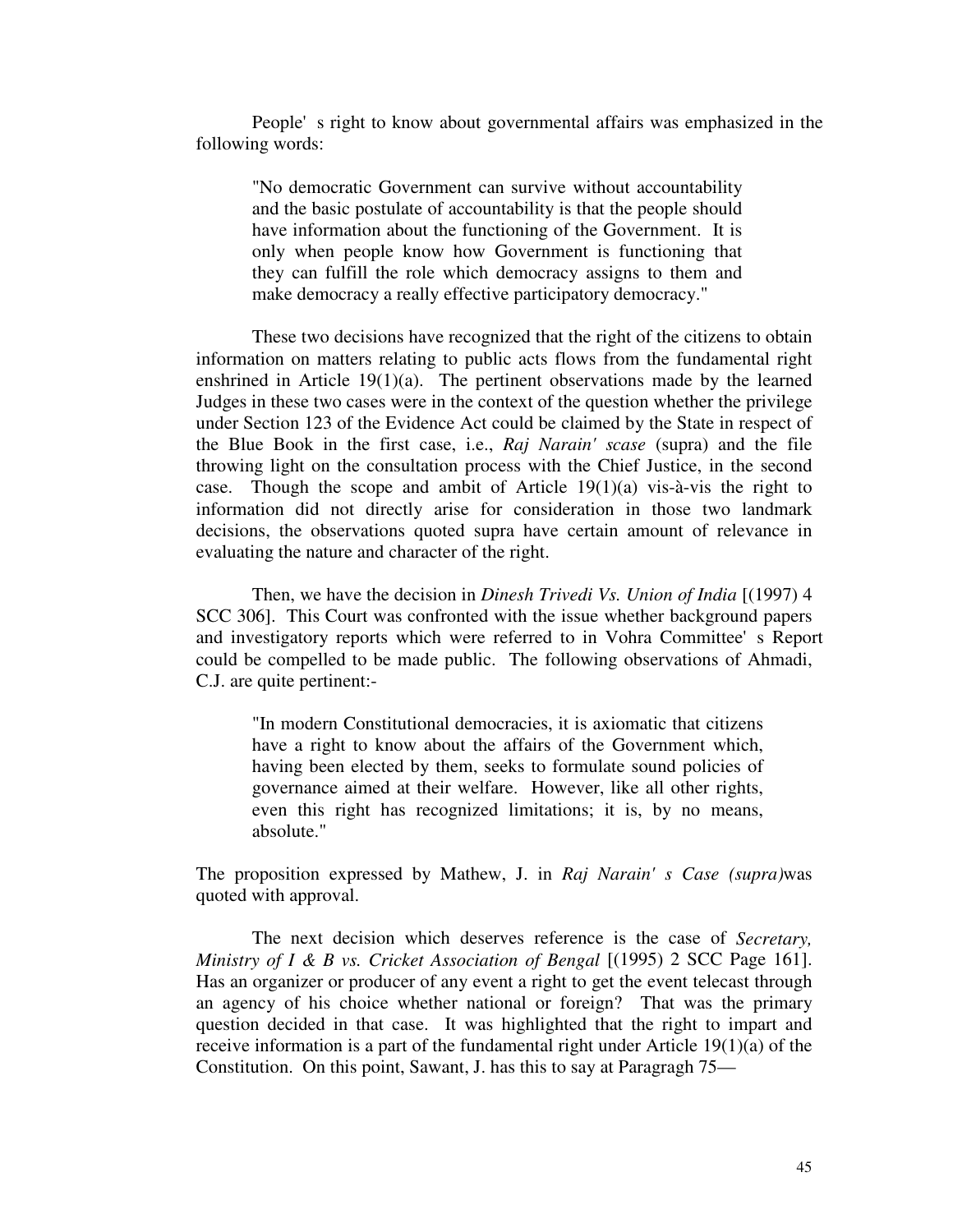People' s right to know about governmental affairs was emphasized in the following words:

> "No democratic Government can survive without accountability and the basic postulate of accountability is that the people should have information about the functioning of the Government. It is only when people know how Government is functioning that they can fulfill the role which democracy assigns to them and make democracy a really effective participatory democracy."

These two decisions have recognized that the right of the citizens to obtain information on matters relating to public acts flows from the fundamental right enshrined in Article 19(1)(a). The pertinent observations made by the learned Judges in these two cases were in the context of the question whether the privilege under Section 123 of the Evidence Act could be claimed by the State in respect of the Blue Book in the first case, i.e., *Raj Narain' scase* (supra) and the file throwing light on the consultation process with the Chief Justice, in the second case. Though the scope and ambit of Article 19(1)(a) vis-à-vis the right to information did not directly arise for consideration in those two landmark decisions, the observations quoted supra have certain amount of relevance in evaluating the nature and character of the right.

Then, we have the decision in *Dinesh Trivedi Vs. Union of India* [(1997) 4 SCC 306]. This Court was confronted with the issue whether background papers and investigatory reports which were referred to in Vohra Committee' s Report could be compelled to be made public. The following observations of Ahmadi, C.J. are quite pertinent:-

> "In modern Constitutional democracies, it is axiomatic that citizens have a right to know about the affairs of the Government which, having been elected by them, seeks to formulate sound policies of governance aimed at their welfare. However, like all other rights, even this right has recognized limitations; it is, by no means, absolute."

The proposition expressed by Mathew, J. in *Raj Narain' s Case (supra)*was quoted with approval.

The next decision which deserves reference is the case of *Secretary, Ministry of I & B vs. Cricket Association of Bengal* [(1995) 2 SCC Page 161]. Has an organizer or producer of any event a right to get the event telecast through an agency of his choice whether national or foreign? That was the primary question decided in that case. It was highlighted that the right to impart and receive information is a part of the fundamental right under Article 19(1)(a) of the Constitution. On this point, Sawant, J. has this to say at Paragragh 75—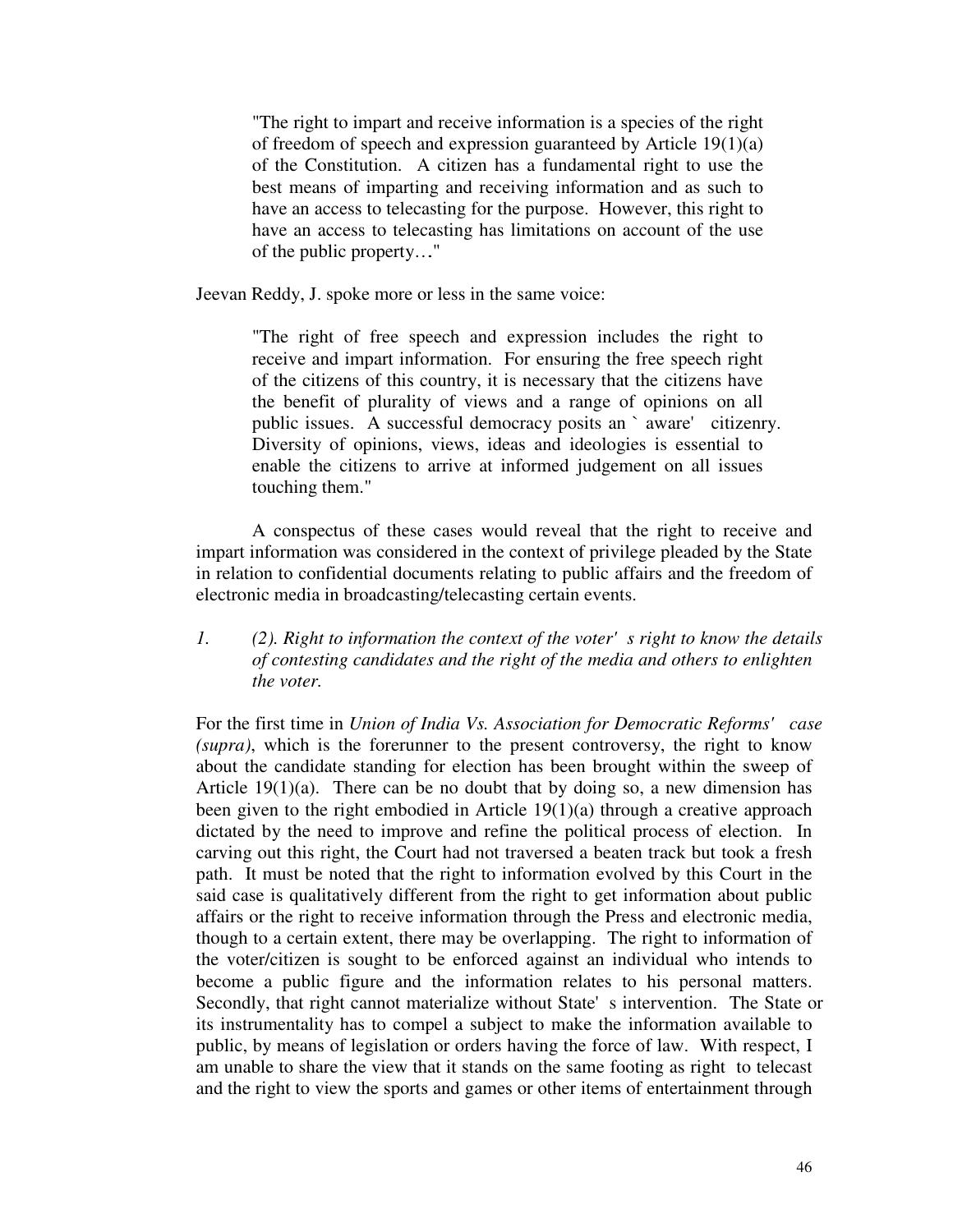> "The right to impart and receive information is a species of the right of freedom of speech and expression guaranteed by Article 19(1)(a) of the Constitution. A citizen has a fundamental right to use the best means of imparting and receiving information and as such to have an access to telecasting for the purpose. However, this right to have an access to telecasting has limitations on account of the use of the public property…"

Jeevan Reddy, J. spoke more or less in the same voice:

> "The right of free speech and expression includes the right to receive and impart information. For ensuring the free speech right of the citizens of this country, it is necessary that the citizens have the benefit of plurality of views and a range of opinions on all public issues. A successful democracy posits an ` aware' citizenry. Diversity of opinions, views, ideas and ideologies is essential to enable the citizens to arrive at informed judgement on all issues touching them."

A conspectus of these cases would reveal that the right to receive and impart information was considered in the context of privilege pleaded by the State in relation to confidential documents relating to public affairs and the freedom of electronic media in broadcasting/telecasting certain events.

*1. (2). Right to information the context of the voter' s right to know the details of contesting candidates and the right of the media and others to enlighten the voter.*

For the first time in *Union of India Vs. Association for Democratic Reforms' case (supra)*, which is the forerunner to the present controversy, the right to know about the candidate standing for election has been brought within the sweep of Article 19(1)(a). There can be no doubt that by doing so, a new dimension has been given to the right embodied in Article 19(1)(a) through a creative approach dictated by the need to improve and refine the political process of election. In carving out this right, the Court had not traversed a beaten track but took a fresh path. It must be noted that the right to information evolved by this Court in the said case is qualitatively different from the right to get information about public affairs or the right to receive information through the Press and electronic media, though to a certain extent, there may be overlapping. The right to information of the voter/citizen is sought to be enforced against an individual who intends to become a public figure and the information relates to his personal matters. Secondly, that right cannot materialize without State' s intervention. The State or its instrumentality has to compel a subject to make the information available to public, by means of legislation or orders having the force of law. With respect, I am unable to share the view that it stands on the same footing as right to telecast and the right to view the sports and games or other items of entertainment through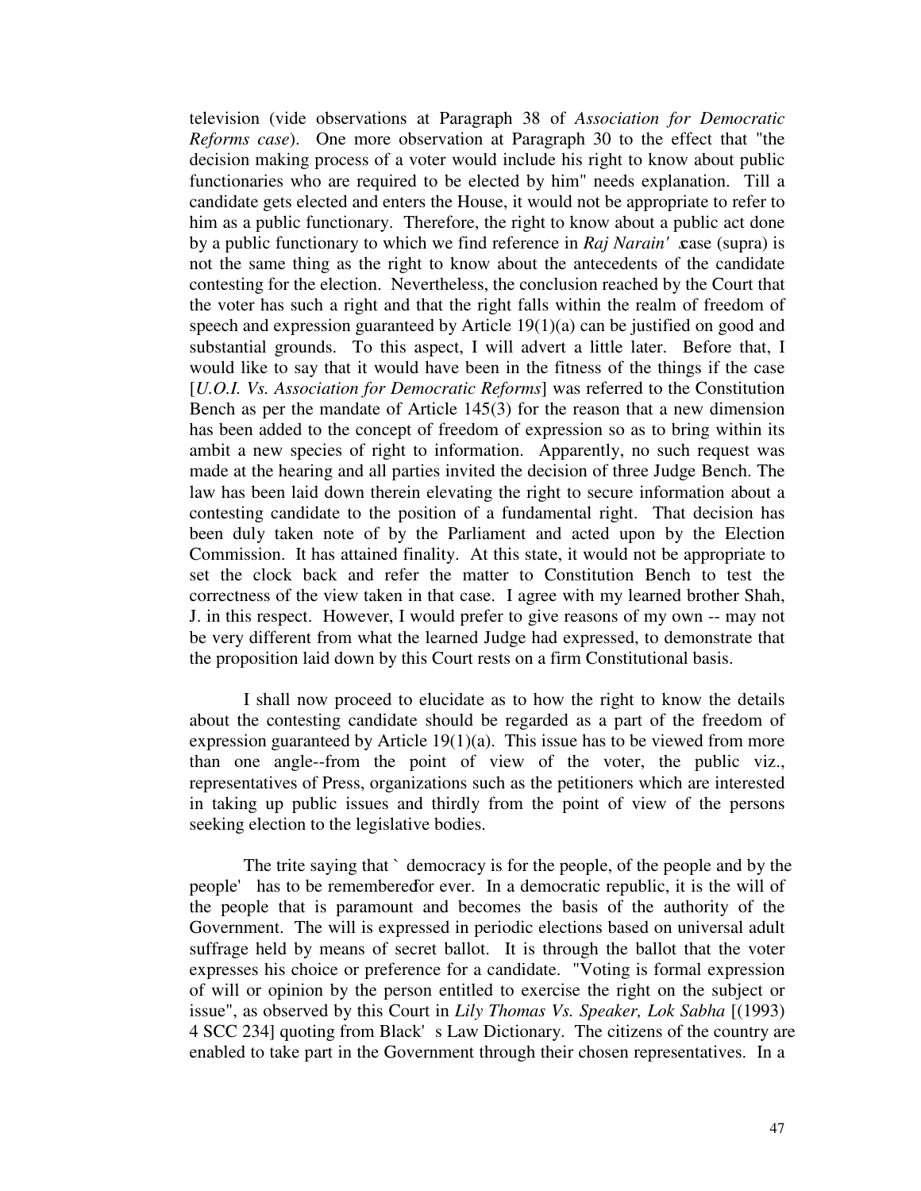television (vide observations at Paragraph 38 of *Association for Democratic Reforms case*). One more observation at Paragraph 30 to the effect that "the decision making process of a voter would include his right to know about public functionaries who are required to be elected by him" needs explanation. Till a candidate gets elected and enters the House, it would not be appropriate to refer to him as a public functionary. Therefore, the right to know about a public act done by a public functionary to which we find reference in *Raj Narain's* case (supra) is not the same thing as the right to know about the antecedents of the candidate contesting for the election. Nevertheless, the conclusion reached by the Court that the voter has such a right and that the right falls within the realm of freedom of speech and expression guaranteed by Article 19(1)(a) can be justified on good and substantial grounds. To this aspect, I will advert a little later. Before that, I would like to say that it would have been in the fitness of the things if the case [*U.O.I. Vs. Association for Democratic Reforms*] was referred to the Constitution Bench as per the mandate of Article 145(3) for the reason that a new dimension has been added to the concept of freedom of expression so as to bring within its ambit a new species of right to information. Apparently, no such request was made at the hearing and all parties invited the decision of three Judge Bench. The law has been laid down therein elevating the right to secure information about a contesting candidate to the position of a fundamental right. That decision has been duly taken note of by the Parliament and acted upon by the Election Commission. It has attained finality. At this state, it would not be appropriate to set the clock back and refer the matter to Constitution Bench to test the correctness of the view taken in that case. I agree with my learned brother Shah, J. in this respect. However, I would prefer to give reasons of my own -- may not be very different from what the learned Judge had expressed, to demonstrate that the proposition laid down by this Court rests on a firm Constitutional basis.

I shall now proceed to elucidate as to how the right to know the details about the contesting candidate should be regarded as a part of the freedom of expression guaranteed by Article 19(1)(a). This issue has to be viewed from more than one angle--from the point of view of the voter, the public viz., representatives of Press, organizations such as the petitioners which are interested in taking up public issues and thirdly from the point of view of the persons seeking election to the legislative bodies.

The trite saying that `democracy is for the people, of the people and by the people' has to be remembered for ever. In a democratic republic, it is the will of the people that is paramount and becomes the basis of the authority of the Government. The will is expressed in periodic elections based on universal adult suffrage held by means of secret ballot. It is through the ballot that the voter expresses his choice or preference for a candidate. "Voting is formal expression of will or opinion by the person entitled to exercise the right on the subject or issue", as observed by this Court in *Lily Thomas Vs. Speaker, Lok Sabha* [(1993) 4 SCC 234] quoting from Black's Law Dictionary. The citizens of the country are enabled to take part in the Government through their chosen representatives. In a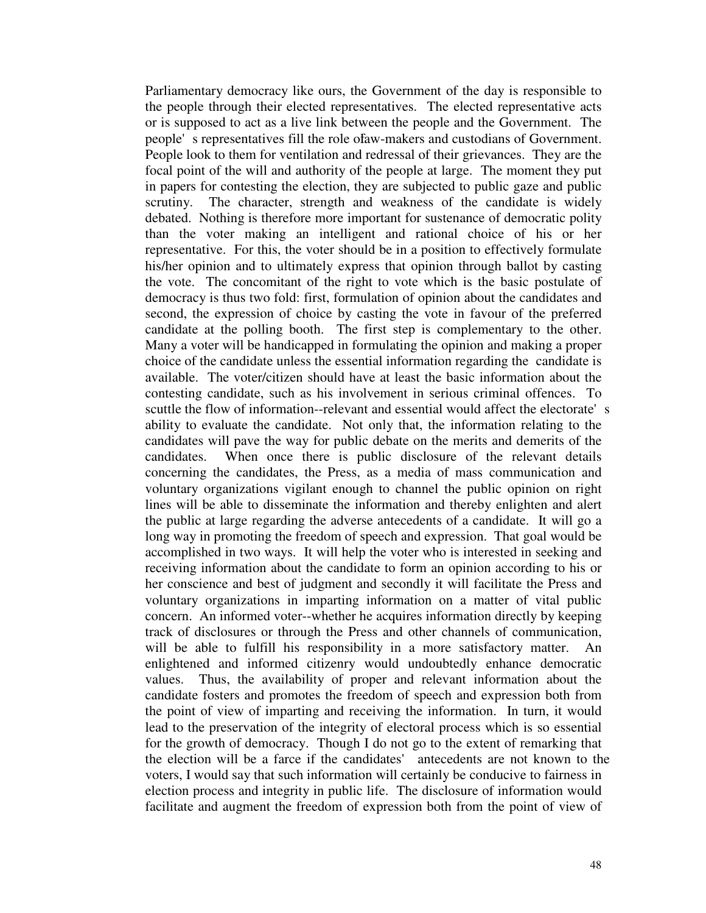Parliamentary democracy like ours, the Government of the day is responsible to the people through their elected representatives. The elected representative acts or is supposed to act as a live link between the people and the Government. The people' s representatives fill the role ofaw-makers and custodians of Government. People look to them for ventilation and redressal of their grievances. They are the focal point of the will and authority of the people at large. The moment they put in papers for contesting the election, they are subjected to public gaze and public scrutiny. The character, strength and weakness of the candidate is widely debated. Nothing is therefore more important for sustenance of democratic polity than the voter making an intelligent and rational choice of his or her representative. For this, the voter should be in a position to effectively formulate his/her opinion and to ultimately express that opinion through ballot by casting the vote. The concomitant of the right to vote which is the basic postulate of democracy is thus two fold: first, formulation of opinion about the candidates and second, the expression of choice by casting the vote in favour of the preferred candidate at the polling booth. The first step is complementary to the other. Many a voter will be handicapped in formulating the opinion and making a proper choice of the candidate unless the essential information regarding the candidate is available. The voter/citizen should have at least the basic information about the contesting candidate, such as his involvement in serious criminal offences. To scuttle the flow of information--relevant and essential would affect the electorate' s ability to evaluate the candidate. Not only that, the information relating to the candidates will pave the way for public debate on the merits and demerits of the candidates. When once there is public disclosure of the relevant details concerning the candidates, the Press, as a media of mass communication and voluntary organizations vigilant enough to channel the public opinion on right lines will be able to disseminate the information and thereby enlighten and alert the public at large regarding the adverse antecedents of a candidate. It will go a long way in promoting the freedom of speech and expression. That goal would be accomplished in two ways. It will help the voter who is interested in seeking and receiving information about the candidate to form an opinion according to his or her conscience and best of judgment and secondly it will facilitate the Press and voluntary organizations in imparting information on a matter of vital public concern. An informed voter--whether he acquires information directly by keeping track of disclosures or through the Press and other channels of communication, will be able to fulfill his responsibility in a more satisfactory matter. An enlightened and informed citizenry would undoubtedly enhance democratic values. Thus, the availability of proper and relevant information about the candidate fosters and promotes the freedom of speech and expression both from the point of view of imparting and receiving the information. In turn, it would lead to the preservation of the integrity of electoral process which is so essential for the growth of democracy. Though I do not go to the extent of remarking that the election will be a farce if the candidates' antecedents are not known to the voters, I would say that such information will certainly be conducive to fairness in election process and integrity in public life. The disclosure of information would facilitate and augment the freedom of expression both from the point of view of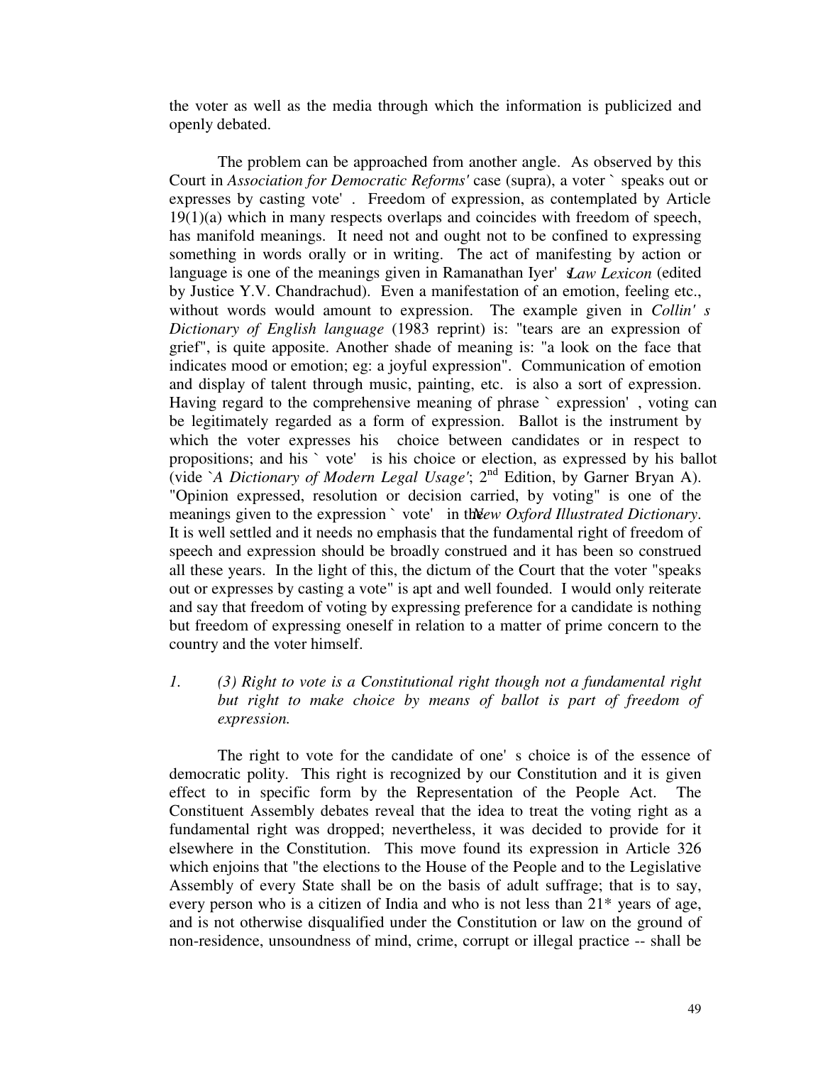the voter as well as the media through which the information is publicized and openly debated.

The problem can be approached from another angle. As observed by this Court in *Association for Democratic Reforms'* case (supra), a voter `speaks out or expresses by casting vote'. Freedom of expression, as contemplated by Article 19(1)(a) which in many respects overlaps and coincides with freedom of speech, has manifold meanings. It need not and ought not to be confined to expressing something in words orally or in writing. The act of manifesting by action or language is one of the meanings given in Ramanathan Iyer's *Law Lexicon* (edited by Justice Y.V. Chandrachud). Even a manifestation of an emotion, feeling etc., without words would amount to expression. The example given in *Collin's Dictionary of English language* (1983 reprint) is: "tears are an expression of grief", is quite apposite. Another shade of meaning is: "a look on the face that indicates mood or emotion; eg: a joyful expression". Communication of emotion and display of talent through music, painting, etc. is also a sort of expression. Having regard to the comprehensive meaning of phrase `expression', voting can be legitimately regarded as a form of expression. Ballot is the instrument by which the voter expresses his choice between candidates or in respect to propositions; and his `vote' is his choice or election, as expressed by his ballot (vide `*A Dictionary of Modern Legal Usage'*; 2nd Edition, by Garner Bryan A). "Opinion expressed, resolution or decision carried, by voting" is one of the meanings given to the expression `vote' in the *New Oxford Illustrated Dictionary*. It is well settled and it needs no emphasis that the fundamental right of freedom of speech and expression should be broadly construed and it has been so construed all these years. In the light of this, the dictum of the Court that the voter "speaks out or expresses by casting a vote" is apt and well founded. I would only reiterate and say that freedom of voting by expressing preference for a candidate is nothing but freedom of expressing oneself in relation to a matter of prime concern to the country and the voter himself.

*1. (3) Right to vote is a Constitutional right though not a fundamental right but right to make choice by means of ballot is part of freedom of expression.*

The right to vote for the candidate of one's choice is of the essence of democratic polity. This right is recognized by our Constitution and it is given effect to in specific form by the Representation of the People Act. The Constituent Assembly debates reveal that the idea to treat the voting right as a fundamental right was dropped; nevertheless, it was decided to provide for it elsewhere in the Constitution. This move found its expression in Article 326 which enjoins that "the elections to the House of the People and to the Legislative Assembly of every State shall be on the basis of adult suffrage; that is to say, every person who is a citizen of India and who is not less than 21* years of age, and is not otherwise disqualified under the Constitution or law on the ground of non-residence, unsoundness of mind, crime, corrupt or illegal practice -- shall be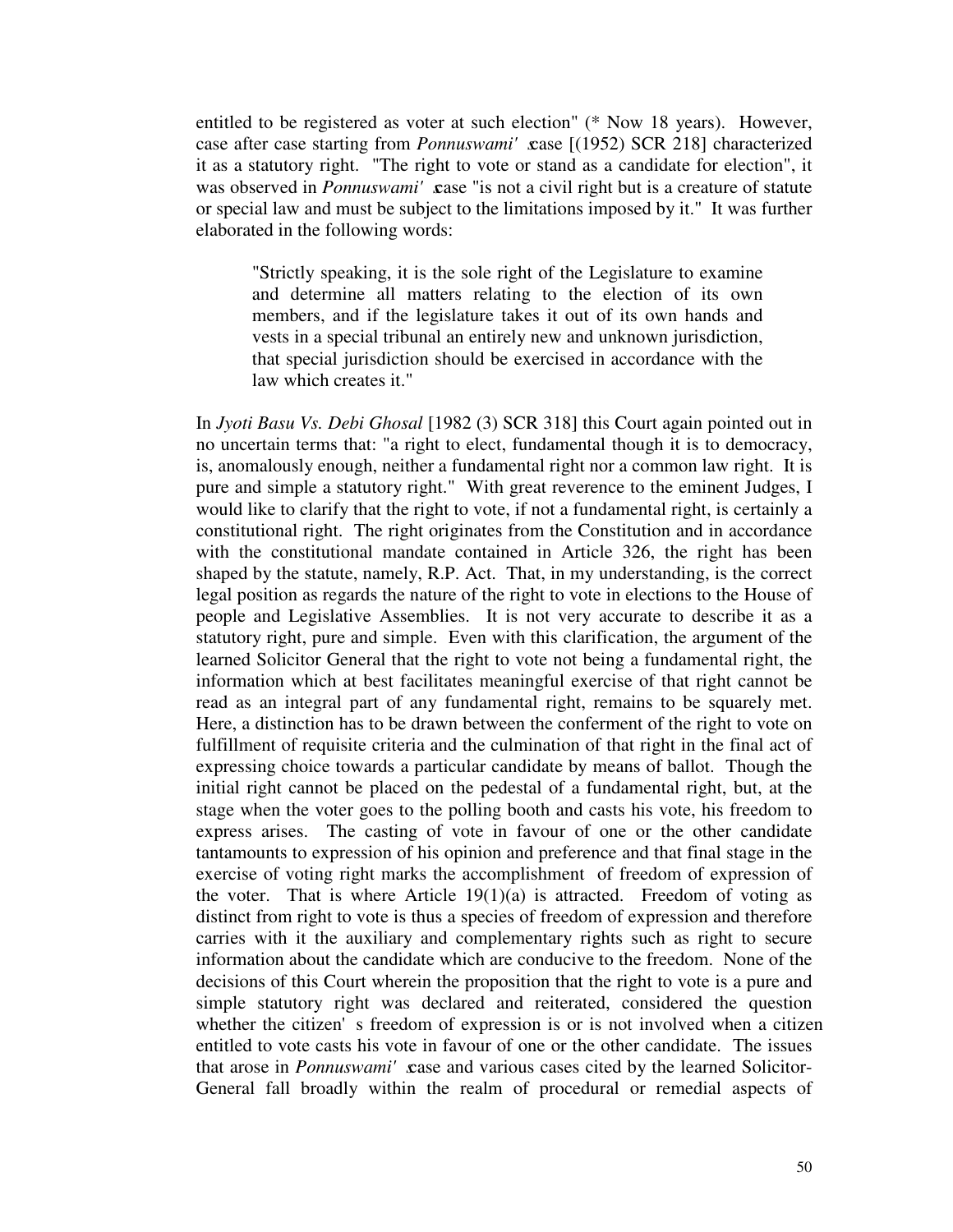entitled to be registered as voter at such election" (* Now 18 years). However, case after case starting from *Ponnuswami's* case [(1952) SCR 218] characterized it as a statutory right. "The right to vote or stand as a candidate for election", it was observed in *Ponnuswami's* case "is not a civil right but is a creature of statute or special law and must be subject to the limitations imposed by it." It was further elaborated in the following words:

> "Strictly speaking, it is the sole right of the Legislature to examine and determine all matters relating to the election of its own members, and if the legislature takes it out of its own hands and vests in a special tribunal an entirely new and unknown jurisdiction, that special jurisdiction should be exercised in accordance with the law which creates it."

In *Jyoti Basu Vs. Debi Ghosal* [1982 (3) SCR 318] this Court again pointed out in no uncertain terms that: "a right to elect, fundamental though it is to democracy, is, anomalously enough, neither a fundamental right nor a common law right. It is pure and simple a statutory right." With great reverence to the eminent Judges, I would like to clarify that the right to vote, if not a fundamental right, is certainly a constitutional right. The right originates from the Constitution and in accordance with the constitutional mandate contained in Article 326, the right has been shaped by the statute, namely, R.P. Act. That, in my understanding, is the correct legal position as regards the nature of the right to vote in elections to the House of people and Legislative Assemblies. It is not very accurate to describe it as a statutory right, pure and simple. Even with this clarification, the argument of the learned Solicitor General that the right to vote not being a fundamental right, the information which at best facilitates meaningful exercise of that right cannot be read as an integral part of any fundamental right, remains to be squarely met. Here, a distinction has to be drawn between the conferment of the right to vote on fulfillment of requisite criteria and the culmination of that right in the final act of expressing choice towards a particular candidate by means of ballot. Though the initial right cannot be placed on the pedestal of a fundamental right, but, at the stage when the voter goes to the polling booth and casts his vote, his freedom to express arises. The casting of vote in favour of one or the other candidate tantamounts to expression of his opinion and preference and that final stage in the exercise of voting right marks the accomplishment of freedom of expression of the voter. That is where Article 19(1)(a) is attracted. Freedom of voting as distinct from right to vote is thus a species of freedom of expression and therefore carries with it the auxiliary and complementary rights such as right to secure information about the candidate which are conducive to the freedom. None of the decisions of this Court wherein the proposition that the right to vote is a pure and simple statutory right was declared and reiterated, considered the question whether the citizen's freedom of expression is or is not involved when a citizen entitled to vote casts his vote in favour of one or the other candidate. The issues that arose in *Ponnuswami's* case and various cases cited by the learned Solicitor-General fall broadly within the realm of procedural or remedial aspects of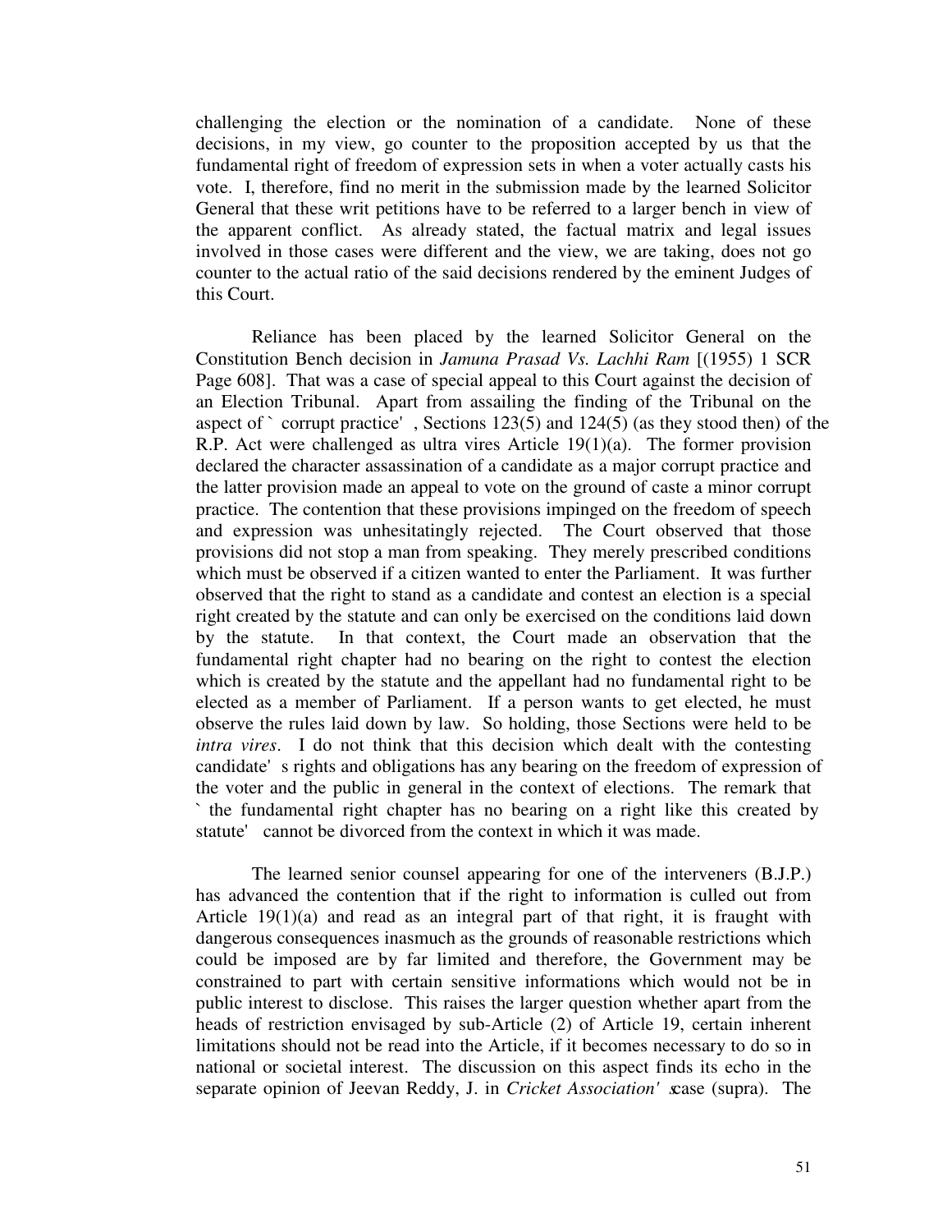challenging the election or the nomination of a candidate. None of these decisions, in my view, go counter to the proposition accepted by us that the fundamental right of freedom of expression sets in when a voter actually casts his vote. I, therefore, find no merit in the submission made by the learned Solicitor General that these writ petitions have to be referred to a larger bench in view of the apparent conflict. As already stated, the factual matrix and legal issues involved in those cases were different and the view, we are taking, does not go counter to the actual ratio of the said decisions rendered by the eminent Judges of this Court.

Reliance has been placed by the learned Solicitor General on the Constitution Bench decision in *Jamuna Prasad Vs. Lachhi Ram* [(1955) 1 SCR Page 608]. That was a case of special appeal to this Court against the decision of an Election Tribunal. Apart from assailing the finding of the Tribunal on the aspect of `corrupt practice', Sections 123(5) and 124(5) (as they stood then) of the R.P. Act were challenged as ultra vires Article 19(1)(a). The former provision declared the character assassination of a candidate as a major corrupt practice and the latter provision made an appeal to vote on the ground of caste a minor corrupt practice. The contention that these provisions impinged on the freedom of speech and expression was unhesitatingly rejected. The Court observed that those provisions did not stop a man from speaking. They merely prescribed conditions which must be observed if a citizen wanted to enter the Parliament. It was further observed that the right to stand as a candidate and contest an election is a special right created by the statute and can only be exercised on the conditions laid down by the statute. In that context, the Court made an observation that the fundamental right chapter had no bearing on the right to contest the election which is created by the statute and the appellant had no fundamental right to be elected as a member of Parliament. If a person wants to get elected, he must observe the rules laid down by law. So holding, those Sections were held to be *intra vires*. I do not think that this decision which dealt with the contesting candidate's rights and obligations has any bearing on the freedom of expression of the voter and the public in general in the context of elections. The remark that `the fundamental right chapter has no bearing on a right like this created by statute' cannot be divorced from the context in which it was made.

The learned senior counsel appearing for one of the interveners (B.J.P.) has advanced the contention that if the right to information is culled out from Article 19(1)(a) and read as an integral part of that right, it is fraught with dangerous consequences inasmuch as the grounds of reasonable restrictions which could be imposed are by far limited and therefore, the Government may be constrained to part with certain sensitive informations which would not be in public interest to disclose. This raises the larger question whether apart from the heads of restriction envisaged by sub-Article (2) of Article 19, certain inherent limitations should not be read into the Article, if it becomes necessary to do so in national or societal interest. The discussion on this aspect finds its echo in the separate opinion of Jeevan Reddy, J. in *Cricket Association's* case (supra). The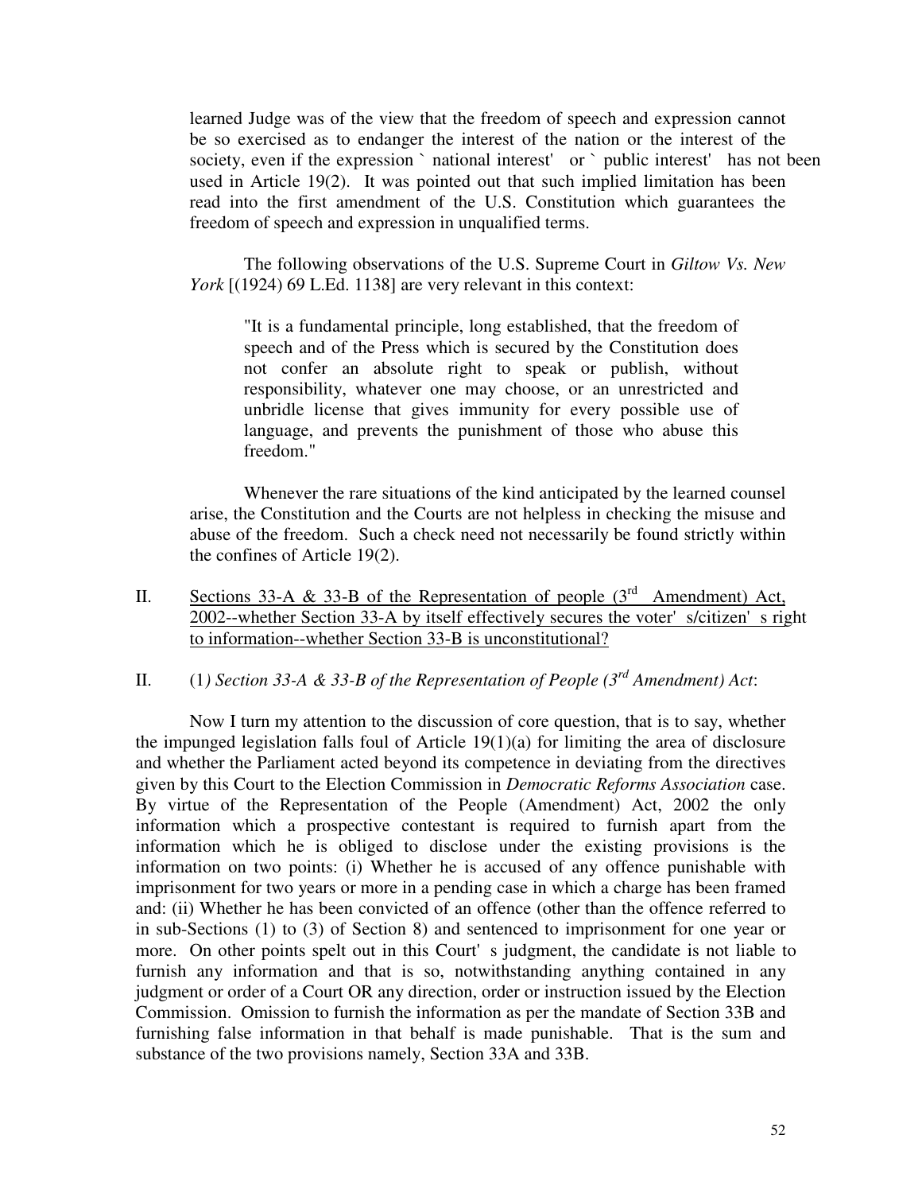learned Judge was of the view that the freedom of speech and expression cannot be so exercised as to endanger the interest of the nation or the interest of the society, even if the expression ` national interest' or ` public interest' has not been used in Article 19(2). It was pointed out that such implied limitation has been read into the first amendment of the U.S. Constitution which guarantees the freedom of speech and expression in unqualified terms.

The following observations of the U.S. Supreme Court in *Giltow Vs. New York* [(1924) 69 L.Ed. 1138] are very relevant in this context:

> "It is a fundamental principle, long established, that the freedom of speech and of the Press which is secured by the Constitution does not confer an absolute right to speak or publish, without responsibility, whatever one may choose, or an unrestricted and unbridle license that gives immunity for every possible use of language, and prevents the punishment of those who abuse this freedom."

Whenever the rare situations of the kind anticipated by the learned counsel arise, the Constitution and the Courts are not helpless in checking the misuse and abuse of the freedom. Such a check need not necessarily be found strictly within the confines of Article 19(2).

II. <u>Sections 33-A & 33-B of the Representation of people (3rd Amendment) Act, 2002--whether Section 33-A by itself effectively secures the voter' s/citizen' s right to information--whether Section 33-B is unconstitutional?</u>

II. (1*) Section 33-A & 33-B of the Representation of People (3rd Amendment) Act*:

Now I turn my attention to the discussion of core question, that is to say, whether the impunged legislation falls foul of Article 19(1)(a) for limiting the area of disclosure and whether the Parliament acted beyond its competence in deviating from the directives given by this Court to the Election Commission in *Democratic Reforms Association* case. By virtue of the Representation of the People (Amendment) Act, 2002 the only information which a prospective contestant is required to furnish apart from the information which he is obliged to disclose under the existing provisions is the information on two points: (i) Whether he is accused of any offence punishable with imprisonment for two years or more in a pending case in which a charge has been framed and: (ii) Whether he has been convicted of an offence (other than the offence referred to in sub-Sections (1) to (3) of Section 8) and sentenced to imprisonment for one year or more. On other points spelt out in this Court' s judgment, the candidate is not liable to furnish any information and that is so, notwithstanding anything contained in any judgment or order of a Court OR any direction, order or instruction issued by the Election Commission. Omission to furnish the information as per the mandate of Section 33B and furnishing false information in that behalf is made punishable. That is the sum and substance of the two provisions namely, Section 33A and 33B.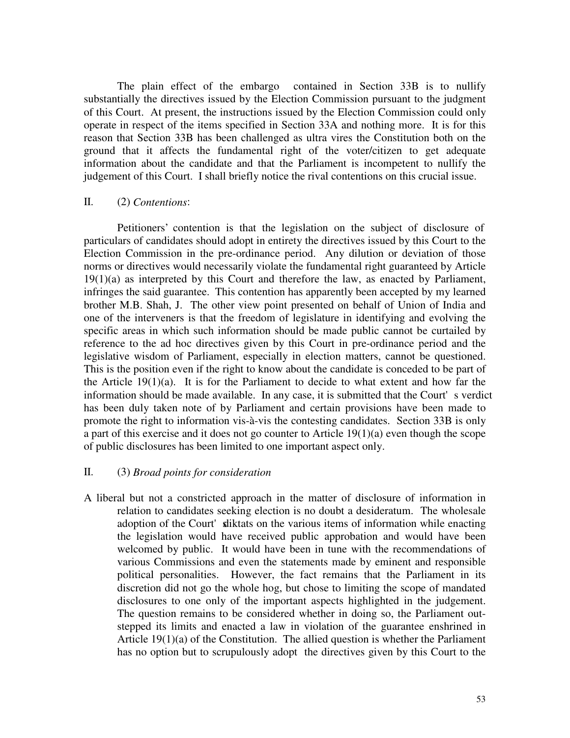The plain effect of the embargo contained in Section 33B is to nullify substantially the directives issued by the Election Commission pursuant to the judgment of this Court. At present, the instructions issued by the Election Commission could only operate in respect of the items specified in Section 33A and nothing more. It is for this reason that Section 33B has been challenged as ultra vires the Constitution both on the ground that it affects the fundamental right of the voter/citizen to get adequate information about the candidate and that the Parliament is incompetent to nullify the judgement of this Court. I shall briefly notice the rival contentions on this crucial issue.

II. (2) *Contentions*:

Petitioners' contention is that the legislation on the subject of disclosure of particulars of candidates should adopt in entirety the directives issued by this Court to the Election Commission in the pre-ordinance period. Any dilution or deviation of those norms or directives would necessarily violate the fundamental right guaranteed by Article 19(1)(a) as interpreted by this Court and therefore the law, as enacted by Parliament, infringes the said guarantee. This contention has apparently been accepted by my learned brother M.B. Shah, J. The other view point presented on behalf of Union of India and one of the interveners is that the freedom of legislature in identifying and evolving the specific areas in which such information should be made public cannot be curtailed by reference to the ad hoc directives given by this Court in pre-ordinance period and the legislative wisdom of Parliament, especially in election matters, cannot be questioned. This is the position even if the right to know about the candidate is conceded to be part of the Article 19(1)(a). It is for the Parliament to decide to what extent and how far the information should be made available. In any case, it is submitted that the Court's verdict has been duly taken note of by Parliament and certain provisions have been made to promote the right to information vis-à-vis the contesting candidates. Section 33B is only a part of this exercise and it does not go counter to Article 19(1)(a) even though the scope of public disclosures has been limited to one important aspect only.

II. (3) *Broad points for consideration*

A liberal but not a constricted approach in the matter of disclosure of information in relation to candidates seeking election is no doubt a desideratum. The wholesale adoption of the Court's diktats on the various items of information while enacting the legislation would have received public approbation and would have been welcomed by public. It would have been in tune with the recommendations of various Commissions and even the statements made by eminent and responsible political personalities. However, the fact remains that the Parliament in its discretion did not go the whole hog, but chose to limiting the scope of mandated disclosures to one only of the important aspects highlighted in the judgement. The question remains to be considered whether in doing so, the Parliament out-stepped its limits and enacted a law in violation of the guarantee enshrined in Article 19(1)(a) of the Constitution. The allied question is whether the Parliament has no option but to scrupulously adopt the directives given by this Court to the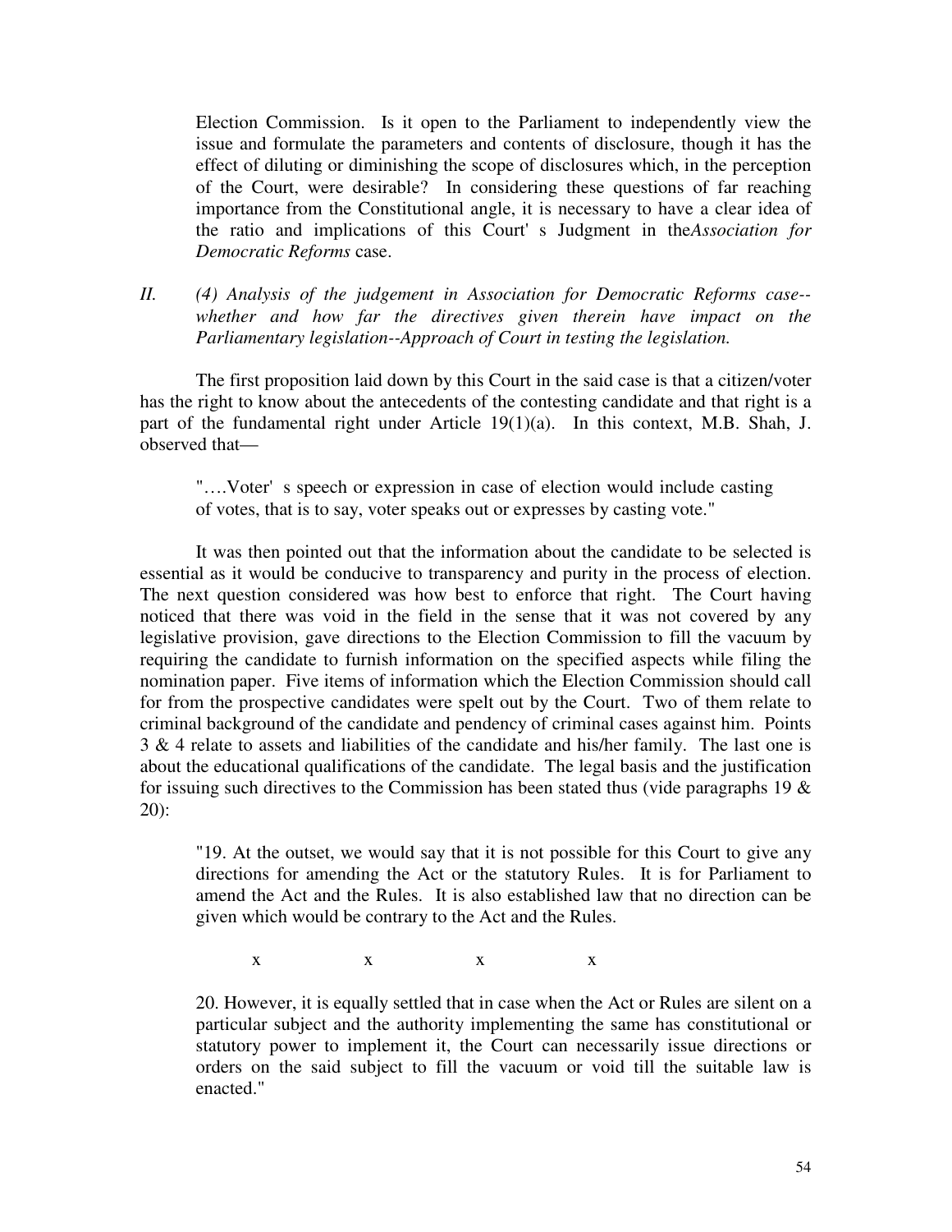Election Commission. Is it open to the Parliament to independently view the issue and formulate the parameters and contents of disclosure, though it has the effect of diluting or diminishing the scope of disclosures which, in the perception of the Court, were desirable? In considering these questions of far reaching importance from the Constitutional angle, it is necessary to have a clear idea of the ratio and implications of this Court' s Judgment in the *Association for Democratic Reforms* case.

*II. (4) Analysis of the judgement in Association for Democratic Reforms case--whether and how far the directives given therein have impact on the Parliamentary legislation--Approach of Court in testing the legislation.*

The first proposition laid down by this Court in the said case is that a citizen/voter has the right to know about the antecedents of the contesting candidate and that right is a part of the fundamental right under Article 19(1)(a). In this context, M.B. Shah, J. observed that—

> "….Voter' s speech or expression in case of election would include casting of votes, that is to say, voter speaks out or expresses by casting vote."

It was then pointed out that the information about the candidate to be selected is essential as it would be conducive to transparency and purity in the process of election. The next question considered was how best to enforce that right. The Court having noticed that there was void in the field in the sense that it was not covered by any legislative provision, gave directions to the Election Commission to fill the vacuum by requiring the candidate to furnish information on the specified aspects while filing the nomination paper. Five items of information which the Election Commission should call for from the prospective candidates were spelt out by the Court. Two of them relate to criminal background of the candidate and pendency of criminal cases against him. Points 3 & 4 relate to assets and liabilities of the candidate and his/her family. The last one is about the educational qualifications of the candidate. The legal basis and the justification for issuing such directives to the Commission has been stated thus (vide paragraphs 19 & 20):

> "19. At the outset, we would say that it is not possible for this Court to give any directions for amending the Act or the statutory Rules. It is for Parliament to amend the Act and the Rules. It is also established law that no direction can be given which would be contrary to the Act and the Rules.
>
> x x x x
>
> 20. However, it is equally settled that in case when the Act or Rules are silent on a particular subject and the authority implementing the same has constitutional or statutory power to implement it, the Court can necessarily issue directions or orders on the said subject to fill the vacuum or void till the suitable law is enacted."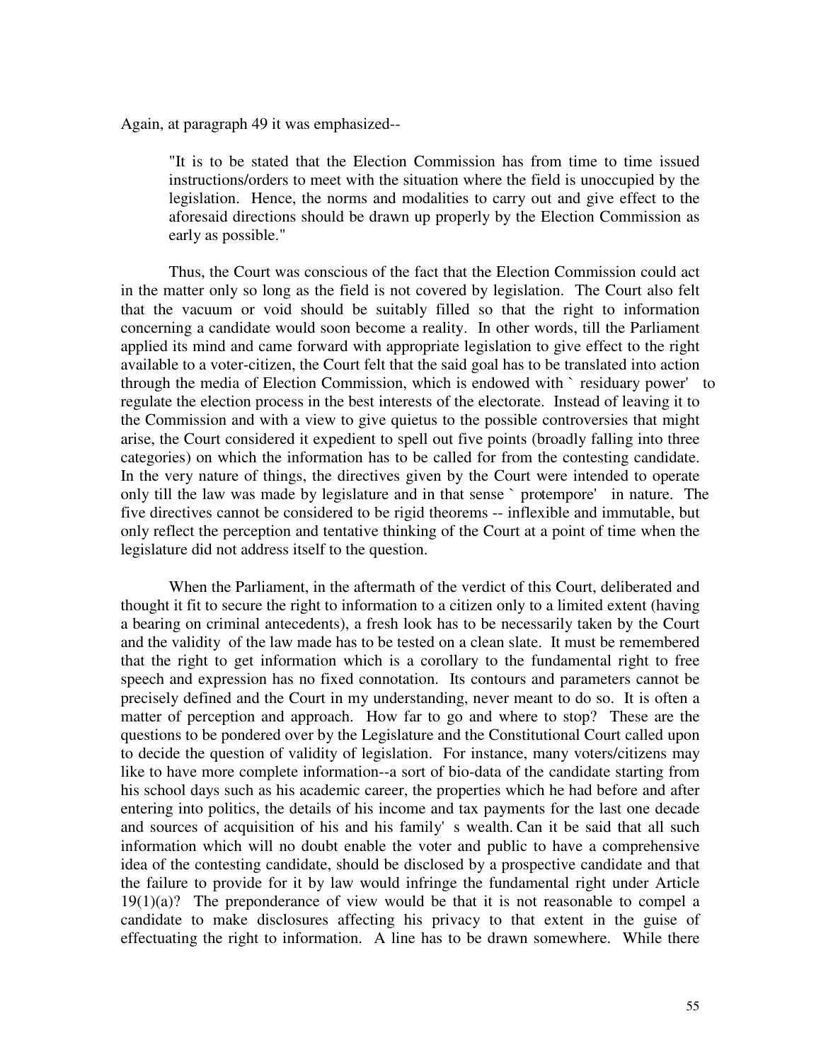Again, at paragraph 49 it was emphasized--

> "It is to be stated that the Election Commission has from time to time issued instructions/orders to meet with the situation where the field is unoccupied by the legislation. Hence, the norms and modalities to carry out and give effect to the aforesaid directions should be drawn up properly by the Election Commission as early as possible."

Thus, the Court was conscious of the fact that the Election Commission could act in the matter only so long as the field is not covered by legislation. The Court also felt that the vacuum or void should be suitably filled so that the right to information concerning a candidate would soon become a reality. In other words, till the Parliament applied its mind and came forward with appropriate legislation to give effect to the right available to a voter-citizen, the Court felt that the said goal has to be translated into action through the media of Election Commission, which is endowed with ` residuary power' to regulate the election process in the best interests of the electorate. Instead of leaving it to the Commission and with a view to give quietus to the possible controversies that might arise, the Court considered it expedient to spell out five points (broadly falling into three categories) on which the information has to be called for from the contesting candidate. In the very nature of things, the directives given by the Court were intended to operate only till the law was made by legislature and in that sense ` protempore' in nature. The five directives cannot be considered to be rigid theorems -- inflexible and immutable, but only reflect the perception and tentative thinking of the Court at a point of time when the legislature did not address itself to the question.

When the Parliament, in the aftermath of the verdict of this Court, deliberated and thought it fit to secure the right to information to a citizen only to a limited extent (having a bearing on criminal antecedents), a fresh look has to be necessarily taken by the Court and the validity of the law made has to be tested on a clean slate. It must be remembered that the right to get information which is a corollary to the fundamental right to free speech and expression has no fixed connotation. Its contours and parameters cannot be precisely defined and the Court in my understanding, never meant to do so. It is often a matter of perception and approach. How far to go and where to stop? These are the questions to be pondered over by the Legislature and the Constitutional Court called upon to decide the question of validity of legislation. For instance, many voters/citizens may like to have more complete information--a sort of bio-data of the candidate starting from his school days such as his academic career, the properties which he had before and after entering into politics, the details of his income and tax payments for the last one decade and sources of acquisition of his and his family' s wealth. Can it be said that all such information which will no doubt enable the voter and public to have a comprehensive idea of the contesting candidate, should be disclosed by a prospective candidate and that the failure to provide for it by law would infringe the fundamental right under Article 19(1)(a)? The preponderance of view would be that it is not reasonable to compel a candidate to make disclosures affecting his privacy to that extent in the guise of effectuating the right to information. A line has to be drawn somewhere. While there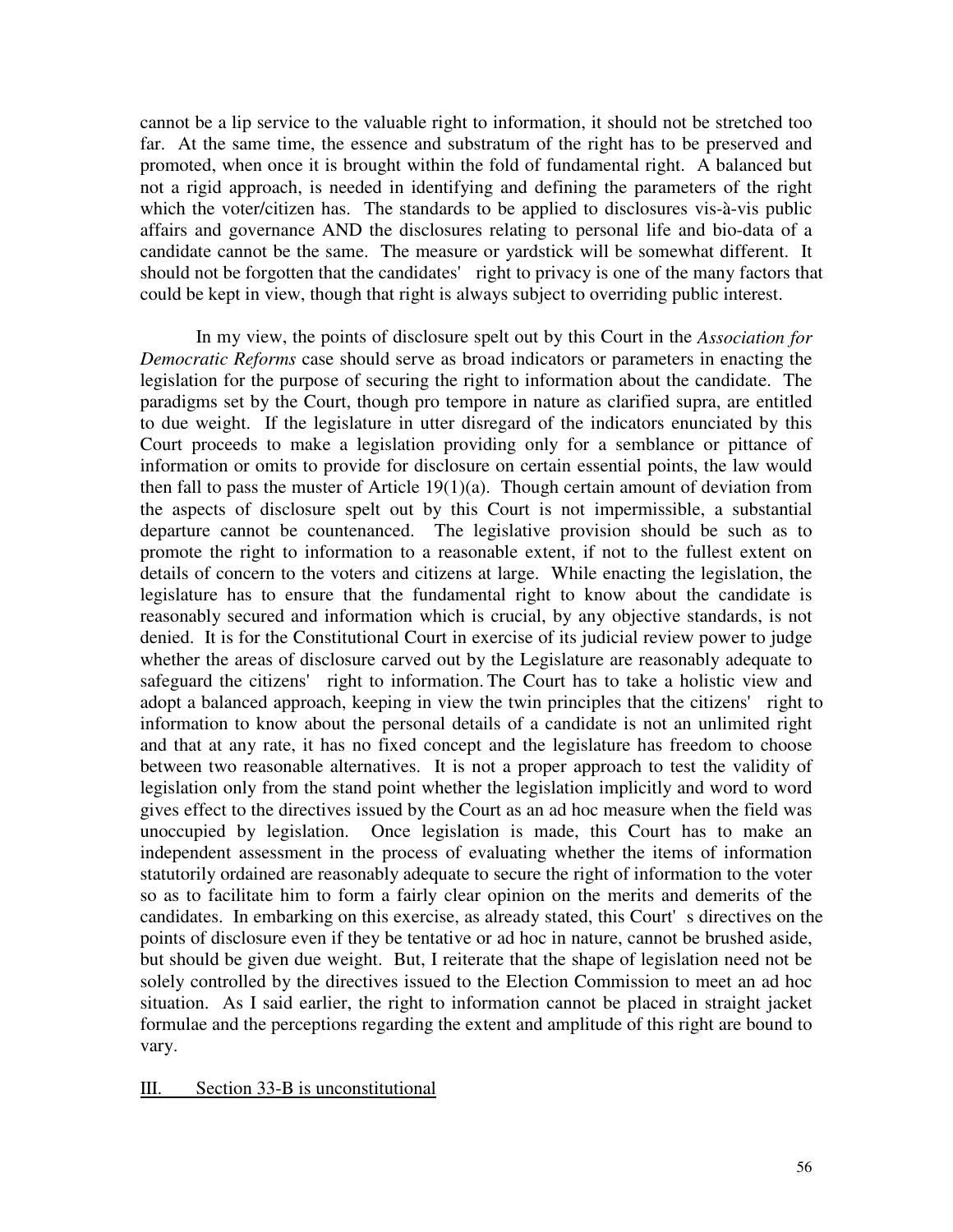cannot be a lip service to the valuable right to information, it should not be stretched too far. At the same time, the essence and substratum of the right has to be preserved and promoted, when once it is brought within the fold of fundamental right. A balanced but not a rigid approach, is needed in identifying and defining the parameters of the right which the voter/citizen has. The standards to be applied to disclosures vis-à-vis public affairs and governance AND the disclosures relating to personal life and bio-data of a candidate cannot be the same. The measure or yardstick will be somewhat different. It should not be forgotten that the candidates' right to privacy is one of the many factors that could be kept in view, though that right is always subject to overriding public interest.

In my view, the points of disclosure spelt out by this Court in the *Association for Democratic Reforms* case should serve as broad indicators or parameters in enacting the legislation for the purpose of securing the right to information about the candidate. The paradigms set by the Court, though pro tempore in nature as clarified supra, are entitled to due weight. If the legislature in utter disregard of the indicators enunciated by this Court proceeds to make a legislation providing only for a semblance or pittance of information or omits to provide for disclosure on certain essential points, the law would then fall to pass the muster of Article 19(1)(a). Though certain amount of deviation from the aspects of disclosure spelt out by this Court is not impermissible, a substantial departure cannot be countenanced. The legislative provision should be such as to promote the right to information to a reasonable extent, if not to the fullest extent on details of concern to the voters and citizens at large. While enacting the legislation, the legislature has to ensure that the fundamental right to know about the candidate is reasonably secured and information which is crucial, by any objective standards, is not denied. It is for the Constitutional Court in exercise of its judicial review power to judge whether the areas of disclosure carved out by the Legislature are reasonably adequate to safeguard the citizens' right to information. The Court has to take a holistic view and adopt a balanced approach, keeping in view the twin principles that the citizens' right to information to know about the personal details of a candidate is not an unlimited right and that at any rate, it has no fixed concept and the legislature has freedom to choose between two reasonable alternatives. It is not a proper approach to test the validity of legislation only from the stand point whether the legislation implicitly and word to word gives effect to the directives issued by the Court as an ad hoc measure when the field was unoccupied by legislation. Once legislation is made, this Court has to make an independent assessment in the process of evaluating whether the items of information statutorily ordained are reasonably adequate to secure the right of information to the voter so as to facilitate him to form a fairly clear opinion on the merits and demerits of the candidates. In embarking on this exercise, as already stated, this Court's directives on the points of disclosure even if they be tentative or ad hoc in nature, cannot be brushed aside, but should be given due weight. But, I reiterate that the shape of legislation need not be solely controlled by the directives issued to the Election Commission to meet an ad hoc situation. As I said earlier, the right to information cannot be placed in straight jacket formulae and the perceptions regarding the extent and amplitude of this right are bound to vary.

<u>III. Section 33-B is unconstitutional</u>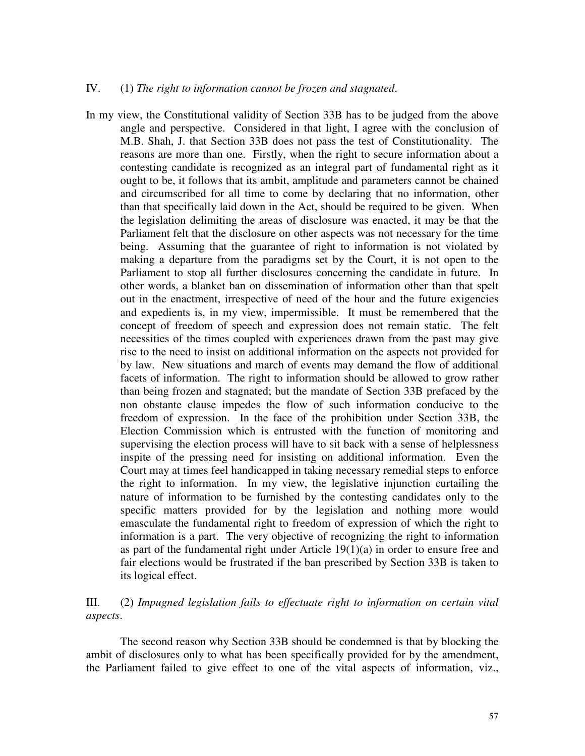IV. (1) *The right to information cannot be frozen and stagnated*.

In my view, the Constitutional validity of Section 33B has to be judged from the above angle and perspective. Considered in that light, I agree with the conclusion of M.B. Shah, J. that Section 33B does not pass the test of Constitutionality. The reasons are more than one. Firstly, when the right to secure information about a contesting candidate is recognized as an integral part of fundamental right as it ought to be, it follows that its ambit, amplitude and parameters cannot be chained and circumscribed for all time to come by declaring that no information, other than that specifically laid down in the Act, should be required to be given. When the legislation delimiting the areas of disclosure was enacted, it may be that the Parliament felt that the disclosure on other aspects was not necessary for the time being. Assuming that the guarantee of right to information is not violated by making a departure from the paradigms set by the Court, it is not open to the Parliament to stop all further disclosures concerning the candidate in future. In other words, a blanket ban on dissemination of information other than that spelt out in the enactment, irrespective of need of the hour and the future exigencies and expedients is, in my view, impermissible. It must be remembered that the concept of freedom of speech and expression does not remain static. The felt necessities of the times coupled with experiences drawn from the past may give rise to the need to insist on additional information on the aspects not provided for by law. New situations and march of events may demand the flow of additional facets of information. The right to information should be allowed to grow rather than being frozen and stagnated; but the mandate of Section 33B prefaced by the non obstante clause impedes the flow of such information conducive to the freedom of expression. In the face of the prohibition under Section 33B, the Election Commission which is entrusted with the function of monitoring and supervising the election process will have to sit back with a sense of helplessness inspite of the pressing need for insisting on additional information. Even the Court may at times feel handicapped in taking necessary remedial steps to enforce the right to information. In my view, the legislative injunction curtailing the nature of information to be furnished by the contesting candidates only to the specific matters provided for by the legislation and nothing more would emasculate the fundamental right to freedom of expression of which the right to information is a part. The very objective of recognizing the right to information as part of the fundamental right under Article 19(1)(a) in order to ensure free and fair elections would be frustrated if the ban prescribed by Section 33B is taken to its logical effect.

III. (2) *Impugned legislation fails to effectuate right to information on certain vital aspects*.

The second reason why Section 33B should be condemned is that by blocking the ambit of disclosures only to what has been specifically provided for by the amendment, the Parliament failed to give effect to one of the vital aspects of information, viz.,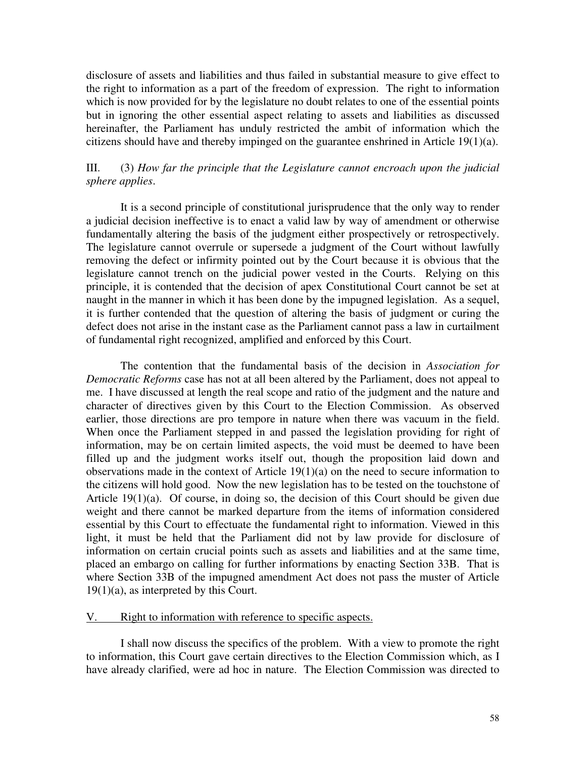disclosure of assets and liabilities and thus failed in substantial measure to give effect to the right to information as a part of the freedom of expression. The right to information which is now provided for by the legislature no doubt relates to one of the essential points but in ignoring the other essential aspect relating to assets and liabilities as discussed hereinafter, the Parliament has unduly restricted the ambit of information which the citizens should have and thereby impinged on the guarantee enshrined in Article 19(1)(a).

III. (3) *How far the principle that the Legislature cannot encroach upon the judicial sphere applies*.

It is a second principle of constitutional jurisprudence that the only way to render a judicial decision ineffective is to enact a valid law by way of amendment or otherwise fundamentally altering the basis of the judgment either prospectively or retrospectively. The legislature cannot overrule or supersede a judgment of the Court without lawfully removing the defect or infirmity pointed out by the Court because it is obvious that the legislature cannot trench on the judicial power vested in the Courts. Relying on this principle, it is contended that the decision of apex Constitutional Court cannot be set at naught in the manner in which it has been done by the impugned legislation. As a sequel, it is further contended that the question of altering the basis of judgment or curing the defect does not arise in the instant case as the Parliament cannot pass a law in curtailment of fundamental right recognized, amplified and enforced by this Court.

The contention that the fundamental basis of the decision in *Association for Democratic Reforms* case has not at all been altered by the Parliament, does not appeal to me. I have discussed at length the real scope and ratio of the judgment and the nature and character of directives given by this Court to the Election Commission. As observed earlier, those directions are pro tempore in nature when there was vacuum in the field. When once the Parliament stepped in and passed the legislation providing for right of information, may be on certain limited aspects, the void must be deemed to have been filled up and the judgment works itself out, though the proposition laid down and observations made in the context of Article 19(1)(a) on the need to secure information to the citizens will hold good. Now the new legislation has to be tested on the touchstone of Article 19(1)(a). Of course, in doing so, the decision of this Court should be given due weight and there cannot be marked departure from the items of information considered essential by this Court to effectuate the fundamental right to information. Viewed in this light, it must be held that the Parliament did not by law provide for disclosure of information on certain crucial points such as assets and liabilities and at the same time, placed an embargo on calling for further informations by enacting Section 33B. That is where Section 33B of the impugned amendment Act does not pass the muster of Article 19(1)(a), as interpreted by this Court.

<u>V. Right to information with reference to specific aspects.</u>

I shall now discuss the specifics of the problem. With a view to promote the right to information, this Court gave certain directives to the Election Commission which, as I have already clarified, were ad hoc in nature. The Election Commission was directed to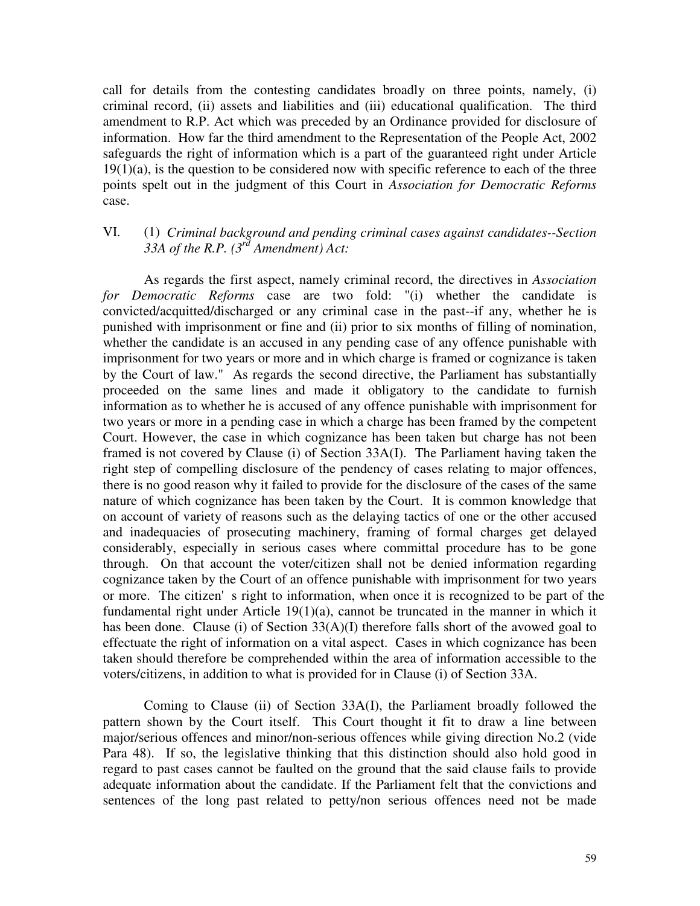call for details from the contesting candidates broadly on three points, namely, (i) criminal record, (ii) assets and liabilities and (iii) educational qualification. The third amendment to R.P. Act which was preceded by an Ordinance provided for disclosure of information. How far the third amendment to the Representation of the People Act, 2002 safeguards the right of information which is a part of the guaranteed right under Article 19(1)(a), is the question to be considered now with specific reference to each of the three points spelt out in the judgment of this Court in *Association for Democratic Reforms* case.

VI. (1) *Criminal background and pending criminal cases against candidates--Section 33A of the R.P. (3rd Amendment) Act:*

As regards the first aspect, namely criminal record, the directives in *Association for Democratic Reforms* case are two fold: "(i) whether the candidate is convicted/acquitted/discharged or any criminal case in the past--if any, whether he is punished with imprisonment or fine and (ii) prior to six months of filling of nomination, whether the candidate is an accused in any pending case of any offence punishable with imprisonment for two years or more and in which charge is framed or cognizance is taken by the Court of law." As regards the second directive, the Parliament has substantially proceeded on the same lines and made it obligatory to the candidate to furnish information as to whether he is accused of any offence punishable with imprisonment for two years or more in a pending case in which a charge has been framed by the competent Court. However, the case in which cognizance has been taken but charge has not been framed is not covered by Clause (i) of Section 33A(I). The Parliament having taken the right step of compelling disclosure of the pendency of cases relating to major offences, there is no good reason why it failed to provide for the disclosure of the cases of the same nature of which cognizance has been taken by the Court. It is common knowledge that on account of variety of reasons such as the delaying tactics of one or the other accused and inadequacies of prosecuting machinery, framing of formal charges get delayed considerably, especially in serious cases where committal procedure has to be gone through. On that account the voter/citizen shall not be denied information regarding cognizance taken by the Court of an offence punishable with imprisonment for two years or more. The citizen' s right to information, when once it is recognized to be part of the fundamental right under Article 19(1)(a), cannot be truncated in the manner in which it has been done. Clause (i) of Section 33(A)(I) therefore falls short of the avowed goal to effectuate the right of information on a vital aspect. Cases in which cognizance has been taken should therefore be comprehended within the area of information accessible to the voters/citizens, in addition to what is provided for in Clause (i) of Section 33A.

Coming to Clause (ii) of Section 33A(I), the Parliament broadly followed the pattern shown by the Court itself. This Court thought it fit to draw a line between major/serious offences and minor/non-serious offences while giving direction No.2 (vide Para 48). If so, the legislative thinking that this distinction should also hold good in regard to past cases cannot be faulted on the ground that the said clause fails to provide adequate information about the candidate. If the Parliament felt that the convictions and sentences of the long past related to petty/non serious offences need not be made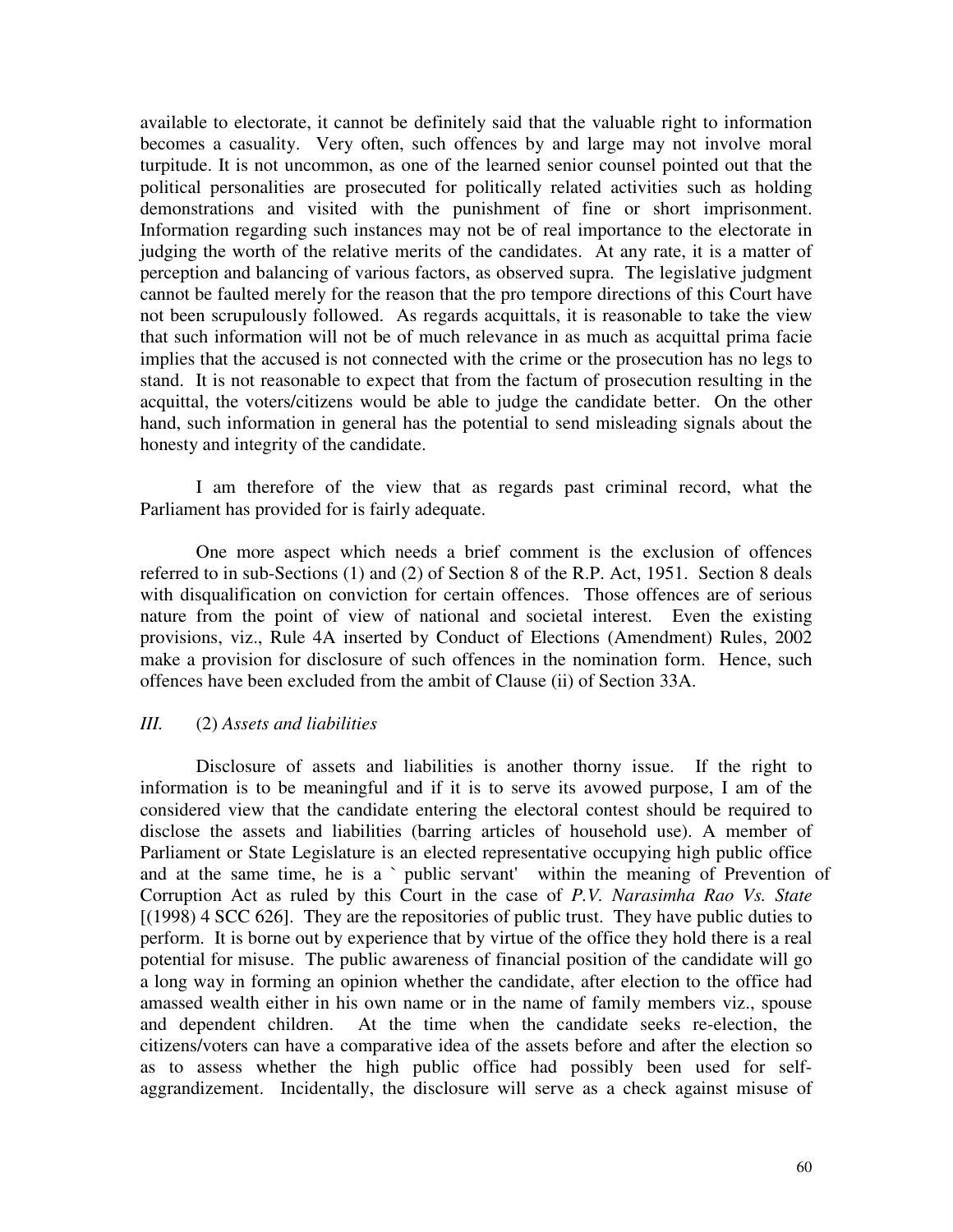available to electorate, it cannot be definitely said that the valuable right to information becomes a casuality. Very often, such offences by and large may not involve moral turpitude. It is not uncommon, as one of the learned senior counsel pointed out that the political personalities are prosecuted for politically related activities such as holding demonstrations and visited with the punishment of fine or short imprisonment. Information regarding such instances may not be of real importance to the electorate in judging the worth of the relative merits of the candidates. At any rate, it is a matter of perception and balancing of various factors, as observed supra. The legislative judgment cannot be faulted merely for the reason that the pro tempore directions of this Court have not been scrupulously followed. As regards acquittals, it is reasonable to take the view that such information will not be of much relevance in as much as acquittal prima facie implies that the accused is not connected with the crime or the prosecution has no legs to stand. It is not reasonable to expect that from the factum of prosecution resulting in the acquittal, the voters/citizens would be able to judge the candidate better. On the other hand, such information in general has the potential to send misleading signals about the honesty and integrity of the candidate.

I am therefore of the view that as regards past criminal record, what the Parliament has provided for is fairly adequate.

One more aspect which needs a brief comment is the exclusion of offences referred to in sub-Sections (1) and (2) of Section 8 of the R.P. Act, 1951. Section 8 deals with disqualification on conviction for certain offences. Those offences are of serious nature from the point of view of national and societal interest. Even the existing provisions, viz., Rule 4A inserted by Conduct of Elections (Amendment) Rules, 2002 make a provision for disclosure of such offences in the nomination form. Hence, such offences have been excluded from the ambit of Clause (ii) of Section 33A.

*III.* (2) *Assets and liabilities*

Disclosure of assets and liabilities is another thorny issue. If the right to information is to be meaningful and if it is to serve its avowed purpose, I am of the considered view that the candidate entering the electoral contest should be required to disclose the assets and liabilities (barring articles of household use). A member of Parliament or State Legislature is an elected representative occupying high public office and at the same time, he is a ` public servant' within the meaning of Prevention of Corruption Act as ruled by this Court in the case of *P.V. Narasimha Rao Vs. State* [(1998) 4 SCC 626]. They are the repositories of public trust. They have public duties to perform. It is borne out by experience that by virtue of the office they hold there is a real potential for misuse. The public awareness of financial position of the candidate will go a long way in forming an opinion whether the candidate, after election to the office had amassed wealth either in his own name or in the name of family members viz., spouse and dependent children. At the time when the candidate seeks re-election, the citizens/voters can have a comparative idea of the assets before and after the election so as to assess whether the high public office had possibly been used for self-aggrandizement. Incidentally, the disclosure will serve as a check against misuse of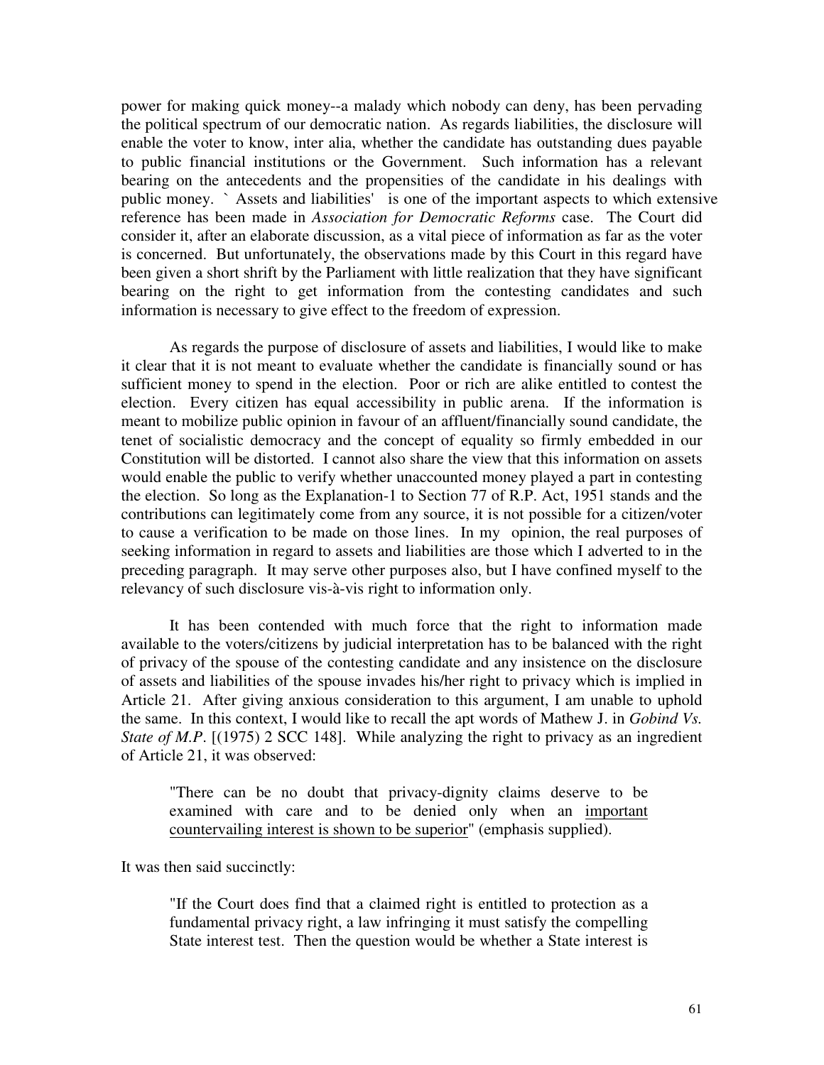power for making quick money--a malady which nobody can deny, has been pervading the political spectrum of our democratic nation. As regards liabilities, the disclosure will enable the voter to know, inter alia, whether the candidate has outstanding dues payable to public financial institutions or the Government. Such information has a relevant bearing on the antecedents and the propensities of the candidate in his dealings with public money. ` Assets and liabilities' is one of the important aspects to which extensive reference has been made in *Association for Democratic Reforms* case. The Court did consider it, after an elaborate discussion, as a vital piece of information as far as the voter is concerned. But unfortunately, the observations made by this Court in this regard have been given a short shrift by the Parliament with little realization that they have significant bearing on the right to get information from the contesting candidates and such information is necessary to give effect to the freedom of expression.

As regards the purpose of disclosure of assets and liabilities, I would like to make it clear that it is not meant to evaluate whether the candidate is financially sound or has sufficient money to spend in the election. Poor or rich are alike entitled to contest the election. Every citizen has equal accessibility in public arena. If the information is meant to mobilize public opinion in favour of an affluent/financially sound candidate, the tenet of socialistic democracy and the concept of equality so firmly embedded in our Constitution will be distorted. I cannot also share the view that this information on assets would enable the public to verify whether unaccounted money played a part in contesting the election. So long as the Explanation-1 to Section 77 of R.P. Act, 1951 stands and the contributions can legitimately come from any source, it is not possible for a citizen/voter to cause a verification to be made on those lines. In my opinion, the real purposes of seeking information in regard to assets and liabilities are those which I adverted to in the preceding paragraph. It may serve other purposes also, but I have confined myself to the relevancy of such disclosure vis-à-vis right to information only.

It has been contended with much force that the right to information made available to the voters/citizens by judicial interpretation has to be balanced with the right of privacy of the spouse of the contesting candidate and any insistence on the disclosure of assets and liabilities of the spouse invades his/her right to privacy which is implied in Article 21. After giving anxious consideration to this argument, I am unable to uphold the same. In this context, I would like to recall the apt words of Mathew J. in *Gobind Vs. State of M.P.* [(1975) 2 SCC 148]. While analyzing the right to privacy as an ingredient of Article 21, it was observed:

> "There can be no doubt that privacy-dignity claims deserve to be examined with care and to be denied only when an <u>important countervailing interest is shown to be superior</u>" (emphasis supplied).

It was then said succinctly:

> "If the Court does find that a claimed right is entitled to protection as a fundamental privacy right, a law infringing it must satisfy the compelling State interest test. Then the question would be whether a State interest is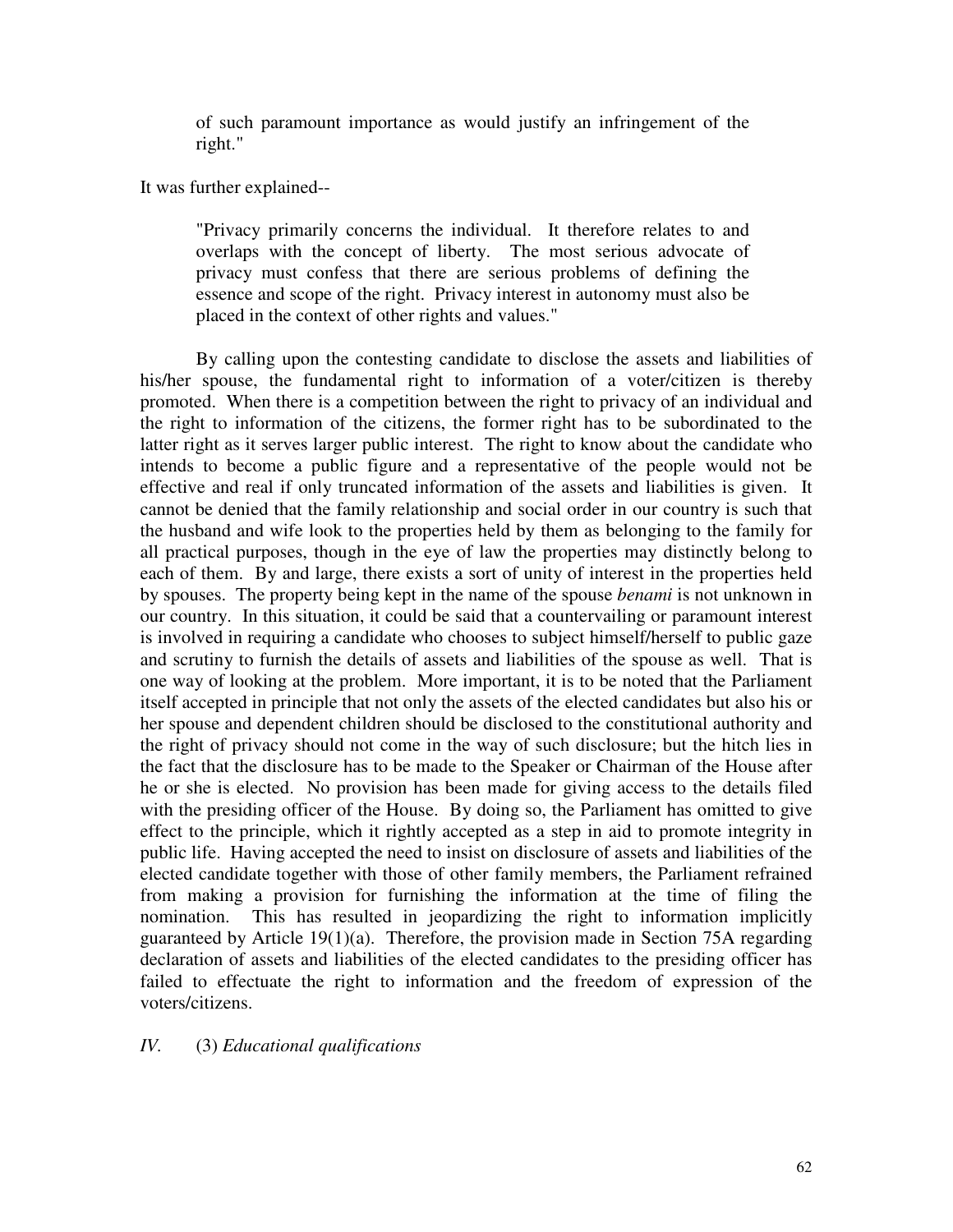> of such paramount importance as would justify an infringement of the right."

It was further explained--

> "Privacy primarily concerns the individual. It therefore relates to and overlaps with the concept of liberty. The most serious advocate of privacy must confess that there are serious problems of defining the essence and scope of the right. Privacy interest in autonomy must also be placed in the context of other rights and values."

By calling upon the contesting candidate to disclose the assets and liabilities of his/her spouse, the fundamental right to information of a voter/citizen is thereby promoted. When there is a competition between the right to privacy of an individual and the right to information of the citizens, the former right has to be subordinated to the latter right as it serves larger public interest. The right to know about the candidate who intends to become a public figure and a representative of the people would not be effective and real if only truncated information of the assets and liabilities is given. It cannot be denied that the family relationship and social order in our country is such that the husband and wife look to the properties held by them as belonging to the family for all practical purposes, though in the eye of law the properties may distinctly belong to each of them. By and large, there exists a sort of unity of interest in the properties held by spouses. The property being kept in the name of the spouse *benami* is not unknown in our country. In this situation, it could be said that a countervailing or paramount interest is involved in requiring a candidate who chooses to subject himself/herself to public gaze and scrutiny to furnish the details of assets and liabilities of the spouse as well. That is one way of looking at the problem. More important, it is to be noted that the Parliament itself accepted in principle that not only the assets of the elected candidates but also his or her spouse and dependent children should be disclosed to the constitutional authority and the right of privacy should not come in the way of such disclosure; but the hitch lies in the fact that the disclosure has to be made to the Speaker or Chairman of the House after he or she is elected. No provision has been made for giving access to the details filed with the presiding officer of the House. By doing so, the Parliament has omitted to give effect to the principle, which it rightly accepted as a step in aid to promote integrity in public life. Having accepted the need to insist on disclosure of assets and liabilities of the elected candidate together with those of other family members, the Parliament refrained from making a provision for furnishing the information at the time of filing the nomination. This has resulted in jeopardizing the right to information implicitly guaranteed by Article 19(1)(a). Therefore, the provision made in Section 75A regarding declaration of assets and liabilities of the elected candidates to the presiding officer has failed to effectuate the right to information and the freedom of expression of the voters/citizens.

*IV.* (3) *Educational qualifications*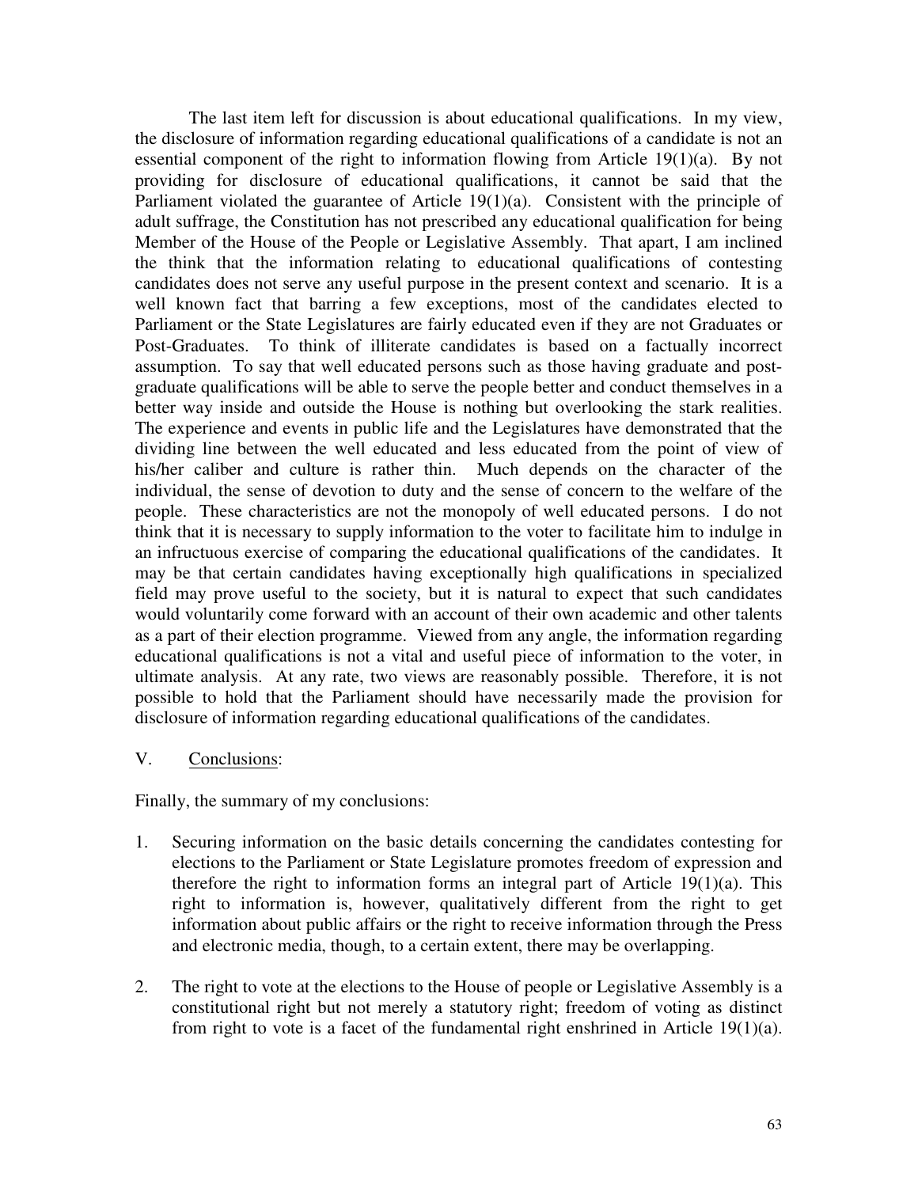The last item left for discussion is about educational qualifications. In my view, the disclosure of information regarding educational qualifications of a candidate is not an essential component of the right to information flowing from Article 19(1)(a). By not providing for disclosure of educational qualifications, it cannot be said that the Parliament violated the guarantee of Article 19(1)(a). Consistent with the principle of adult suffrage, the Constitution has not prescribed any educational qualification for being Member of the House of the People or Legislative Assembly. That apart, I am inclined the think that the information relating to educational qualifications of contesting candidates does not serve any useful purpose in the present context and scenario. It is a well known fact that barring a few exceptions, most of the candidates elected to Parliament or the State Legislatures are fairly educated even if they are not Graduates or Post-Graduates. To think of illiterate candidates is based on a factually incorrect assumption. To say that well educated persons such as those having graduate and post-graduate qualifications will be able to serve the people better and conduct themselves in a better way inside and outside the House is nothing but overlooking the stark realities. The experience and events in public life and the Legislatures have demonstrated that the dividing line between the well educated and less educated from the point of view of his/her caliber and culture is rather thin. Much depends on the character of the individual, the sense of devotion to duty and the sense of concern to the welfare of the people. These characteristics are not the monopoly of well educated persons. I do not think that it is necessary to supply information to the voter to facilitate him to indulge in an infructuous exercise of comparing the educational qualifications of the candidates. It may be that certain candidates having exceptionally high qualifications in specialized field may prove useful to the society, but it is natural to expect that such candidates would voluntarily come forward with an account of their own academic and other talents as a part of their election programme. Viewed from any angle, the information regarding educational qualifications is not a vital and useful piece of information to the voter, in ultimate analysis. At any rate, two views are reasonably possible. Therefore, it is not possible to hold that the Parliament should have necessarily made the provision for disclosure of information regarding educational qualifications of the candidates.

## V. Conclusions:

Finally, the summary of my conclusions:

1. Securing information on the basic details concerning the candidates contesting for elections to the Parliament or State Legislature promotes freedom of expression and therefore the right to information forms an integral part of Article 19(1)(a). This right to information is, however, qualitatively different from the right to get information about public affairs or the right to receive information through the Press and electronic media, though, to a certain extent, there may be overlapping.

2. The right to vote at the elections to the House of people or Legislative Assembly is a constitutional right but not merely a statutory right; freedom of voting as distinct from right to vote is a facet of the fundamental right enshrined in Article 19(1)(a).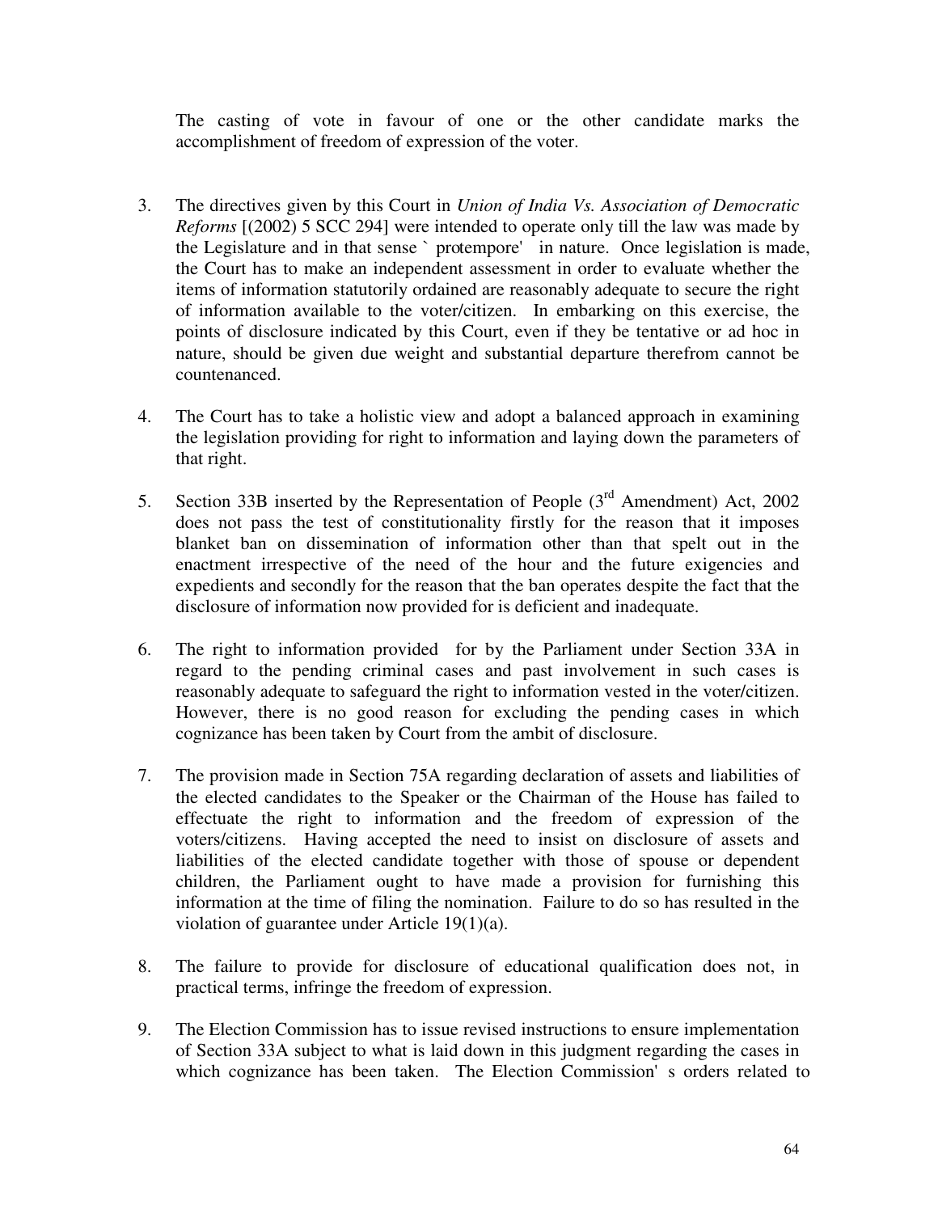The casting of vote in favour of one or the other candidate marks the accomplishment of freedom of expression of the voter.

3. The directives given by this Court in *Union of India Vs. Association of Democratic Reforms* [(2002) 5 SCC 294] were intended to operate only till the law was made by the Legislature and in that sense ` protempore' in nature. Once legislation is made, the Court has to make an independent assessment in order to evaluate whether the items of information statutorily ordained are reasonably adequate to secure the right of information available to the voter/citizen. In embarking on this exercise, the points of disclosure indicated by this Court, even if they be tentative or ad hoc in nature, should be given due weight and substantial departure therefrom cannot be countenanced.

4. The Court has to take a holistic view and adopt a balanced approach in examining the legislation providing for right to information and laying down the parameters of that right.

5. Section 33B inserted by the Representation of People (3rd Amendment) Act, 2002 does not pass the test of constitutionality firstly for the reason that it imposes blanket ban on dissemination of information other than that spelt out in the enactment irrespective of the need of the hour and the future exigencies and expedients and secondly for the reason that the ban operates despite the fact that the disclosure of information now provided for is deficient and inadequate.

6. The right to information provided for by the Parliament under Section 33A in regard to the pending criminal cases and past involvement in such cases is reasonably adequate to safeguard the right to information vested in the voter/citizen. However, there is no good reason for excluding the pending cases in which cognizance has been taken by Court from the ambit of disclosure.

7. The provision made in Section 75A regarding declaration of assets and liabilities of the elected candidates to the Speaker or the Chairman of the House has failed to effectuate the right to information and the freedom of expression of the voters/citizens. Having accepted the need to insist on disclosure of assets and liabilities of the elected candidate together with those of spouse or dependent children, the Parliament ought to have made a provision for furnishing this information at the time of filing the nomination. Failure to do so has resulted in the violation of guarantee under Article 19(1)(a).

8. The failure to provide for disclosure of educational qualification does not, in practical terms, infringe the freedom of expression.

9. The Election Commission has to issue revised instructions to ensure implementation of Section 33A subject to what is laid down in this judgment regarding the cases in which cognizance has been taken. The Election Commission' s orders related to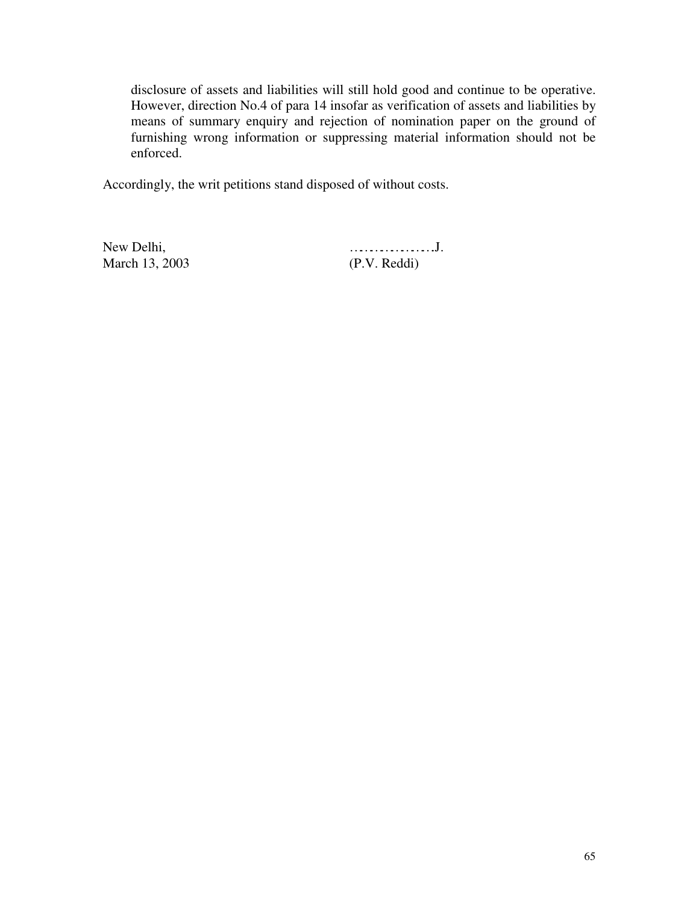> disclosure of assets and liabilities will still hold good and continue to be operative. However, direction No.4 of para 14 insofar as verification of assets and liabilities by means of summary enquiry and rejection of nomination paper on the ground of furnishing wrong information or suppressing material information should not be enforced.

Accordingly, the writ petitions stand disposed of without costs.

New Delhi,  
March 13, 2003

………………J.  
(P.V. Reddi)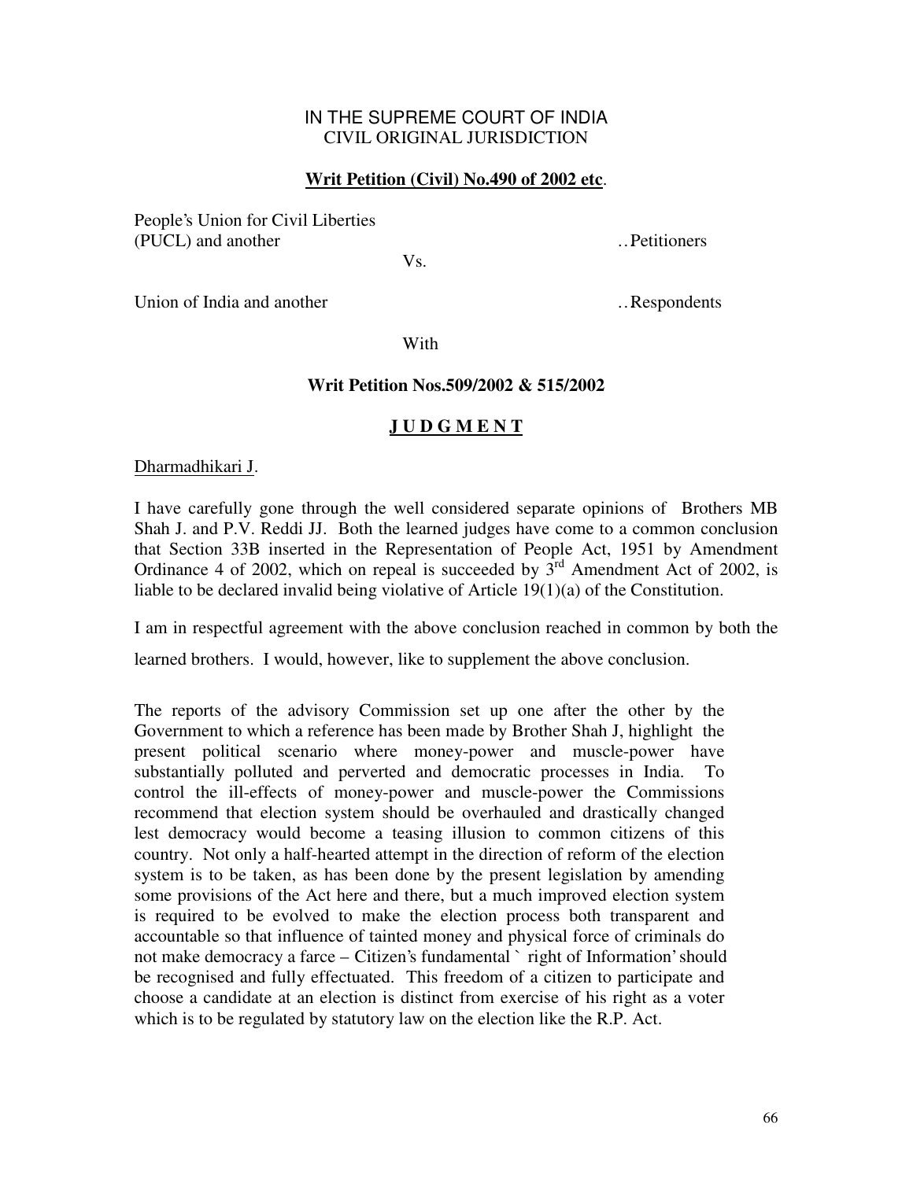IN THE SUPREME COURT OF INDIA
CIVIL ORIGINAL JURISDICTION

**Writ Petition (Civil) No.490 of 2002 etc**.

People's Union for Civil Liberties
(PUCL) and another ..Petitioners

Vs.

Union of India and another ..Respondents

With

**Writ Petition Nos.509/2002 & 515/2002**

**J U D G M E N T**

Dharmadhikari J.

I have carefully gone through the well considered separate opinions of Brothers MB Shah J. and P.V. Reddi JJ. Both the learned judges have come to a common conclusion that Section 33B inserted in the Representation of People Act, 1951 by Amendment Ordinance 4 of 2002, which on repeal is succeeded by 3rd Amendment Act of 2002, is liable to be declared invalid being violative of Article 19(1)(a) of the Constitution.

I am in respectful agreement with the above conclusion reached in common by both the learned brothers. I would, however, like to supplement the above conclusion.

The reports of the advisory Commission set up one after the other by the Government to which a reference has been made by Brother Shah J, highlight the present political scenario where money-power and muscle-power have substantially polluted and perverted and democratic processes in India. To control the ill-effects of money-power and muscle-power the Commissions recommend that election system should be overhauled and drastically changed lest democracy would become a teasing illusion to common citizens of this country. Not only a half-hearted attempt in the direction of reform of the election system is to be taken, as has been done by the present legislation by amending some provisions of the Act here and there, but a much improved election system is required to be evolved to make the election process both transparent and accountable so that influence of tainted money and physical force of criminals do not make democracy a farce – Citizen's fundamental ` right of Information' should be recognised and fully effectuated. This freedom of a citizen to participate and choose a candidate at an election is distinct from exercise of his right as a voter which is to be regulated by statutory law on the election like the R.P. Act.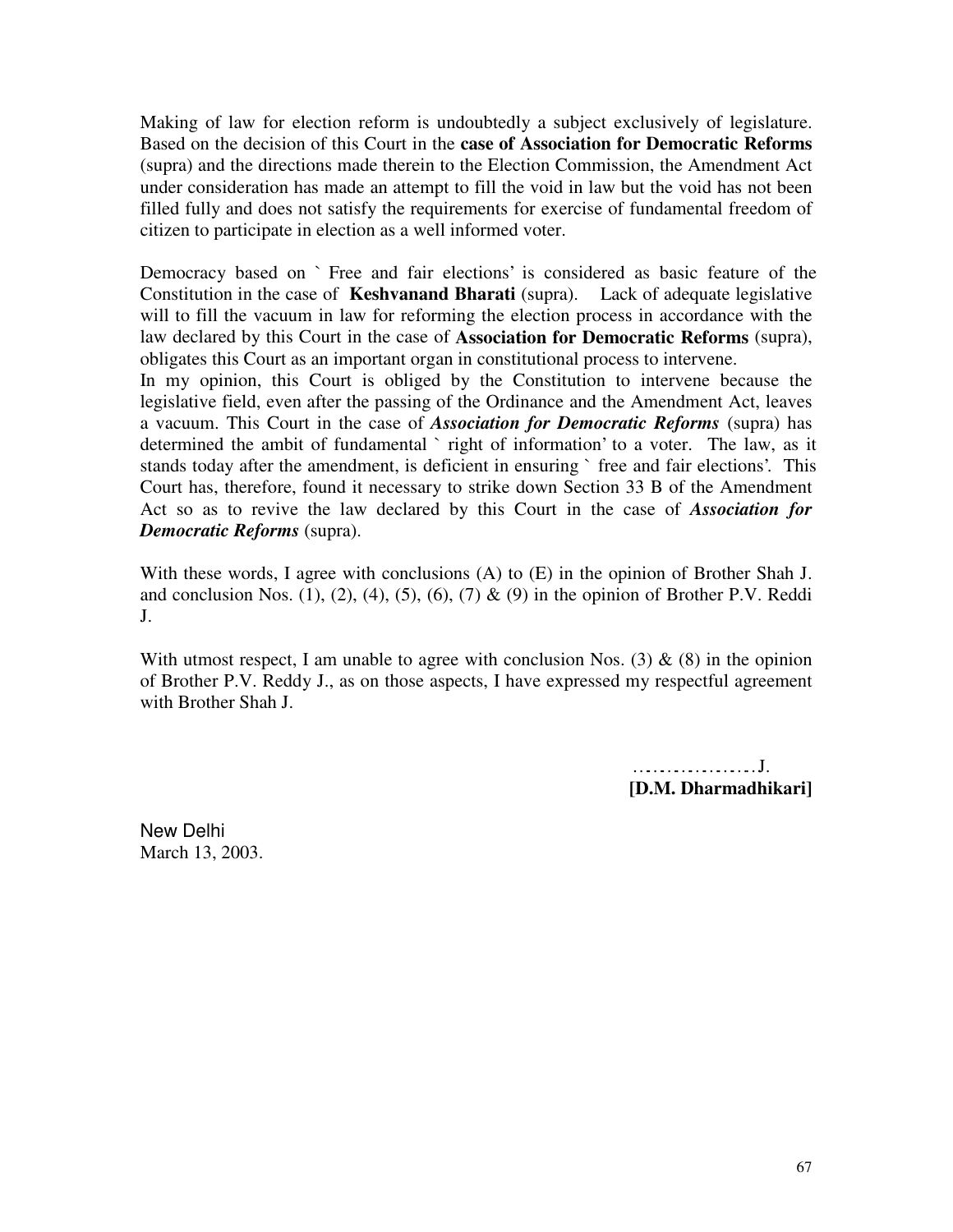Making of law for election reform is undoubtedly a subject exclusively of legislature. Based on the decision of this Court in the **case of Association for Democratic Reforms** (supra) and the directions made therein to the Election Commission, the Amendment Act under consideration has made an attempt to fill the void in law but the void has not been filled fully and does not satisfy the requirements for exercise of fundamental freedom of citizen to participate in election as a well informed voter.

Democracy based on ` Free and fair elections' is considered as basic feature of the Constitution in the case of **Keshvanand Bharati** (supra). Lack of adequate legislative will to fill the vacuum in law for reforming the election process in accordance with the law declared by this Court in the case of **Association for Democratic Reforms** (supra), obligates this Court as an important organ in constitutional process to intervene.

In my opinion, this Court is obliged by the Constitution to intervene because the legislative field, even after the passing of the Ordinance and the Amendment Act, leaves a vacuum. This Court in the case of ***Association for Democratic Reforms*** (supra) has determined the ambit of fundamental ` right of information' to a voter. The law, as it stands today after the amendment, is deficient in ensuring ` free and fair elections'. This Court has, therefore, found it necessary to strike down Section 33 B of the Amendment Act so as to revive the law declared by this Court in the case of ***Association for Democratic Reforms*** (supra).

With these words, I agree with conclusions (A) to (E) in the opinion of Brother Shah J. and conclusion Nos. (1), (2), (4), (5), (6), (7) & (9) in the opinion of Brother P.V. Reddi J.

With utmost respect, I am unable to agree with conclusion Nos. (3) & (8) in the opinion of Brother P.V. Reddy J., as on those aspects, I have expressed my respectful agreement with Brother Shah J.

………………J.
**[D.M. Dharmadhikari]**

New Delhi
March 13, 2003.